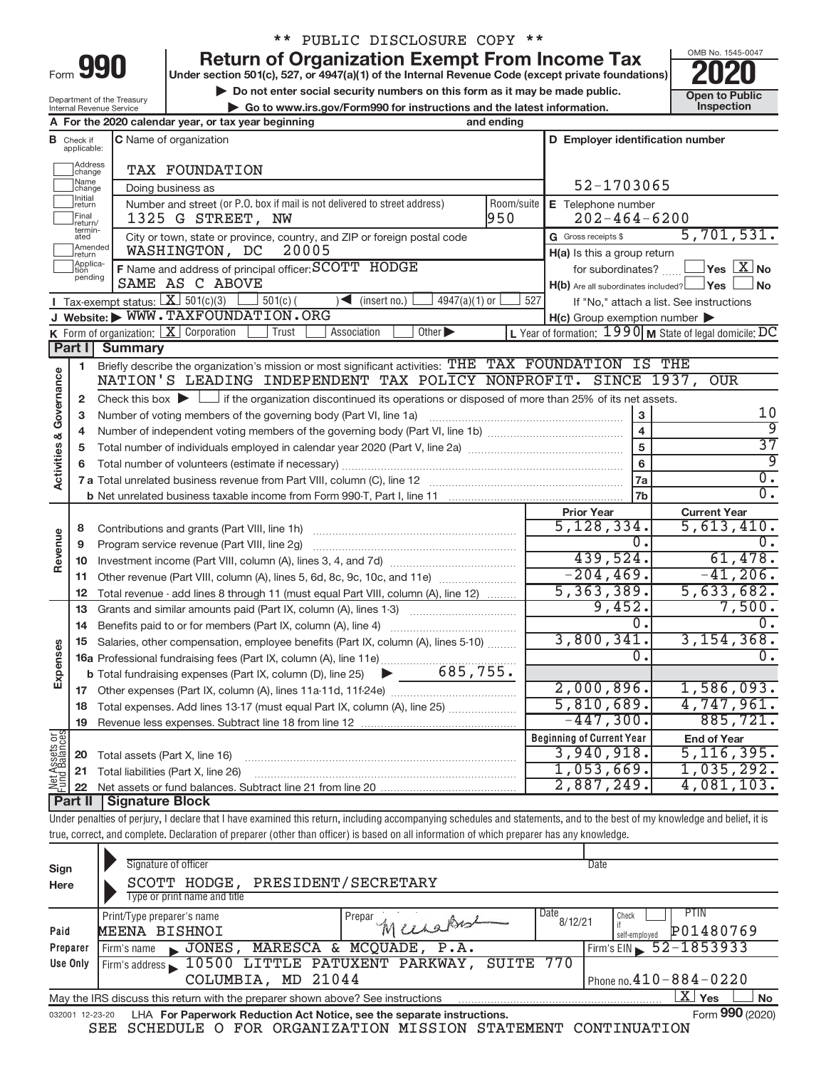\*\* PUBLIC DISCLOSURE COPY \*\*

# Form 990 — Return of Organization Exempt From Income Tax (2020)

Under section 501(c), 527, or 4947(a)(1) of the Internal Revenue Code (except private foundations)

▶ Do not enter social security numbers on this form as it may be made public.

▶ Go to www.irs.gov/Form990 for instructions and the latest information.

Department of the Treasury, Internal Revenue Service

OMB No. 1545-0047 — **Open to Public Inspection**

**A** For the 2020 calendar year, or tax year beginning and ending

**B** Check if applicable: Address change, Name change, Initial return, Final return/terminated, Amended return, Application pending

**C** Name of organization: TAX FOUNDATION

Doing business as

Number and street (or P.O. box if mail is not delivered to street address): 1325 G STREET, NW — Room/suite: 950

City or town, state or province, country, and ZIP or foreign postal code: WASHINGTON, DC 20005

**D** Employer identification number: 52-1703065

**E** Telephone number: 202-464-6200

**G** Gross receipts $ 5,701,531.

**F** Name and address of principal officer: SCOTT HODGE, SAME AS C ABOVE

**H(a)** Is this a group return for subordinates? Yes [ ] No [X]

**H(b)** Are all subordinates included? Yes [ ] No [ ] — If "No," attach a list. See instructions

**H(c)** Group exemption number ▶

**I** Tax-exempt status: [X] 501(c)(3) [ ] 501(c) ( ) ◀ (insert no.) [ ] 4947(a)(1) or [ ] 527

**J** Website: ▶ WWW.TAXFOUNDATION.ORG

**K** Form of organization: [X] Corporation [ ] Trust [ ] Association [ ] Other ▶

**L** Year of formation: 1990 **M** State of legal domicile: DC

## Part I Summary

**Activities & Governance**

1 Briefly describe the organization's mission or most significant activities: THE TAX FOUNDATION IS THE NATION'S LEADING INDEPENDENT TAX POLICY NONPROFIT. SINCE 1937, OUR

2 Check this box ▶ [ ] if the organization discontinued its operations or disposed of more than 25% of its net assets.

| | | | |
|---|---|---|---|
| 3 | Number of voting members of the governing body (Part VI, line 1a) | 3 | 10 |
| 4 | Number of independent voting members of the governing body (Part VI, line 1b) | 4 | 9 |
| 5 | Total number of individuals employed in calendar year 2020 (Part V, line 2a) | 5 | 37 |
| 6 | Total number of volunteers (estimate if necessary) | 6 | 9 |
| 7a | Total unrelated business revenue from Part VIII, column (C), line 12 | 7a | 0. |
| b | Net unrelated business taxable income from Form 990-T, Part I, line 11 | 7b | 0. |

| | | Prior Year | Current Year |
|---|---|---|---|
| **Revenue** | | | |
| 8 | Contributions and grants (Part VIII, line 1h) | 5,128,334. | 5,613,410. |
| 9 | Program service revenue (Part VIII, line 2g) | 0. | 0. |
| 10 | Investment income (Part VIII, column (A), lines 3, 4, and 7d) | 439,524. | 61,478. |
| 11 | Other revenue (Part VIII, column (A), lines 5, 6d, 8c, 9c, 10c, and 11e) | -204,469. | -41,206. |
| 12 | Total revenue - add lines 8 through 11 (must equal Part VIII, column (A), line 12) | 5,363,389. | 5,633,682. |
| **Expenses** | | | |
| 13 | Grants and similar amounts paid (Part IX, column (A), lines 1-3) | 9,452. | 7,500. |
| 14 | Benefits paid to or for members (Part IX, column (A), line 4) | 0. | 0. |
| 15 | Salaries, other compensation, employee benefits (Part IX, column (A), lines 5-10) | 3,800,341. | 3,154,368. |
| 16a | Professional fundraising fees (Part IX, column (A), line 11e) | 0. | 0. |
| b | Total fundraising expenses (Part IX, column (D), line 25) ▶ 685,755. | | |
| 17 | Other expenses (Part IX, column (A), lines 11a-11d, 11f-24e) | 2,000,896. | 1,586,093. |
| 18 | Total expenses. Add lines 13-17 (must equal Part IX, column (A), line 25) | 5,810,689. | 4,747,961. |
| 19 | Revenue less expenses. Subtract line 18 from line 12 | -447,300. | 885,721. |

| **Net Assets or Fund Balances** | | Beginning of Current Year | End of Year |
|---|---|---|---|
| 20 | Total assets (Part X, line 16) | 3,940,918. | 5,116,395. |
| 21 | Total liabilities (Part X, line 26) | 1,053,669. | 1,035,292. |
| 22 | Net assets or fund balances. Subtract line 21 from line 20 | 2,887,249. | 4,081,103. |

## Part II Signature Block

Under penalties of perjury, I declare that I have examined this return, including accompanying schedules and statements, and to the best of my knowledge and belief, it is true, correct, and complete. Declaration of preparer (other than officer) is based on all information of which preparer has any knowledge.

**Sign Here**

Signature of officer — Date

SCOTT HODGE, PRESIDENT/SECRETARY

Type or print name and title

**Paid Preparer Use Only**

| Print/Type preparer's name | Preparer's signature | Date | Check if self-employed | PTIN |
|---|---|---|---|---|
| MEENA BISHNOI | Meena Bishnoi | 8/12/21 | | P01480769 |

Firm's name ▶ JONES, MARESCA & MCQUADE, P.A. — Firm's EIN ▶ 52-1853933

Firm's address ▶ 10500 LITTLE PATUXENT PARKWAY, SUITE 770, COLUMBIA, MD 21044 — Phone no. 410-884-0220

May the IRS discuss this return with the preparer shown above? See instructions [X] Yes [ ] No

032001 12-23-20 LHA For Paperwork Reduction Act Notice, see the separate instructions. Form **990** (2020)

SEE SCHEDULE O FOR ORGANIZATION MISSION STATEMENT CONTINUATION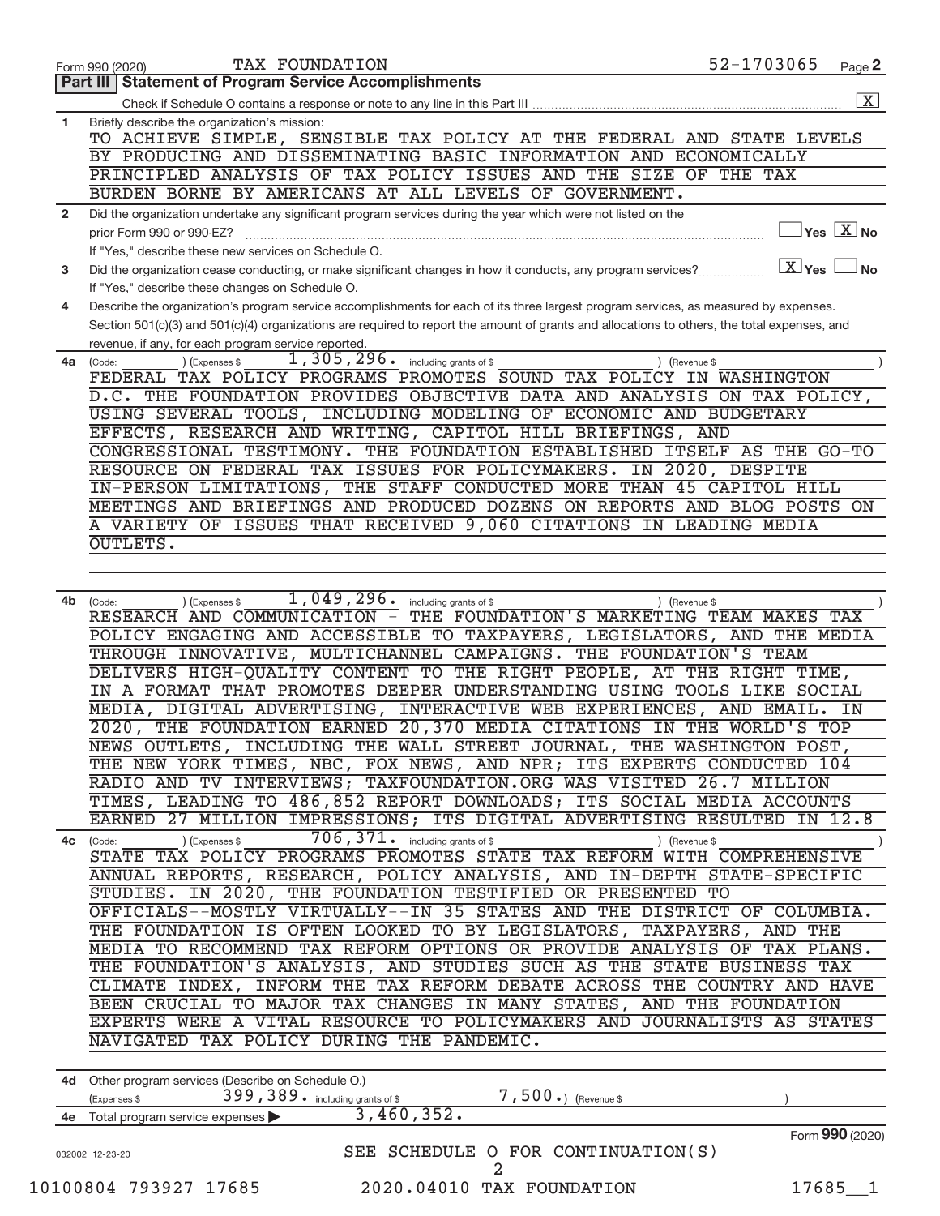Form 990 (2020) TAX FOUNDATION 52-1703065 Page 2

## Part III | Statement of Program Service Accomplishments

Check if Schedule O contains a response or note to any line in this Part III .......... [X]

**1** Briefly describe the organization's mission:

TO ACHIEVE SIMPLE, SENSIBLE TAX POLICY AT THE FEDERAL AND STATE LEVELS BY PRODUCING AND DISSEMINATING BASIC INFORMATION AND ECONOMICALLY PRINCIPLED ANALYSIS OF TAX POLICY ISSUES AND THE SIZE OF THE TAX BURDEN BORNE BY AMERICANS AT ALL LEVELS OF GOVERNMENT.

**2** Did the organization undertake any significant program services during the year which were not listed on the prior Form 990 or 990-EZ? .......... [ ] Yes [X] No

If "Yes," describe these new services on Schedule O.

**3** Did the organization cease conducting, or make significant changes in how it conducts, any program services? .......... [X] Yes [ ] No

If "Yes," describe these changes on Schedule O.

**4** Describe the organization's program service accomplishments for each of its three largest program services, as measured by expenses. Section 501(c)(3) and 501(c)(4) organizations are required to report the amount of grants and allocations to others, the total expenses, and revenue, if any, for each program service reported.

**4a** (Code: ) (Expenses $ 1,305,296. including grants of $ ) (Revenue $ )

FEDERAL TAX POLICY PROGRAMS PROMOTES SOUND TAX POLICY IN WASHINGTON D.C. THE FOUNDATION PROVIDES OBJECTIVE DATA AND ANALYSIS ON TAX POLICY, USING SEVERAL TOOLS, INCLUDING MODELING OF ECONOMIC AND BUDGETARY EFFECTS, RESEARCH AND WRITING, CAPITOL HILL BRIEFINGS, AND CONGRESSIONAL TESTIMONY. THE FOUNDATION ESTABLISHED ITSELF AS THE GO-TO RESOURCE ON FEDERAL TAX ISSUES FOR POLICYMAKERS. IN 2020, DESPITE IN-PERSON LIMITATIONS, THE STAFF CONDUCTED MORE THAN 45 CAPITOL HILL MEETINGS AND BRIEFINGS AND PRODUCED DOZENS ON REPORTS AND BLOG POSTS ON A VARIETY OF ISSUES THAT RECEIVED 9,060 CITATIONS IN LEADING MEDIA OUTLETS.

**4b** (Code: ) (Expenses $ 1,049,296. including grants of $ ) (Revenue $ )

RESEARCH AND COMMUNICATION - THE FOUNDATION'S MARKETING TEAM MAKES TAX POLICY ENGAGING AND ACCESSIBLE TO TAXPAYERS, LEGISLATORS, AND THE MEDIA THROUGH INNOVATIVE, MULTICHANNEL CAMPAIGNS. THE FOUNDATION'S TEAM DELIVERS HIGH-QUALITY CONTENT TO THE RIGHT PEOPLE, AT THE RIGHT TIME, IN A FORMAT THAT PROMOTES DEEPER UNDERSTANDING USING TOOLS LIKE SOCIAL MEDIA, DIGITAL ADVERTISING, INTERACTIVE WEB EXPERIENCES, AND EMAIL. IN 2020, THE FOUNDATION EARNED 20,370 MEDIA CITATIONS IN THE WORLD'S TOP NEWS OUTLETS, INCLUDING THE WALL STREET JOURNAL, THE WASHINGTON POST, THE NEW YORK TIMES, NBC, FOX NEWS, AND NPR; ITS EXPERTS CONDUCTED 104 RADIO AND TV INTERVIEWS; TAXFOUNDATION.ORG WAS VISITED 26.7 MILLION TIMES, LEADING TO 486,852 REPORT DOWNLOADS; ITS SOCIAL MEDIA ACCOUNTS EARNED 27 MILLION IMPRESSIONS; ITS DIGITAL ADVERTISING RESULTED IN 12.8

**4c** (Code: ) (Expenses $ 706,371. including grants of $ ) (Revenue $ )

STATE TAX POLICY PROGRAMS PROMOTES STATE TAX REFORM WITH COMPREHENSIVE ANNUAL REPORTS, RESEARCH, POLICY ANALYSIS, AND IN-DEPTH STATE-SPECIFIC STUDIES. IN 2020, THE FOUNDATION TESTIFIED OR PRESENTED TO OFFICIALS--MOSTLY VIRTUALLY--IN 35 STATES AND THE DISTRICT OF COLUMBIA. THE FOUNDATION IS OFTEN LOOKED TO BY LEGISLATORS, TAXPAYERS, AND THE MEDIA TO RECOMMEND TAX REFORM OPTIONS OR PROVIDE ANALYSIS OF TAX PLANS. THE FOUNDATION'S ANALYSIS, AND STUDIES SUCH AS THE STATE BUSINESS TAX CLIMATE INDEX, INFORM THE TAX REFORM DEBATE ACROSS THE COUNTRY AND HAVE BEEN CRUCIAL TO MAJOR TAX CHANGES IN MANY STATES, AND THE FOUNDATION EXPERTS WERE A VITAL RESOURCE TO POLICYMAKERS AND JOURNALISTS AS STATES NAVIGATED TAX POLICY DURING THE PANDEMIC.

**4d** Other program services (Describe on Schedule O.)

(Expenses $ 399,389. including grants of $ 7,500.) (Revenue $ )

**4e** Total program service expenses ▶ 3,460,352.

Form **990** (2020)

032002 12-23-20

SEE SCHEDULE O FOR CONTINUATION(S)

10100804 793927 17685 2020.04010 TAX FOUNDATION 17685__1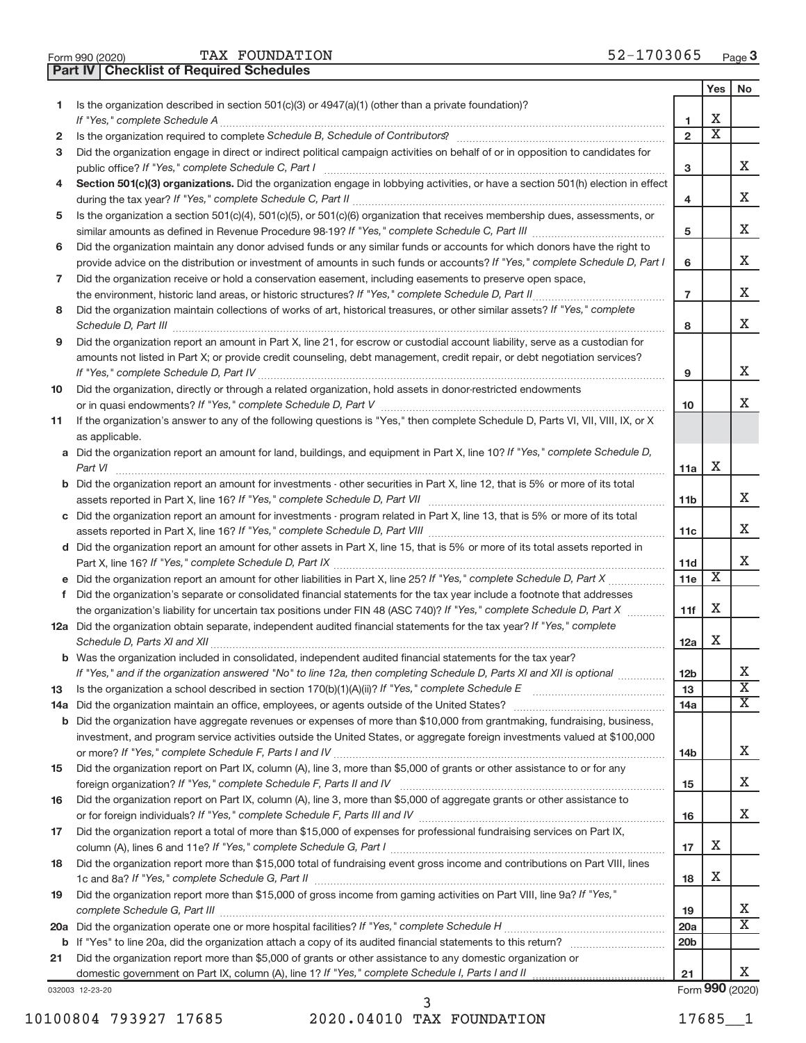Form 990 (2020) TAX FOUNDATION 52-1703065 Page **3**

**Part IV | Checklist of Required Schedules**

| | | | Yes | No |
|---|---|---|---|---|
| **1** | Is the organization described in section 501(c)(3) or 4947(a)(1) (other than a private foundation)? *If "Yes," complete Schedule A* | **1** | X | |
| **2** | Is the organization required to complete *Schedule B, Schedule of Contributors*? | **2** | X | |
| **3** | Did the organization engage in direct or indirect political campaign activities on behalf of or in opposition to candidates for public office? *If "Yes," complete Schedule C, Part I* | **3** | | X |
| **4** | **Section 501(c)(3) organizations.** Did the organization engage in lobbying activities, or have a section 501(h) election in effect during the tax year? *If "Yes," complete Schedule C, Part II* | **4** | | X |
| **5** | Is the organization a section 501(c)(4), 501(c)(5), or 501(c)(6) organization that receives membership dues, assessments, or similar amounts as defined in Revenue Procedure 98-19? *If "Yes," complete Schedule C, Part III* | **5** | | X |
| **6** | Did the organization maintain any donor advised funds or any similar funds or accounts for which donors have the right to provide advice on the distribution or investment of amounts in such funds or accounts? *If "Yes," complete Schedule D, Part I* | **6** | | X |
| **7** | Did the organization receive or hold a conservation easement, including easements to preserve open space, the environment, historic land areas, or historic structures? *If "Yes," complete Schedule D, Part II* | **7** | | X |
| **8** | Did the organization maintain collections of works of art, historical treasures, or other similar assets? *If "Yes," complete Schedule D, Part III* | **8** | | X |
| **9** | Did the organization report an amount in Part X, line 21, for escrow or custodial account liability, serve as a custodian for amounts not listed in Part X; or provide credit counseling, debt management, credit repair, or debt negotiation services? *If "Yes," complete Schedule D, Part IV* | **9** | | X |
| **10** | Did the organization, directly or through a related organization, hold assets in donor-restricted endowments or in quasi endowments? *If "Yes," complete Schedule D, Part V* | **10** | | X |
| **11** | If the organization's answer to any of the following questions is "Yes," then complete Schedule D, Parts VI, VII, VIII, IX, or X as applicable. | | | |
| **a** | Did the organization report an amount for land, buildings, and equipment in Part X, line 10? *If "Yes," complete Schedule D, Part VI* | **11a** | X | |
| **b** | Did the organization report an amount for investments - other securities in Part X, line 12, that is 5% or more of its total assets reported in Part X, line 16? *If "Yes," complete Schedule D, Part VII* | **11b** | | X |
| **c** | Did the organization report an amount for investments - program related in Part X, line 13, that is 5% or more of its total assets reported in Part X, line 16? *If "Yes," complete Schedule D, Part VIII* | **11c** | | X |
| **d** | Did the organization report an amount for other assets in Part X, line 15, that is 5% or more of its total assets reported in Part X, line 16? *If "Yes," complete Schedule D, Part IX* | **11d** | | X |
| **e** | Did the organization report an amount for other liabilities in Part X, line 25? *If "Yes," complete Schedule D, Part X* | **11e** | X | |
| **f** | Did the organization's separate or consolidated financial statements for the tax year include a footnote that addresses the organization's liability for uncertain tax positions under FIN 48 (ASC 740)? *If "Yes," complete Schedule D, Part X* | **11f** | X | |
| **12a** | Did the organization obtain separate, independent audited financial statements for the tax year? *If "Yes," complete Schedule D, Parts XI and XII* | **12a** | X | |
| **b** | Was the organization included in consolidated, independent audited financial statements for the tax year? *If "Yes," and if the organization answered "No" to line 12a, then completing Schedule D, Parts XI and XII is optional* | **12b** | | X |
| **13** | Is the organization a school described in section 170(b)(1)(A)(ii)? *If "Yes," complete Schedule E* | **13** | | X |
| **14a** | Did the organization maintain an office, employees, or agents outside of the United States? | **14a** | | X |
| **b** | Did the organization have aggregate revenues or expenses of more than $10,000 from grantmaking, fundraising, business, investment, and program service activities outside the United States, or aggregate foreign investments valued at $100,000 or more? *If "Yes," complete Schedule F, Parts I and IV* | **14b** | | X |
| **15** | Did the organization report on Part IX, column (A), line 3, more than $5,000 of grants or other assistance to or for any foreign organization? *If "Yes," complete Schedule F, Parts II and IV* | **15** | | X |
| **16** | Did the organization report on Part IX, column (A), line 3, more than $5,000 of aggregate grants or other assistance to or for foreign individuals? *If "Yes," complete Schedule F, Parts III and IV* | **16** | | X |
| **17** | Did the organization report a total of more than $15,000 of expenses for professional fundraising services on Part IX, column (A), lines 6 and 11e? *If "Yes," complete Schedule G, Part I* | **17** | X | |
| **18** | Did the organization report more than $15,000 total of fundraising event gross income and contributions on Part VIII, lines 1c and 8a? *If "Yes," complete Schedule G, Part II* | **18** | X | |
| **19** | Did the organization report more than $15,000 of gross income from gaming activities on Part VIII, line 9a? *If "Yes," complete Schedule G, Part III* | **19** | | X |
| **20a** | Did the organization operate one or more hospital facilities? *If "Yes," complete Schedule H* | **20a** | | X |
| **b** | If "Yes" to line 20a, did the organization attach a copy of its audited financial statements to this return? | **20b** | | |
| **21** | Did the organization report more than $5,000 of grants or other assistance to any domestic organization or domestic government on Part IX, column (A), line 1? *If "Yes," complete Schedule I, Parts I and II* | **21** | | X |

032003 12-23-20 Form **990** (2020)

10100804 793927 17685 2020.04010 TAX FOUNDATION 17685__1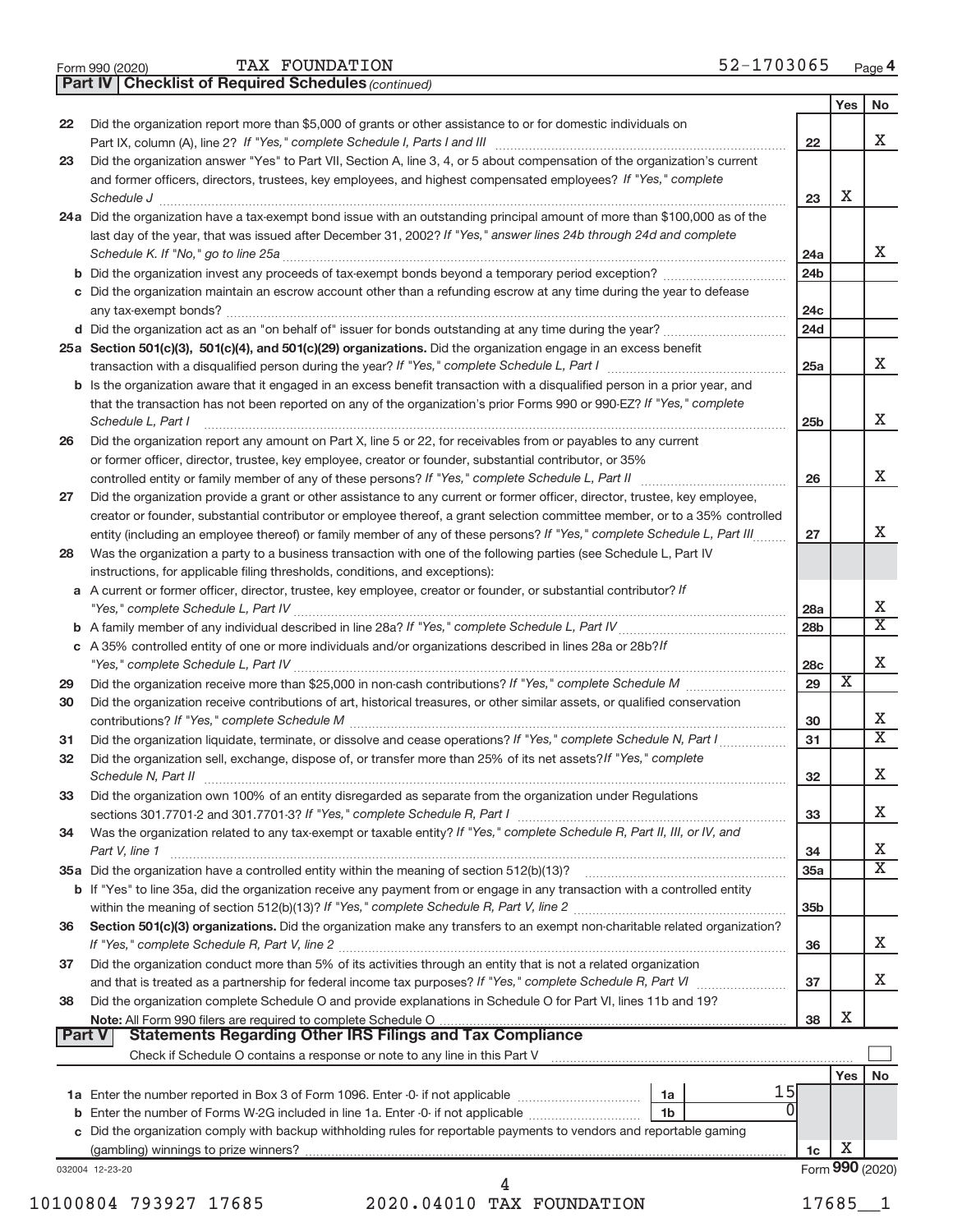Form 990 (2020) TAX FOUNDATION 52-1703065 Page **4**

**Part IV | Checklist of Required Schedules** *(continued)*

| | | | Yes | No |
|---|---|---|---|---|
| 22 | Did the organization report more than $5,000 of grants or other assistance to or for domestic individuals on Part IX, column (A), line 2? *If "Yes," complete Schedule I, Parts I and III* | 22 | | X |
| 23 | Did the organization answer "Yes" to Part VII, Section A, line 3, 4, or 5 about compensation of the organization's current and former officers, directors, trustees, key employees, and highest compensated employees? *If "Yes," complete Schedule J* | 23 | X | |
| 24a | Did the organization have a tax-exempt bond issue with an outstanding principal amount of more than $100,000 as of the last day of the year, that was issued after December 31, 2002? *If "Yes," answer lines 24b through 24d and complete Schedule K. If "No," go to line 25a* | 24a | | X |
| b | Did the organization invest any proceeds of tax-exempt bonds beyond a temporary period exception? | 24b | | |
| c | Did the organization maintain an escrow account other than a refunding escrow at any time during the year to defease any tax-exempt bonds? | 24c | | |
| d | Did the organization act as an "on behalf of" issuer for bonds outstanding at any time during the year? | 24d | | |
| 25a | **Section 501(c)(3), 501(c)(4), and 501(c)(29) organizations.** Did the organization engage in an excess benefit transaction with a disqualified person during the year? *If "Yes," complete Schedule L, Part I* | 25a | | X |
| b | Is the organization aware that it engaged in an excess benefit transaction with a disqualified person in a prior year, and that the transaction has not been reported on any of the organization's prior Forms 990 or 990-EZ? *If "Yes," complete Schedule L, Part I* | 25b | | X |
| 26 | Did the organization report any amount on Part X, line 5 or 22, for receivables from or payables to any current or former officer, director, trustee, key employee, creator or founder, substantial contributor, or 35% controlled entity or family member of any of these persons? *If "Yes," complete Schedule L, Part II* | 26 | | X |
| 27 | Did the organization provide a grant or other assistance to any current or former officer, director, trustee, key employee, creator or founder, substantial contributor or employee thereof, a grant selection committee member, or to a 35% controlled entity (including an employee thereof) or family member of any of these persons? *If "Yes," complete Schedule L, Part III* | 27 | | X |
| 28 | Was the organization a party to a business transaction with one of the following parties (see Schedule L, Part IV instructions, for applicable filing thresholds, conditions, and exceptions): | | | |
| a | A current or former officer, director, trustee, key employee, creator or founder, or substantial contributor? *If "Yes," complete Schedule L, Part IV* | 28a | | X |
| b | A family member of any individual described in line 28a? *If "Yes," complete Schedule L, Part IV* | 28b | | X |
| c | A 35% controlled entity of one or more individuals and/or organizations described in lines 28a or 28b? *If "Yes," complete Schedule L, Part IV* | 28c | | X |
| 29 | Did the organization receive more than $25,000 in non-cash contributions? *If "Yes," complete Schedule M* | 29 | X | |
| 30 | Did the organization receive contributions of art, historical treasures, or other similar assets, or qualified conservation contributions? *If "Yes," complete Schedule M* | 30 | | X |
| 31 | Did the organization liquidate, terminate, or dissolve and cease operations? *If "Yes," complete Schedule N, Part I* | 31 | | X |
| 32 | Did the organization sell, exchange, dispose of, or transfer more than 25% of its net assets? *If "Yes," complete Schedule N, Part II* | 32 | | X |
| 33 | Did the organization own 100% of an entity disregarded as separate from the organization under Regulations sections 301.7701-2 and 301.7701-3? *If "Yes," complete Schedule R, Part I* | 33 | | X |
| 34 | Was the organization related to any tax-exempt or taxable entity? *If "Yes," complete Schedule R, Part II, III, or IV, and Part V, line 1* | 34 | | X |
| 35a | Did the organization have a controlled entity within the meaning of section 512(b)(13)? | 35a | | X |
| b | If "Yes" to line 35a, did the organization receive any payment from or engage in any transaction with a controlled entity within the meaning of section 512(b)(13)? *If "Yes," complete Schedule R, Part V, line 2* | 35b | | |
| 36 | **Section 501(c)(3) organizations.** Did the organization make any transfers to an exempt non-charitable related organization? *If "Yes," complete Schedule R, Part V, line 2* | 36 | | X |
| 37 | Did the organization conduct more than 5% of its activities through an entity that is not a related organization and that is treated as a partnership for federal income tax purposes? *If "Yes," complete Schedule R, Part VI* | 37 | | X |
| 38 | Did the organization complete Schedule O and provide explanations in Schedule O for Part VI, lines 11b and 19? **Note:** All Form 990 filers are required to complete Schedule O | 38 | X | |

**Part V | Statements Regarding Other IRS Filings and Tax Compliance**

Check if Schedule O contains a response or note to any line in this Part V ☐

| | | | | Yes | No |
|---|---|---|---|---|---|
| 1a | Enter the number reported in Box 3 of Form 1096. Enter -0- if not applicable | 1a | 15 | | |
| b | Enter the number of Forms W-2G included in line 1a. Enter -0- if not applicable | 1b | 0 | | |
| c | Did the organization comply with backup withholding rules for reportable payments to vendors and reportable gaming (gambling) winnings to prize winners? | 1c | | X | |

032004 12-23-20 Form **990** (2020)

10100804 793927 17685 2020.04010 TAX FOUNDATION 17685__1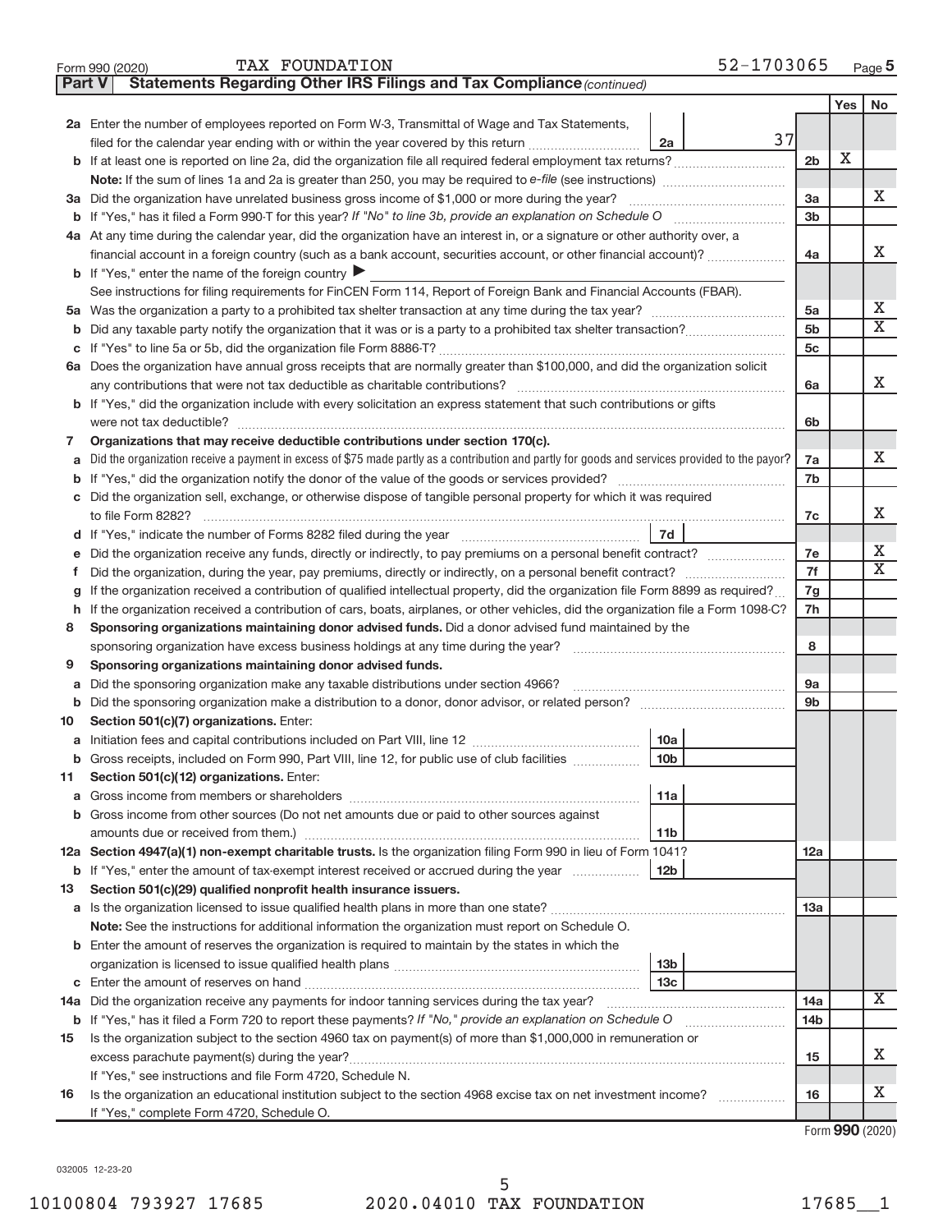Form 990 (2020) TAX FOUNDATION 52-1703065 Page 5

**Part V | Statements Regarding Other IRS Filings and Tax Compliance** *(continued)*

| | | | | Yes | No |
|---|---|---|---|---|---|
| **2a** | Enter the number of employees reported on Form W-3, Transmittal of Wage and Tax Statements, filed for the calendar year ending with or within the year covered by this return | 2a | 37 | | |
| **b** | If at least one is reported on line 2a, did the organization file all required federal employment tax returns? | | 2b | X | |
| | **Note:** If the sum of lines 1a and 2a is greater than 250, you may be required to *e-file* (see instructions) | | | | |
| **3a** | Did the organization have unrelated business gross income of $1,000 or more during the year? | | 3a | | X |
| **b** | If "Yes," has it filed a Form 990-T for this year? *If "No" to line 3b, provide an explanation on Schedule O* | | 3b | | |
| **4a** | At any time during the calendar year, did the organization have an interest in, or a signature or other authority over, a financial account in a foreign country (such as a bank account, securities account, or other financial account)? | | 4a | | X |
| **b** | If "Yes," enter the name of the foreign country ▶ | | | | |
| | See instructions for filing requirements for FinCEN Form 114, Report of Foreign Bank and Financial Accounts (FBAR). | | | | |
| **5a** | Was the organization a party to a prohibited tax shelter transaction at any time during the tax year? | | 5a | | X |
| **b** | Did any taxable party notify the organization that it was or is a party to a prohibited tax shelter transaction? | | 5b | | X |
| **c** | If "Yes" to line 5a or 5b, did the organization file Form 8886-T? | | 5c | | |
| **6a** | Does the organization have annual gross receipts that are normally greater than $100,000, and did the organization solicit any contributions that were not tax deductible as charitable contributions? | | 6a | | X |
| **b** | If "Yes," did the organization include with every solicitation an express statement that such contributions or gifts were not tax deductible? | | 6b | | |
| **7** | **Organizations that may receive deductible contributions under section 170(c).** | | | | |
| **a** | Did the organization receive a payment in excess of $75 made partly as a contribution and partly for goods and services provided to the payor? | | 7a | | X |
| **b** | If "Yes," did the organization notify the donor of the value of the goods or services provided? | | 7b | | |
| **c** | Did the organization sell, exchange, or otherwise dispose of tangible personal property for which it was required to file Form 8282? | | 7c | | X |
| **d** | If "Yes," indicate the number of Forms 8282 filed during the year | 7d | | | |
| **e** | Did the organization receive any funds, directly or indirectly, to pay premiums on a personal benefit contract? | | 7e | | X |
| **f** | Did the organization, during the year, pay premiums, directly or indirectly, on a personal benefit contract? | | 7f | | X |
| **g** | If the organization received a contribution of qualified intellectual property, did the organization file Form 8899 as required? | | 7g | | |
| **h** | If the organization received a contribution of cars, boats, airplanes, or other vehicles, did the organization file a Form 1098-C? | | 7h | | |
| **8** | **Sponsoring organizations maintaining donor advised funds.** Did a donor advised fund maintained by the sponsoring organization have excess business holdings at any time during the year? | | 8 | | |
| **9** | **Sponsoring organizations maintaining donor advised funds.** | | | | |
| **a** | Did the sponsoring organization make any taxable distributions under section 4966? | | 9a | | |
| **b** | Did the sponsoring organization make a distribution to a donor, donor advisor, or related person? | | 9b | | |
| **10** | **Section 501(c)(7) organizations.** Enter: | | | | |
| **a** | Initiation fees and capital contributions included on Part VIII, line 12 | 10a | | | |
| **b** | Gross receipts, included on Form 990, Part VIII, line 12, for public use of club facilities | 10b | | | |
| **11** | **Section 501(c)(12) organizations.** Enter: | | | | |
| **a** | Gross income from members or shareholders | 11a | | | |
| **b** | Gross income from other sources (Do not net amounts due or paid to other sources against amounts due or received from them.) | 11b | | | |
| **12a** | **Section 4947(a)(1) non-exempt charitable trusts.** Is the organization filing Form 990 in lieu of Form 1041? | | 12a | | |
| **b** | If "Yes," enter the amount of tax-exempt interest received or accrued during the year | 12b | | | |
| **13** | **Section 501(c)(29) qualified nonprofit health insurance issuers.** | | | | |
| **a** | Is the organization licensed to issue qualified health plans in more than one state? | | 13a | | |
| | **Note:** See the instructions for additional information the organization must report on Schedule O. | | | | |
| **b** | Enter the amount of reserves the organization is required to maintain by the states in which the organization is licensed to issue qualified health plans | 13b | | | |
| **c** | Enter the amount of reserves on hand | 13c | | | |
| **14a** | Did the organization receive any payments for indoor tanning services during the tax year? | | 14a | | X |
| **b** | If "Yes," has it filed a Form 720 to report these payments? *If "No," provide an explanation on Schedule O* | | 14b | | |
| **15** | Is the organization subject to the section 4960 tax on payment(s) of more than $1,000,000 in remuneration or excess parachute payment(s) during the year? | | 15 | | X |
| | If "Yes," see instructions and file Form 4720, Schedule N. | | | | |
| **16** | Is the organization an educational institution subject to the section 4968 excise tax on net investment income? | | 16 | | X |
| | If "Yes," complete Form 4720, Schedule O. | | | | |

Form **990** (2020)

032005 12-23-20

10100804 793927 17685 2020.04010 TAX FOUNDATION 17685__1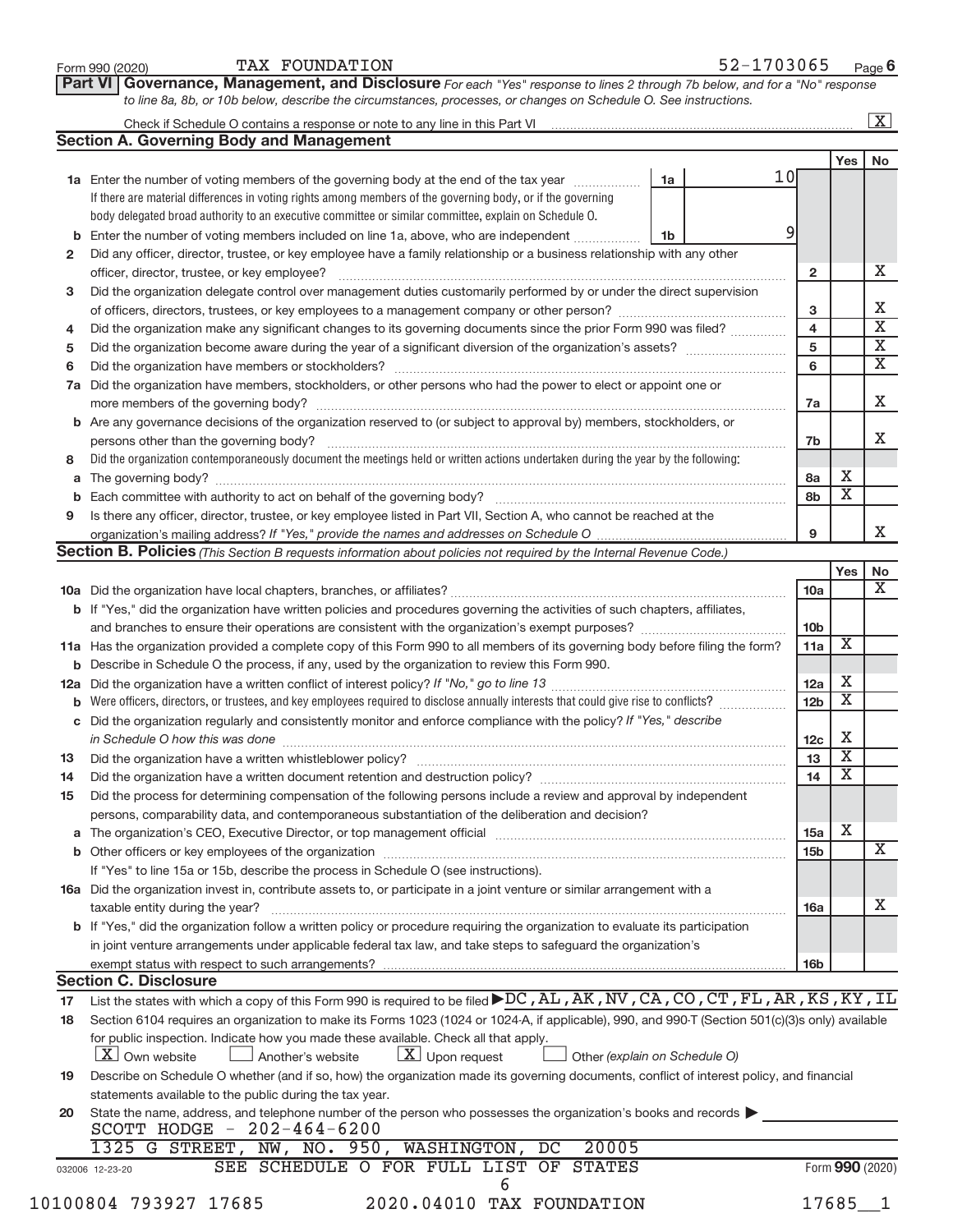Form 990 (2020) TAX FOUNDATION 52-1703065 Page 6

**Part VI Governance, Management, and Disclosure** *For each "Yes" response to lines 2 through 7b below, and for a "No" response to line 8a, 8b, or 10b below, describe the circumstances, processes, or changes on Schedule O. See instructions.*

Check if Schedule O contains a response or note to any line in this Part VI .......... [X]

## Section A. Governing Body and Management

| | | | | | Yes | No |
|---|---|---|---|---|---|---|
| **1a** | Enter the number of voting members of the governing body at the end of the tax year. If there are material differences in voting rights among members of the governing body, or if the governing body delegated broad authority to an executive committee or similar committee, explain on Schedule O. | 1a | 10 | | | |
| **b** | Enter the number of voting members included on line 1a, above, who are independent | 1b | 9 | | | |
| **2** | Did any officer, director, trustee, or key employee have a family relationship or a business relationship with any other officer, director, trustee, or key employee? | | | 2 | | X |
| **3** | Did the organization delegate control over management duties customarily performed by or under the direct supervision of officers, directors, trustees, or key employees to a management company or other person? | | | 3 | | X |
| **4** | Did the organization make any significant changes to its governing documents since the prior Form 990 was filed? | | | 4 | | X |
| **5** | Did the organization become aware during the year of a significant diversion of the organization's assets? | | | 5 | | X |
| **6** | Did the organization have members or stockholders? | | | 6 | | X |
| **7a** | Did the organization have members, stockholders, or other persons who had the power to elect or appoint one or more members of the governing body? | | | 7a | | X |
| **b** | Are any governance decisions of the organization reserved to (or subject to approval by) members, stockholders, or persons other than the governing body? | | | 7b | | X |
| **8** | Did the organization contemporaneously document the meetings held or written actions undertaken during the year by the following: | | | | | |
| **a** | The governing body? | | | 8a | X | |
| **b** | Each committee with authority to act on behalf of the governing body? | | | 8b | X | |
| **9** | Is there any officer, director, trustee, or key employee listed in Part VII, Section A, who cannot be reached at the organization's mailing address? *If "Yes," provide the names and addresses on Schedule O* | | | 9 | | X |

## Section B. Policies *(This Section B requests information about policies not required by the Internal Revenue Code.)*

| | | | Yes | No |
|---|---|---|---|---|
| **10a** | Did the organization have local chapters, branches, or affiliates? | 10a | | X |
| **b** | If "Yes," did the organization have written policies and procedures governing the activities of such chapters, affiliates, and branches to ensure their operations are consistent with the organization's exempt purposes? | 10b | | |
| **11a** | Has the organization provided a complete copy of this Form 990 to all members of its governing body before filing the form? | 11a | X | |
| **b** | Describe in Schedule O the process, if any, used by the organization to review this Form 990. | | | |
| **12a** | Did the organization have a written conflict of interest policy? *If "No," go to line 13* | 12a | X | |
| **b** | Were officers, directors, or trustees, and key employees required to disclose annually interests that could give rise to conflicts? | 12b | X | |
| **c** | Did the organization regularly and consistently monitor and enforce compliance with the policy? *If "Yes," describe in Schedule O how this was done* | 12c | X | |
| **13** | Did the organization have a written whistleblower policy? | 13 | X | |
| **14** | Did the organization have a written document retention and destruction policy? | 14 | X | |
| **15** | Did the process for determining compensation of the following persons include a review and approval by independent persons, comparability data, and contemporaneous substantiation of the deliberation and decision? | | | |
| **a** | The organization's CEO, Executive Director, or top management official | 15a | X | |
| **b** | Other officers or key employees of the organization | 15b | | X |
| | If "Yes" to line 15a or 15b, describe the process in Schedule O (see instructions). | | | |
| **16a** | Did the organization invest in, contribute assets to, or participate in a joint venture or similar arrangement with a taxable entity during the year? | 16a | | X |
| **b** | If "Yes," did the organization follow a written policy or procedure requiring the organization to evaluate its participation in joint venture arrangements under applicable federal tax law, and take steps to safeguard the organization's exempt status with respect to such arrangements? | 16b | | |

## Section C. Disclosure

**17** List the states with which a copy of this Form 990 is required to be filed ▶ DC, AL, AK, NV, CA, CO, CT, FL, AR, KS, KY, IL

**18** Section 6104 requires an organization to make its Forms 1023 (1024 or 1024-A, if applicable), 990, and 990-T (Section 501(c)(3)s only) available for public inspection. Indicate how you made these available. Check all that apply.

[X] Own website [ ] Another's website [X] Upon request [ ] Other *(explain on Schedule O)*

**19** Describe on Schedule O whether (and if so, how) the organization made its governing documents, conflict of interest policy, and financial statements available to the public during the tax year.

**20** State the name, address, and telephone number of the person who possesses the organization's books and records ▶

SCOTT HODGE - 202-464-6200

1325 G STREET, NW, NO. 950, WASHINGTON, DC 20005

SEE SCHEDULE O FOR FULL LIST OF STATES

032006 12-23-20 Form 990 (2020)

10100804 793927 17685 2020.04010 TAX FOUNDATION 17685__1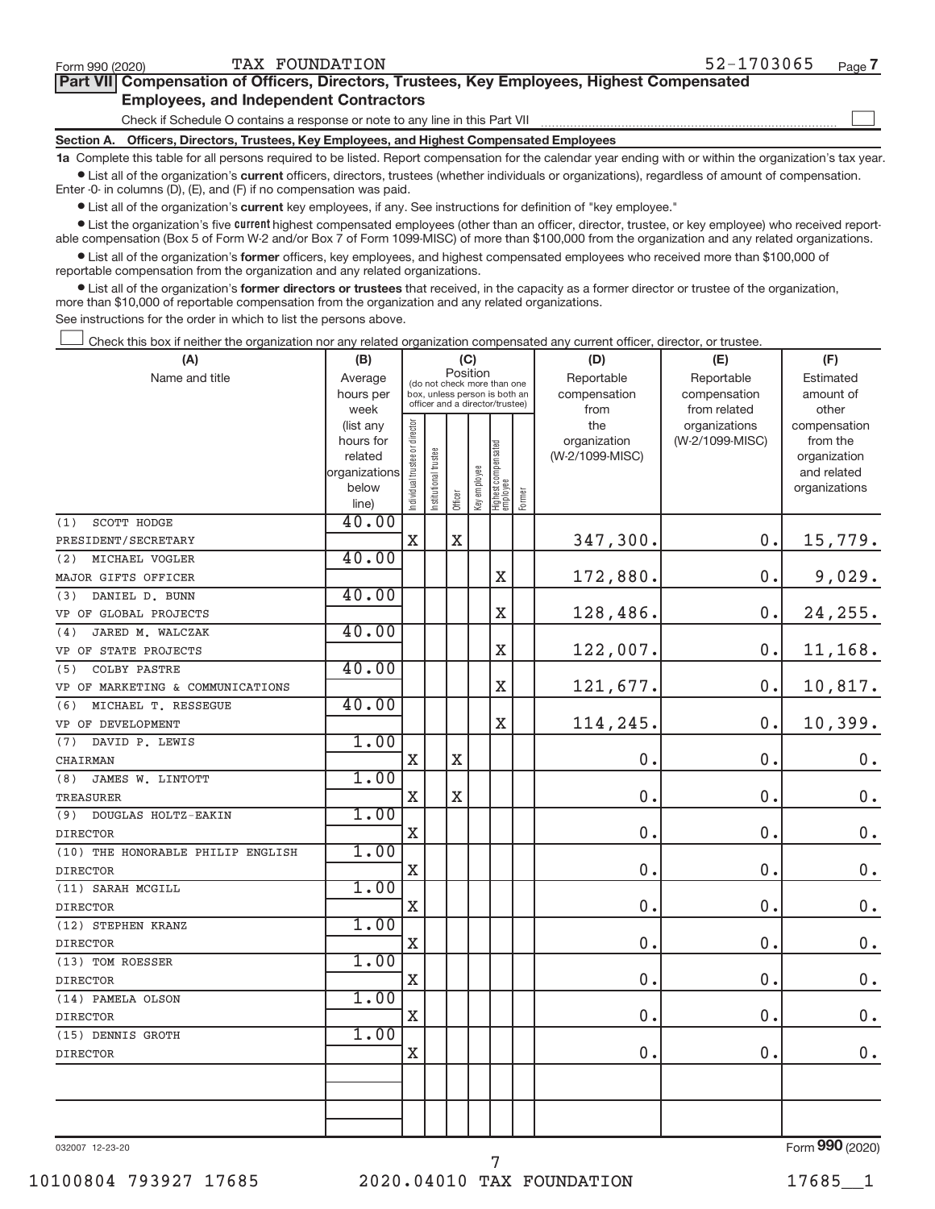Form 990 (2020) TAX FOUNDATION 52-1703065 Page 7

## Part VII Compensation of Officers, Directors, Trustees, Key Employees, Highest Compensated Employees, and Independent Contractors

Check if Schedule O contains a response or note to any line in this Part VII ☐

### Section A. Officers, Directors, Trustees, Key Employees, and Highest Compensated Employees

**1a** Complete this table for all persons required to be listed. Report compensation for the calendar year ending with or within the organization's tax year.

- List all of the organization's **current** officers, directors, trustees (whether individuals or organizations), regardless of amount of compensation. Enter -0- in columns (D), (E), and (F) if no compensation was paid.
- List all of the organization's **current** key employees, if any. See instructions for definition of "key employee."
- List the organization's five **current** highest compensated employees (other than an officer, director, trustee, or key employee) who received reportable compensation (Box 5 of Form W-2 and/or Box 7 of Form 1099-MISC) of more than $100,000 from the organization and any related organizations.
- List all of the organization's **former** officers, key employees, and highest compensated employees who received more than $100,000 of reportable compensation from the organization and any related organizations.
- List all of the organization's **former directors or trustees** that received, in the capacity as a former director or trustee of the organization, more than $10,000 of reportable compensation from the organization and any related organizations.

See instructions for the order in which to list the persons above.

☐ Check this box if neither the organization nor any related organization compensated any current officer, director, or trustee.

| (A) Name and title | (B) Average hours per week (list any hours for related organizations below line) | (C) Position: Individual trustee or director | Institutional trustee | Officer | Key employee | Highest compensated employee | Former | (D) Reportable compensation from the organization (W-2/1099-MISC) | (E) Reportable compensation from related organizations (W-2/1099-MISC) | (F) Estimated amount of other compensation from the organization and related organizations |
|---|---|---|---|---|---|---|---|---|---|---|
| (1) SCOTT HODGE<br>PRESIDENT/SECRETARY | 40.00 | X | | X | | | | 347,300. | 0. | 15,779. |
| (2) MICHAEL VOGLER<br>MAJOR GIFTS OFFICER | 40.00 | | | | | X | | 172,880. | 0. | 9,029. |
| (3) DANIEL D. BUNN<br>VP OF GLOBAL PROJECTS | 40.00 | | | | | X | | 128,486. | 0. | 24,255. |
| (4) JARED M. WALCZAK<br>VP OF STATE PROJECTS | 40.00 | | | | | X | | 122,007. | 0. | 11,168. |
| (5) COLBY PASTRE<br>VP OF MARKETING & COMMUNICATIONS | 40.00 | | | | | X | | 121,677. | 0. | 10,817. |
| (6) MICHAEL T. RESSEGUE<br>VP OF DEVELOPMENT | 40.00 | | | | | X | | 114,245. | 0. | 10,399. |
| (7) DAVID P. LEWIS<br>CHAIRMAN | 1.00 | X | | X | | | | 0. | 0. | 0. |
| (8) JAMES W. LINTOTT<br>TREASURER | 1.00 | X | | X | | | | 0. | 0. | 0. |
| (9) DOUGLAS HOLTZ-EAKIN<br>DIRECTOR | 1.00 | X | | | | | | 0. | 0. | 0. |
| (10) THE HONORABLE PHILIP ENGLISH<br>DIRECTOR | 1.00 | X | | | | | | 0. | 0. | 0. |
| (11) SARAH MCGILL<br>DIRECTOR | 1.00 | X | | | | | | 0. | 0. | 0. |
| (12) STEPHEN KRANZ<br>DIRECTOR | 1.00 | X | | | | | | 0. | 0. | 0. |
| (13) TOM ROESSER<br>DIRECTOR | 1.00 | X | | | | | | 0. | 0. | 0. |
| (14) PAMELA OLSON<br>DIRECTOR | 1.00 | X | | | | | | 0. | 0. | 0. |
| (15) DENNIS GROTH<br>DIRECTOR | 1.00 | X | | | | | | 0. | 0. | 0. |

032007 12-23-20 Form 990 (2020)

10100804 793927 17685 2020.04010 TAX FOUNDATION 17685__1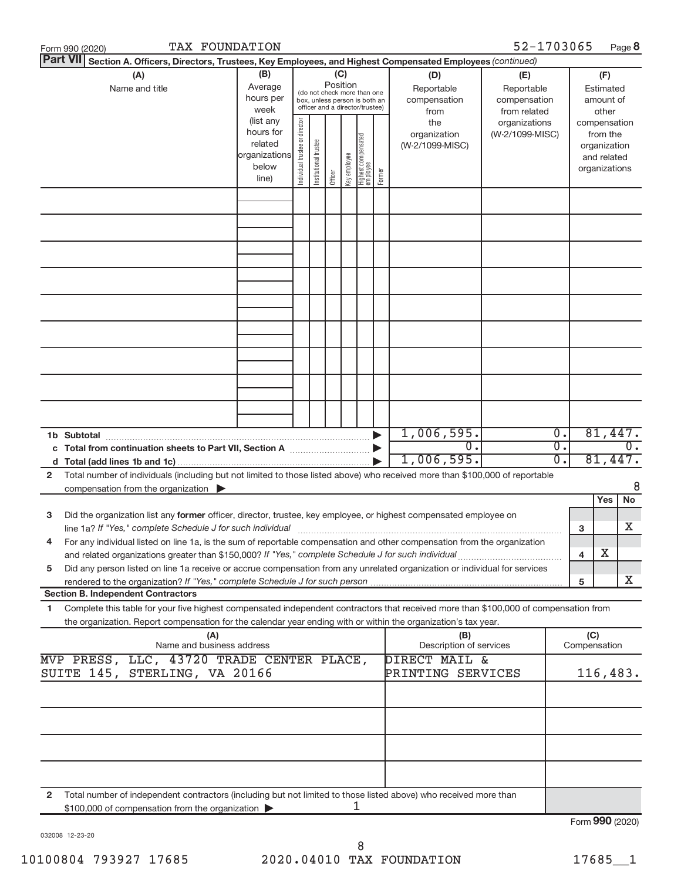Form 990 (2020) TAX FOUNDATION 52-1703065

**Part VII Section A. Officers, Directors, Trustees, Key Employees, and Highest Compensated Employees** *(continued)*

| (A) Name and title | (B) Average hours per week (list any hours for related organizations below line) | (C) Position (do not check more than one box, unless person is both an officer and a director/trustee): Individual trustee or director | Institutional trustee | Officer | Key employee | Highest compensated employee | Former | (D) Reportable compensation from the organization (W-2/1099-MISC) | (E) Reportable compensation from related organizations (W-2/1099-MISC) | (F) Estimated amount of other compensation from the organization and related organizations |
|---|---|---|---|---|---|---|---|---|---|---|
| | | | | | | | | | | |
| | | | | | | | | | | |
| | | | | | | | | | | |
| | | | | | | | | | | |
| | | | | | | | | | | |
| | | | | | | | | | | |
| | | | | | | | | | | |
| | | | | | | | | | | |
| | | | | | | | | | | |
| **1b Subtotal** | | | | | | | | 1,006,595. | 0. | 81,447. |
| **c Total from continuation sheets to Part VII, Section A** | | | | | | | | 0. | 0. | 0. |
| **d Total (add lines 1b and 1c)** | | | | | | | | 1,006,595. | 0. | 81,447. |

**2** Total number of individuals (including but not limited to those listed above) who received more than $100,000 of reportable compensation from the organization ▶ 8

| | | | Yes | No |
|---|---|---|---|---|
| **3** | Did the organization list any **former** officer, director, trustee, key employee, or highest compensated employee on line 1a? *If "Yes," complete Schedule J for such individual* | 3 | | X |
| **4** | For any individual listed on line 1a, is the sum of reportable compensation and other compensation from the organization and related organizations greater than $150,000? *If "Yes," complete Schedule J for such individual* | 4 | X | |
| **5** | Did any person listed on line 1a receive or accrue compensation from any unrelated organization or individual for services rendered to the organization? *If "Yes," complete Schedule J for such person* | 5 | | X |

**Section B. Independent Contractors**

**1** Complete this table for your five highest compensated independent contractors that received more than $100,000 of compensation from the organization. Report compensation for the calendar year ending with or within the organization's tax year.

| (A) Name and business address | (B) Description of services | (C) Compensation |
|---|---|---|
| MVP PRESS, LLC, 43720 TRADE CENTER PLACE, SUITE 145, STERLING, VA 20166 | DIRECT MAIL & PRINTING SERVICES | 116,483. |
| | | |
| | | |
| | | |
| | | |

**2** Total number of independent contractors (including but not limited to those listed above) who received more than $100,000 of compensation from the organization ▶ 1

Form **990** (2020)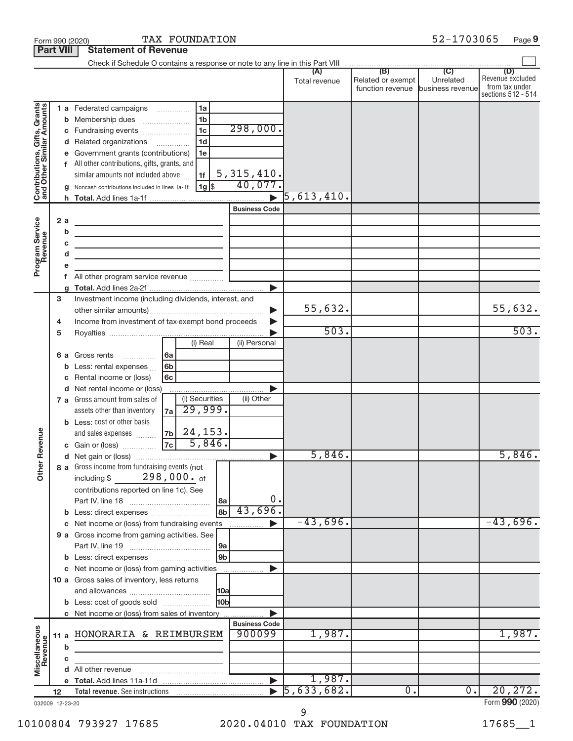Form 990 (2020) TAX FOUNDATION 52-1703065 Page **9**

## Part VIII Statement of Revenue

Check if Schedule O contains a response or note to any line in this Part VIII ☐

| | | | | (A) Total revenue | (B) Related or exempt function revenue | (C) Unrelated business revenue | (D) Revenue excluded from tax under sections 512 - 514 |
|---|---|---|---|---|---|---|---|
| **Contributions, Gifts, Grants and Other Similar Amounts** | 1 a Federated campaigns | 1a | | | | | |
| | b Membership dues | 1b | | | | | |
| | c Fundraising events | 1c | 298,000. | | | | |
| | d Related organizations | 1d | | | | | |
| | e Government grants (contributions) | 1e | | | | | |
| | f All other contributions, gifts, grants, and similar amounts not included above | 1f | 5,315,410. | | | | |
| | g Noncash contributions included in lines 1a-1f | 1g $ | 40,077. | | | | |
| | h **Total.** Add lines 1a-1f | | ▶ | 5,613,410. | | | |
| **Program Service Revenue** | | | **Business Code** | | | | |
| | 2 a | | | | | | |
| | b | | | | | | |
| | c | | | | | | |
| | d | | | | | | |
| | e | | | | | | |
| | f All other program service revenue | | | | | | |
| | g **Total.** Add lines 2a-2f | | ▶ | | | | |
| **Other Revenue** | 3 Investment income (including dividends, interest, and other similar amounts) | | ▶ | 55,632. | | | 55,632. |
| | 4 Income from investment of tax-exempt bond proceeds | | ▶ | | | | |
| | 5 Royalties | | ▶ | 503. | | | 503. |
| | | (i) Real | (ii) Personal | | | | |
| | 6 a Gross rents — 6a | | | | | | |
| | b Less: rental expenses — 6b | | | | | | |
| | c Rental income or (loss) — 6c | | | | | | |
| | d Net rental income or (loss) | | ▶ | | | | |
| | | (i) Securities | (ii) Other | | | | |
| | 7 a Gross amount from sales of assets other than inventory — 7a | 29,999. | | | | | |
| | b Less: cost or other basis and sales expenses — 7b | 24,153. | | | | | |
| | c Gain or (loss) — 7c | 5,846. | | | | | |
| | d Net gain or (loss) | | ▶ | 5,846. | | | 5,846. |
| | 8 a Gross income from fundraising events (not including $ 298,000. of contributions reported on line 1c). See Part IV, line 18 | 8a | 0. | | | | |
| | b Less: direct expenses | 8b | 43,696. | | | | |
| | c Net income or (loss) from fundraising events | | ▶ | -43,696. | | | -43,696. |
| | 9 a Gross income from gaming activities. See Part IV, line 19 | 9a | | | | | |
| | b Less: direct expenses | 9b | | | | | |
| | c Net income or (loss) from gaming activities | | ▶ | | | | |
| | 10 a Gross sales of inventory, less returns and allowances | 10a | | | | | |
| | b Less: cost of goods sold | 10b | | | | | |
| | c Net income or (loss) from sales of inventory | | ▶ | | | | |
| **Miscellaneous Revenue** | | | **Business Code** | | | | |
| | 11 a HONORARIA & REIMBURSEM | | 900099 | 1,987. | | | 1,987. |
| | b | | | | | | |
| | c | | | | | | |
| | d All other revenue | | | | | | |
| | e **Total.** Add lines 11a-11d | | ▶ | 1,987. | | | |
| | 12 **Total revenue.** See instructions | | ▶ | 5,633,682. | 0. | 0. | 20,272. |

032009 12-23-20 Form **990** (2020)

10100804 793927 17685 2020.04010 TAX FOUNDATION 17685__1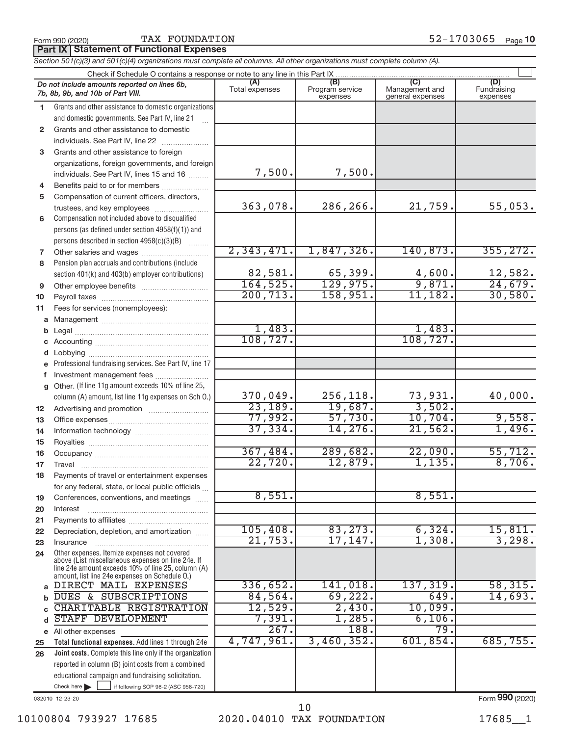Form 990 (2020) TAX FOUNDATION 52-1703065

## Part IX Statement of Functional Expenses

*Section 501(c)(3) and 501(c)(4) organizations must complete all columns. All other organizations must complete column (A).*

Check if Schedule O contains a response or note to any line in this Part IX

| | *Do not include amounts reported on lines 6b, 7b, 8b, 9b, and 10b of Part VIII.* | (A) Total expenses | (B) Program service expenses | (C) Management and general expenses | (D) Fundraising expenses |
|---|---|---|---|---|---|
| 1 | Grants and other assistance to domestic organizations and domestic governments. See Part IV, line 21 | | | | |
| 2 | Grants and other assistance to domestic individuals. See Part IV, line 22 | | | | |
| 3 | Grants and other assistance to foreign organizations, foreign governments, and foreign individuals. See Part IV, lines 15 and 16 | 7,500. | 7,500. | | |
| 4 | Benefits paid to or for members | | | | |
| 5 | Compensation of current officers, directors, trustees, and key employees | 363,078. | 286,266. | 21,759. | 55,053. |
| 6 | Compensation not included above to disqualified persons (as defined under section 4958(f)(1)) and persons described in section 4958(c)(3)(B) | | | | |
| 7 | Other salaries and wages | 2,343,471. | 1,847,326. | 140,873. | 355,272. |
| 8 | Pension plan accruals and contributions (include section 401(k) and 403(b) employer contributions) | 82,581. | 65,399. | 4,600. | 12,582. |
| 9 | Other employee benefits | 164,525. | 129,975. | 9,871. | 24,679. |
| 10 | Payroll taxes | 200,713. | 158,951. | 11,182. | 30,580. |
| 11 | Fees for services (nonemployees): | | | | |
| a | Management | | | | |
| b | Legal | 1,483. | | 1,483. | |
| c | Accounting | 108,727. | | 108,727. | |
| d | Lobbying | | | | |
| e | Professional fundraising services. See Part IV, line 17 | | | | |
| f | Investment management fees | | | | |
| g | Other. (If line 11g amount exceeds 10% of line 25, column (A) amount, list line 11g expenses on Sch O.) | 370,049. | 256,118. | 73,931. | 40,000. |
| 12 | Advertising and promotion | 23,189. | 19,687. | 3,502. | |
| 13 | Office expenses | 77,992. | 57,730. | 10,704. | 9,558. |
| 14 | Information technology | 37,334. | 14,276. | 21,562. | 1,496. |
| 15 | Royalties | | | | |
| 16 | Occupancy | 367,484. | 289,682. | 22,090. | 55,712. |
| 17 | Travel | 22,720. | 12,879. | 1,135. | 8,706. |
| 18 | Payments of travel or entertainment expenses for any federal, state, or local public officials | | | | |
| 19 | Conferences, conventions, and meetings | 8,551. | | 8,551. | |
| 20 | Interest | | | | |
| 21 | Payments to affiliates | | | | |
| 22 | Depreciation, depletion, and amortization | 105,408. | 83,273. | 6,324. | 15,811. |
| 23 | Insurance | 21,753. | 17,147. | 1,308. | 3,298. |
| 24 | Other expenses. Itemize expenses not covered above (List miscellaneous expenses on line 24e. If line 24e amount exceeds 10% of line 25, column (A) amount, list line 24e expenses on Schedule O.) | | | | |
| a | DIRECT MAIL EXPENSES | 336,652. | 141,018. | 137,319. | 58,315. |
| b | DUES & SUBSCRIPTIONS | 84,564. | 69,222. | 649. | 14,693. |
| c | CHARITABLE REGISTRATION | 12,529. | 2,430. | 10,099. | |
| d | STAFF DEVELOPMENT | 7,391. | 1,285. | 6,106. | |
| e | All other expenses | 267. | 188. | 79. | |
| 25 | **Total functional expenses.** Add lines 1 through 24e | 4,747,961. | 3,460,352. | 601,854. | 685,755. |
| 26 | **Joint costs.** Complete this line only if the organization reported in column (B) joint costs from a combined educational campaign and fundraising solicitation. Check here ☐ if following SOP 98-2 (ASC 958-720) | | | | |

032010 12-23-20

Form **990** (2020)

10100804 793927 17685 2020.04010 TAX FOUNDATION 17685__1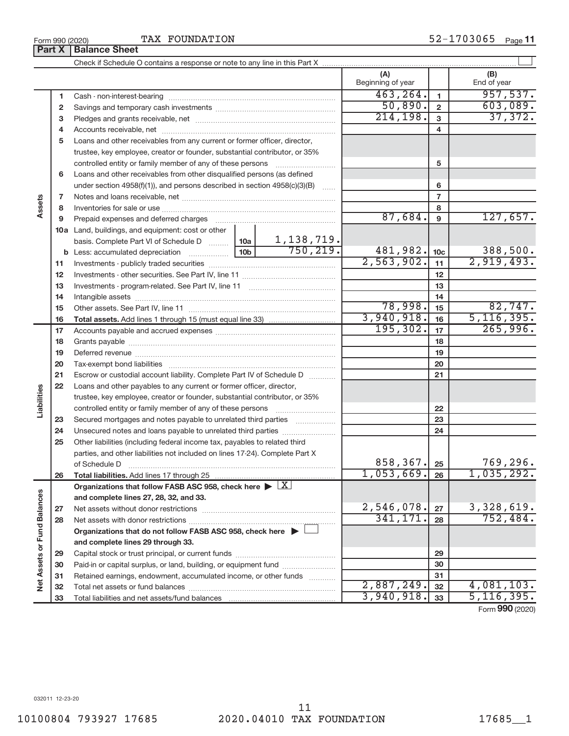Form 990 (2020) TAX FOUNDATION 52-1703065 Page 11

## Part X Balance Sheet

Check if Schedule O contains a response or note to any line in this Part X ☐

| | | Description | | | (A) Beginning of year | | (B) End of year |
|---|---|---|---|---|---|---|---|
| Assets | 1 | Cash - non-interest-bearing | | | 463,264. | 1 | 957,537. |
| | 2 | Savings and temporary cash investments | | | 50,890. | 2 | 603,089. |
| | 3 | Pledges and grants receivable, net | | | 214,198. | 3 | 37,372. |
| | 4 | Accounts receivable, net | | | | 4 | |
| | 5 | Loans and other receivables from any current or former officer, director, trustee, key employee, creator or founder, substantial contributor, or 35% controlled entity or family member of any of these persons | | | | 5 | |
| | 6 | Loans and other receivables from other disqualified persons (as defined under section 4958(f)(1)), and persons described in section 4958(c)(3)(B) | | | | 6 | |
| | 7 | Notes and loans receivable, net | | | | 7 | |
| | 8 | Inventories for sale or use | | | | 8 | |
| | 9 | Prepaid expenses and deferred charges | | | 87,684. | 9 | 127,657. |
| | 10a | Land, buildings, and equipment: cost or other basis. Complete Part VI of Schedule D | 10a | 1,138,719. | | | |
| | b | Less: accumulated depreciation | 10b | 750,219. | 481,982. | 10c | 388,500. |
| | 11 | Investments - publicly traded securities | | | 2,563,902. | 11 | 2,919,493. |
| | 12 | Investments - other securities. See Part IV, line 11 | | | | 12 | |
| | 13 | Investments - program-related. See Part IV, line 11 | | | | 13 | |
| | 14 | Intangible assets | | | | 14 | |
| | 15 | Other assets. See Part IV, line 11 | | | 78,998. | 15 | 82,747. |
| | 16 | **Total assets.** Add lines 1 through 15 (must equal line 33) | | | 3,940,918. | 16 | 5,116,395. |
| Liabilities | 17 | Accounts payable and accrued expenses | | | 195,302. | 17 | 265,996. |
| | 18 | Grants payable | | | | 18 | |
| | 19 | Deferred revenue | | | | 19 | |
| | 20 | Tax-exempt bond liabilities | | | | 20 | |
| | 21 | Escrow or custodial account liability. Complete Part IV of Schedule D | | | | 21 | |
| | 22 | Loans and other payables to any current or former officer, director, trustee, key employee, creator or founder, substantial contributor, or 35% controlled entity or family member of any of these persons | | | | 22 | |
| | 23 | Secured mortgages and notes payable to unrelated third parties | | | | 23 | |
| | 24 | Unsecured notes and loans payable to unrelated third parties | | | | 24 | |
| | 25 | Other liabilities (including federal income tax, payables to related third parties, and other liabilities not included on lines 17-24). Complete Part X of Schedule D | | | 858,367. | 25 | 769,296. |
| | 26 | **Total liabilities.** Add lines 17 through 25 | | | 1,053,669. | 26 | 1,035,292. |
| Net Assets or Fund Balances | | **Organizations that follow FASB ASC 958, check here ▶ ☒ and complete lines 27, 28, 32, and 33.** | | | | | |
| | 27 | Net assets without donor restrictions | | | 2,546,078. | 27 | 3,328,619. |
| | 28 | Net assets with donor restrictions | | | 341,171. | 28 | 752,484. |
| | | **Organizations that do not follow FASB ASC 958, check here ▶ ☐ and complete lines 29 through 33.** | | | | | |
| | 29 | Capital stock or trust principal, or current funds | | | | 29 | |
| | 30 | Paid-in or capital surplus, or land, building, or equipment fund | | | | 30 | |
| | 31 | Retained earnings, endowment, accumulated income, or other funds | | | | 31 | |
| | 32 | Total net assets or fund balances | | | 2,887,249. | 32 | 4,081,103. |
| | 33 | Total liabilities and net assets/fund balances | | | 3,940,918. | 33 | 5,116,395. |

Form **990** (2020)

032011 12-23-20

10100804 793927 17685 2020.04010 TAX FOUNDATION 17685__1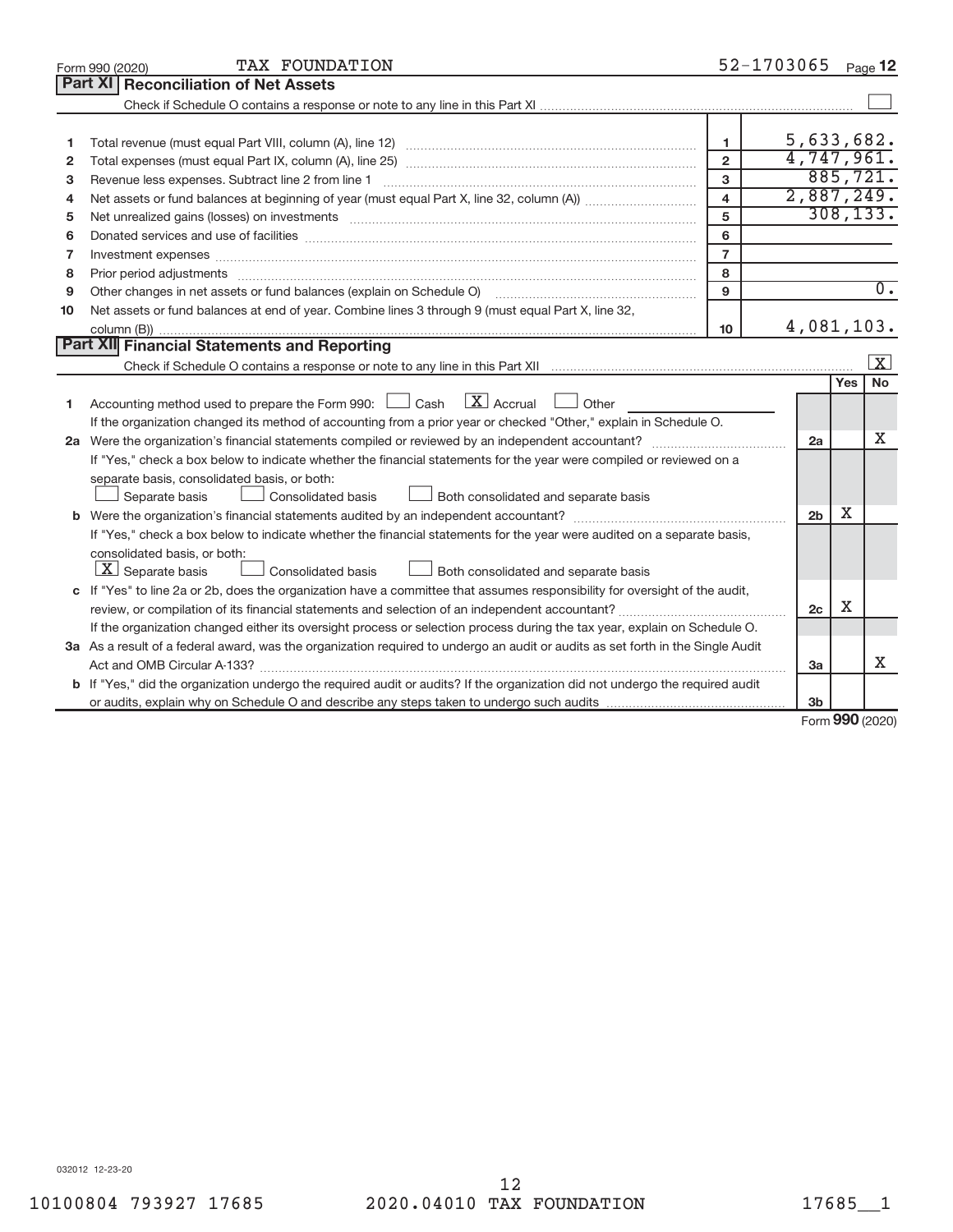Form 990 (2020) TAX FOUNDATION 52-1703065

## Part XI Reconciliation of Net Assets

Check if Schedule O contains a response or note to any line in this Part XI ☐

| | | | |
|---|---|---|---|
| 1 | Total revenue (must equal Part VIII, column (A), line 12) | 1 | 5,633,682. |
| 2 | Total expenses (must equal Part IX, column (A), line 25) | 2 | 4,747,961. |
| 3 | Revenue less expenses. Subtract line 2 from line 1 | 3 | 885,721. |
| 4 | Net assets or fund balances at beginning of year (must equal Part X, line 32, column (A)) | 4 | 2,887,249. |
| 5 | Net unrealized gains (losses) on investments | 5 | 308,133. |
| 6 | Donated services and use of facilities | 6 | |
| 7 | Investment expenses | 7 | |
| 8 | Prior period adjustments | 8 | |
| 9 | Other changes in net assets or fund balances (explain on Schedule O) | 9 | 0. |
| 10 | Net assets or fund balances at end of year. Combine lines 3 through 9 (must equal Part X, line 32, column (B)) | 10 | 4,081,103. |

## Part XII Financial Statements and Reporting

Check if Schedule O contains a response or note to any line in this Part XII ☒

| | | | Yes | No |
|---|---|---|---|---|
| 1 | Accounting method used to prepare the Form 990: ☐ Cash ☒ Accrual ☐ Other<br>If the organization changed its method of accounting from a prior year or checked "Other," explain in Schedule O. | | | |
| 2a | Were the organization's financial statements compiled or reviewed by an independent accountant?<br>If "Yes," check a box below to indicate whether the financial statements for the year were compiled or reviewed on a separate basis, consolidated basis, or both:<br>☐ Separate basis ☐ Consolidated basis ☐ Both consolidated and separate basis | 2a | | X |
| b | Were the organization's financial statements audited by an independent accountant?<br>If "Yes," check a box below to indicate whether the financial statements for the year were audited on a separate basis, consolidated basis, or both:<br>☒ Separate basis ☐ Consolidated basis ☐ Both consolidated and separate basis | 2b | X | |
| c | If "Yes" to line 2a or 2b, does the organization have a committee that assumes responsibility for oversight of the audit, review, or compilation of its financial statements and selection of an independent accountant?<br>If the organization changed either its oversight process or selection process during the tax year, explain on Schedule O. | 2c | X | |
| 3a | As a result of a federal award, was the organization required to undergo an audit or audits as set forth in the Single Audit Act and OMB Circular A-133? | 3a | | X |
| b | If "Yes," did the organization undergo the required audit or audits? If the organization did not undergo the required audit or audits, explain why on Schedule O and describe any steps taken to undergo such audits | 3b | | |

Form 990 (2020)

032012 12-23-20

10100804 793927 17685 2020.04010 TAX FOUNDATION 17685__1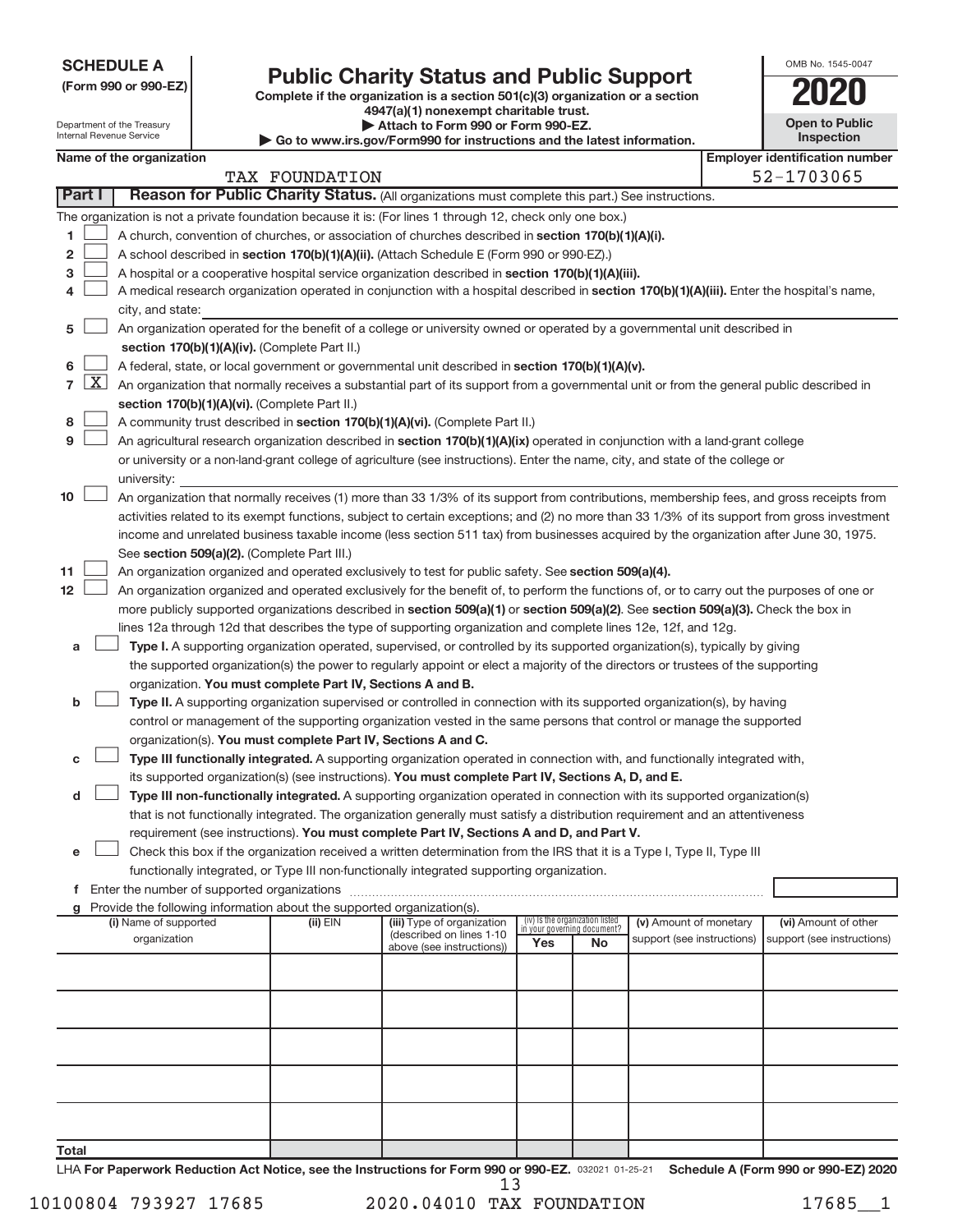**SCHEDULE A**
**(Form 990 or 990-EZ)**

Department of the Treasury
Internal Revenue Service

# Public Charity Status and Public Support

**Complete if the organization is a section 501(c)(3) organization or a section 4947(a)(1) nonexempt charitable trust.**
**▶ Attach to Form 990 or Form 990-EZ.**
**▶ Go to www.irs.gov/Form990 for instructions and the latest information.**

OMB No. 1545-0047
**2020**
**Open to Public Inspection**

**Name of the organization:** TAX FOUNDATION
**Employer identification number:** 52-1703065

## Part I — Reason for Public Charity Status. (All organizations must complete this part.) See instructions.

The organization is not a private foundation because it is: (For lines 1 through 12, check only one box.)

1. ☐ A church, convention of churches, or association of churches described in **section 170(b)(1)(A)(i).**
2. ☐ A school described in **section 170(b)(1)(A)(ii).** (Attach Schedule E (Form 990 or 990-EZ).)
3. ☐ A hospital or a cooperative hospital service organization described in **section 170(b)(1)(A)(iii).**
4. ☐ A medical research organization operated in conjunction with a hospital described in **section 170(b)(1)(A)(iii).** Enter the hospital's name, city, and state: 
5. ☐ An organization operated for the benefit of a college or university owned or operated by a governmental unit described in **section 170(b)(1)(A)(iv).** (Complete Part II.)
6. ☐ A federal, state, or local government or governmental unit described in **section 170(b)(1)(A)(v).**
7. ☒ An organization that normally receives a substantial part of its support from a governmental unit or from the general public described in **section 170(b)(1)(A)(vi).** (Complete Part II.)
8. ☐ A community trust described in **section 170(b)(1)(A)(vi).** (Complete Part II.)
9. ☐ An agricultural research organization described in **section 170(b)(1)(A)(ix)** operated in conjunction with a land-grant college or university or a non-land-grant college of agriculture (see instructions). Enter the name, city, and state of the college or university: 
10. ☐ An organization that normally receives (1) more than 33 1/3% of its support from contributions, membership fees, and gross receipts from activities related to its exempt functions, subject to certain exceptions; and (2) no more than 33 1/3% of its support from gross investment income and unrelated business taxable income (less section 511 tax) from businesses acquired by the organization after June 30, 1975. See **section 509(a)(2).** (Complete Part III.)
11. ☐ An organization organized and operated exclusively to test for public safety. See **section 509(a)(4).**
12. ☐ An organization organized and operated exclusively for the benefit of, to perform the functions of, or to carry out the purposes of one or more publicly supported organizations described in **section 509(a)(1)** or **section 509(a)(2)**. See **section 509(a)(3).** Check the box in lines 12a through 12d that describes the type of supporting organization and complete lines 12e, 12f, and 12g.
   - **a** ☐ **Type I.** A supporting organization operated, supervised, or controlled by its supported organization(s), typically by giving the supported organization(s) the power to regularly appoint or elect a majority of the directors or trustees of the supporting organization. **You must complete Part IV, Sections A and B.**
   - **b** ☐ **Type II.** A supporting organization supervised or controlled in connection with its supported organization(s), by having control or management of the supporting organization vested in the same persons that control or manage the supported organization(s). **You must complete Part IV, Sections A and C.**
   - **c** ☐ **Type III functionally integrated.** A supporting organization operated in connection with, and functionally integrated with, its supported organization(s) (see instructions). **You must complete Part IV, Sections A, D, and E.**
   - **d** ☐ **Type III non-functionally integrated.** A supporting organization operated in connection with its supported organization(s) that is not functionally integrated. The organization generally must satisfy a distribution requirement and an attentiveness requirement (see instructions). **You must complete Part IV, Sections A and D, and Part V.**
   - **e** ☐ Check this box if the organization received a written determination from the IRS that it is a Type I, Type II, Type III functionally integrated, or Type III non-functionally integrated supporting organization.
   - **f** Enter the number of supported organizations
   - **g** Provide the following information about the supported organization(s).

| (i) Name of supported organization | (ii) EIN | (iii) Type of organization (described on lines 1-10 above (see instructions)) | (iv) Is the organization listed in your governing document? Yes | No | (v) Amount of monetary support (see instructions) | (vi) Amount of other support (see instructions) |
|---|---|---|---|---|---|---|
| | | | | | | |
| | | | | | | |
| | | | | | | |
| | | | | | | |
| | | | | | | |
| **Total** | | | | | | |

LHA **For Paperwork Reduction Act Notice, see the Instructions for Form 990 or 990-EZ.** 032021 01-25-21 **Schedule A (Form 990 or 990-EZ) 2020**

10100804 793927 17685 2020.04010 TAX FOUNDATION 17685__1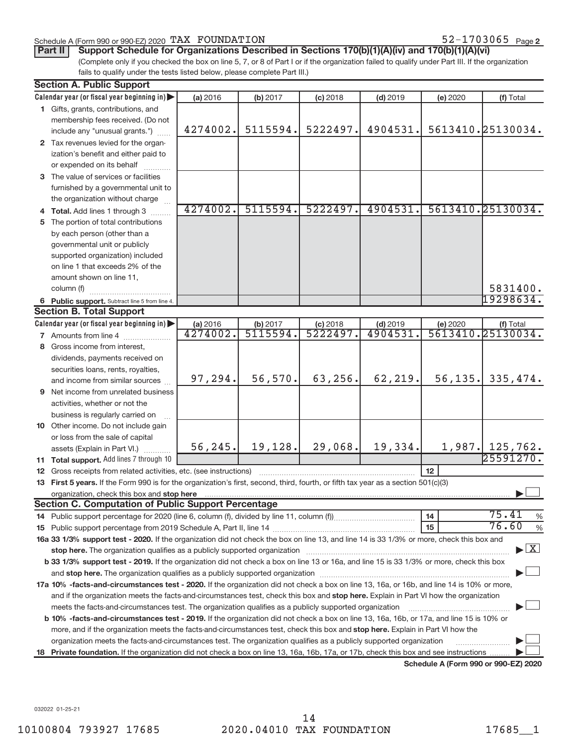Schedule A (Form 990 or 990-EZ) 2020 TAX FOUNDATION 52-1703065 Page 2

**Part II — Support Schedule for Organizations Described in Sections 170(b)(1)(A)(iv) and 170(b)(1)(A)(vi)**

(Complete only if you checked the box on line 5, 7, or 8 of Part I or if the organization failed to qualify under Part III. If the organization fails to qualify under the tests listed below, please complete Part III.)

**Section A. Public Support**

| Calendar year (or fiscal year beginning in) | (a) 2016 | (b) 2017 | (c) 2018 | (d) 2019 | (e) 2020 | (f) Total |
|---|---|---|---|---|---|---|
| 1 Gifts, grants, contributions, and membership fees received. (Do not include any "unusual grants.") | 4274002. | 5115594. | 5222497. | 4904531. | 5613410. | 25130034. |
| 2 Tax revenues levied for the organization's benefit and either paid to or expended on its behalf | | | | | | |
| 3 The value of services or facilities furnished by a governmental unit to the organization without charge | | | | | | |
| 4 Total. Add lines 1 through 3 | 4274002. | 5115594. | 5222497. | 4904531. | 5613410. | 25130034. |
| 5 The portion of total contributions by each person (other than a governmental unit or publicly supported organization) included on line 1 that exceeds 2% of the amount shown on line 11, column (f) | | | | | | 5831400. |
| 6 Public support. Subtract line 5 from line 4. | | | | | | 19298634. |

**Section B. Total Support**

| Calendar year (or fiscal year beginning in) | (a) 2016 | (b) 2017 | (c) 2018 | (d) 2019 | (e) 2020 | (f) Total |
|---|---|---|---|---|---|---|
| 7 Amounts from line 4 | 4274002. | 5115594. | 5222497. | 4904531. | 5613410. | 25130034. |
| 8 Gross income from interest, dividends, payments received on securities loans, rents, royalties, and income from similar sources | 97,294. | 56,570. | 63,256. | 62,219. | 56,135. | 335,474. |
| 9 Net income from unrelated business activities, whether or not the business is regularly carried on | | | | | | |
| 10 Other income. Do not include gain or loss from the sale of capital assets (Explain in Part VI.) | 56,245. | 19,128. | 29,068. | 19,334. | 1,987. | 125,762. |
| 11 Total support. Add lines 7 through 10 | | | | | | 25591270. |

12 Gross receipts from related activities, etc. (see instructions) — 12

13 **First 5 years.** If the Form 990 is for the organization's first, second, third, fourth, or fifth tax year as a section 501(c)(3) organization, check this box and **stop here** ☐

**Section C. Computation of Public Support Percentage**

14 Public support percentage for 2020 (line 6, column (f), divided by line 11, column (f)) — 14 — 75.41 %

15 Public support percentage from 2019 Schedule A, Part II, line 14 — 15 — 76.60 %

16a **33 1/3% support test - 2020.** If the organization did not check the box on line 13, and line 14 is 33 1/3% or more, check this box and **stop here.** The organization qualifies as a publicly supported organization ☒

b **33 1/3% support test - 2019.** If the organization did not check a box on line 13 or 16a, and line 15 is 33 1/3% or more, check this box and **stop here.** The organization qualifies as a publicly supported organization ☐

17a **10% -facts-and-circumstances test - 2020.** If the organization did not check a box on line 13, 16a, or 16b, and line 14 is 10% or more, and if the organization meets the facts-and-circumstances test, check this box and **stop here.** Explain in Part VI how the organization meets the facts-and-circumstances test. The organization qualifies as a publicly supported organization ☐

b **10% -facts-and-circumstances test - 2019.** If the organization did not check a box on line 13, 16a, 16b, or 17a, and line 15 is 10% or more, and if the organization meets the facts-and-circumstances test, check this box and **stop here.** Explain in Part VI how the organization meets the facts-and-circumstances test. The organization qualifies as a publicly supported organization ☐

18 **Private foundation.** If the organization did not check a box on line 13, 16a, 16b, 17a, or 17b, check this box and see instructions ☐

**Schedule A (Form 990 or 990-EZ) 2020**

032022 01-25-21

10100804 793927 17685 2020.04010 TAX FOUNDATION 17685__1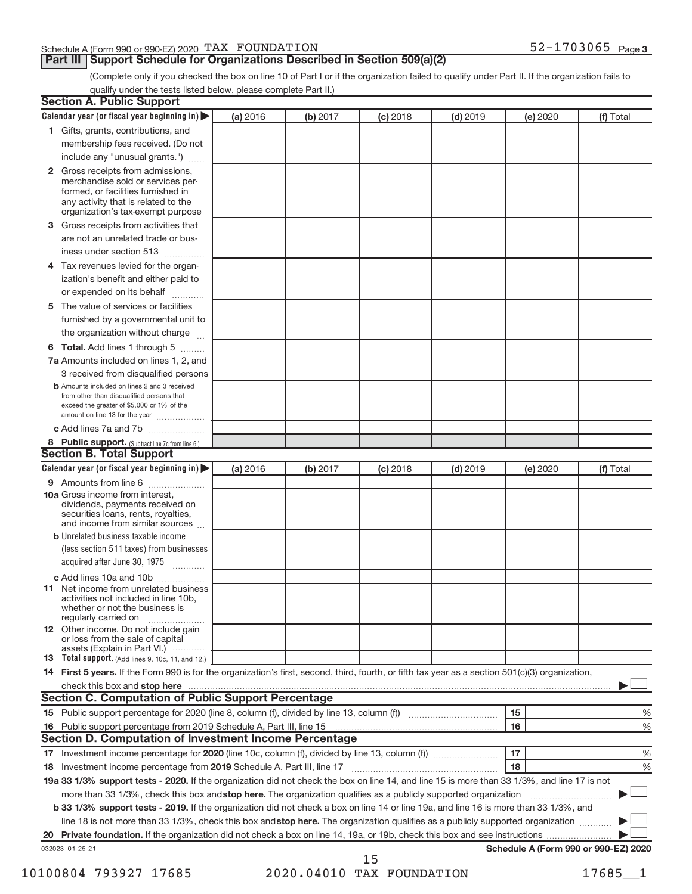Schedule A (Form 990 or 990-EZ) 2020 TAX FOUNDATION 52-1703065 Page 3

## Part III Support Schedule for Organizations Described in Section 509(a)(2)

(Complete only if you checked the box on line 10 of Part I or if the organization failed to qualify under Part II. If the organization fails to qualify under the tests listed below, please complete Part II.)

### Section A. Public Support

| Calendar year (or fiscal year beginning in) ▶ | (a) 2016 | (b) 2017 | (c) 2018 | (d) 2019 | (e) 2020 | (f) Total |
|---|---|---|---|---|---|---|
| **1** Gifts, grants, contributions, and membership fees received. (Do not include any "unusual grants.") | | | | | | |
| **2** Gross receipts from admissions, merchandise sold or services performed, or facilities furnished in any activity that is related to the organization's tax-exempt purpose | | | | | | |
| **3** Gross receipts from activities that are not an unrelated trade or business under section 513 | | | | | | |
| **4** Tax revenues levied for the organization's benefit and either paid to or expended on its behalf | | | | | | |
| **5** The value of services or facilities furnished by a governmental unit to the organization without charge | | | | | | |
| **6 Total.** Add lines 1 through 5 | | | | | | |
| **7a** Amounts included on lines 1, 2, and 3 received from disqualified persons | | | | | | |
| **b** Amounts included on lines 2 and 3 received from other than disqualified persons that exceed the greater of $5,000 or 1% of the amount on line 13 for the year | | | | | | |
| **c** Add lines 7a and 7b | | | | | | |
| **8 Public support.** (Subtract line 7c from line 6.) | | | | | | |

### Section B. Total Support

| Calendar year (or fiscal year beginning in) ▶ | (a) 2016 | (b) 2017 | (c) 2018 | (d) 2019 | (e) 2020 | (f) Total |
|---|---|---|---|---|---|---|
| **9** Amounts from line 6 | | | | | | |
| **10a** Gross income from interest, dividends, payments received on securities loans, rents, royalties, and income from similar sources | | | | | | |
| **b** Unrelated business taxable income (less section 511 taxes) from businesses acquired after June 30, 1975 | | | | | | |
| **c** Add lines 10a and 10b | | | | | | |
| **11** Net income from unrelated business activities not included in line 10b, whether or not the business is regularly carried on | | | | | | |
| **12** Other income. Do not include gain or loss from the sale of capital assets (Explain in Part VI.) | | | | | | |
| **13 Total support.** (Add lines 9, 10c, 11, and 12.) | | | | | | |

**14 First 5 years.** If the Form 990 is for the organization's first, second, third, fourth, or fifth tax year as a section 501(c)(3) organization, check this box and **stop here** ▶ ☐

### Section C. Computation of Public Support Percentage

| | | | |
|---|---|---|---|
| **15** | Public support percentage for 2020 (line 8, column (f), divided by line 13, column (f)) | 15 | % |
| **16** | Public support percentage from 2019 Schedule A, Part III, line 15 | 16 | % |

### Section D. Computation of Investment Income Percentage

| | | | |
|---|---|---|---|
| **17** | Investment income percentage for **2020** (line 10c, column (f), divided by line 13, column (f)) | 17 | % |
| **18** | Investment income percentage from **2019** Schedule A, Part III, line 17 | 18 | % |

**19a 33 1/3% support tests - 2020.** If the organization did not check the box on line 14, and line 15 is more than 33 1/3%, and line 17 is not more than 33 1/3%, check this box and **stop here.** The organization qualifies as a publicly supported organization ▶ ☐

**b 33 1/3% support tests - 2019.** If the organization did not check a box on line 14 or line 19a, and line 16 is more than 33 1/3%, and line 18 is not more than 33 1/3%, check this box and **stop here.** The organization qualifies as a publicly supported organization ▶ ☐

**20 Private foundation.** If the organization did not check a box on line 14, 19a, or 19b, check this box and see instructions ▶ ☐

032023 01-25-21 **Schedule A (Form 990 or 990-EZ) 2020**

10100804 793927 17685 2020.04010 TAX FOUNDATION 17685__1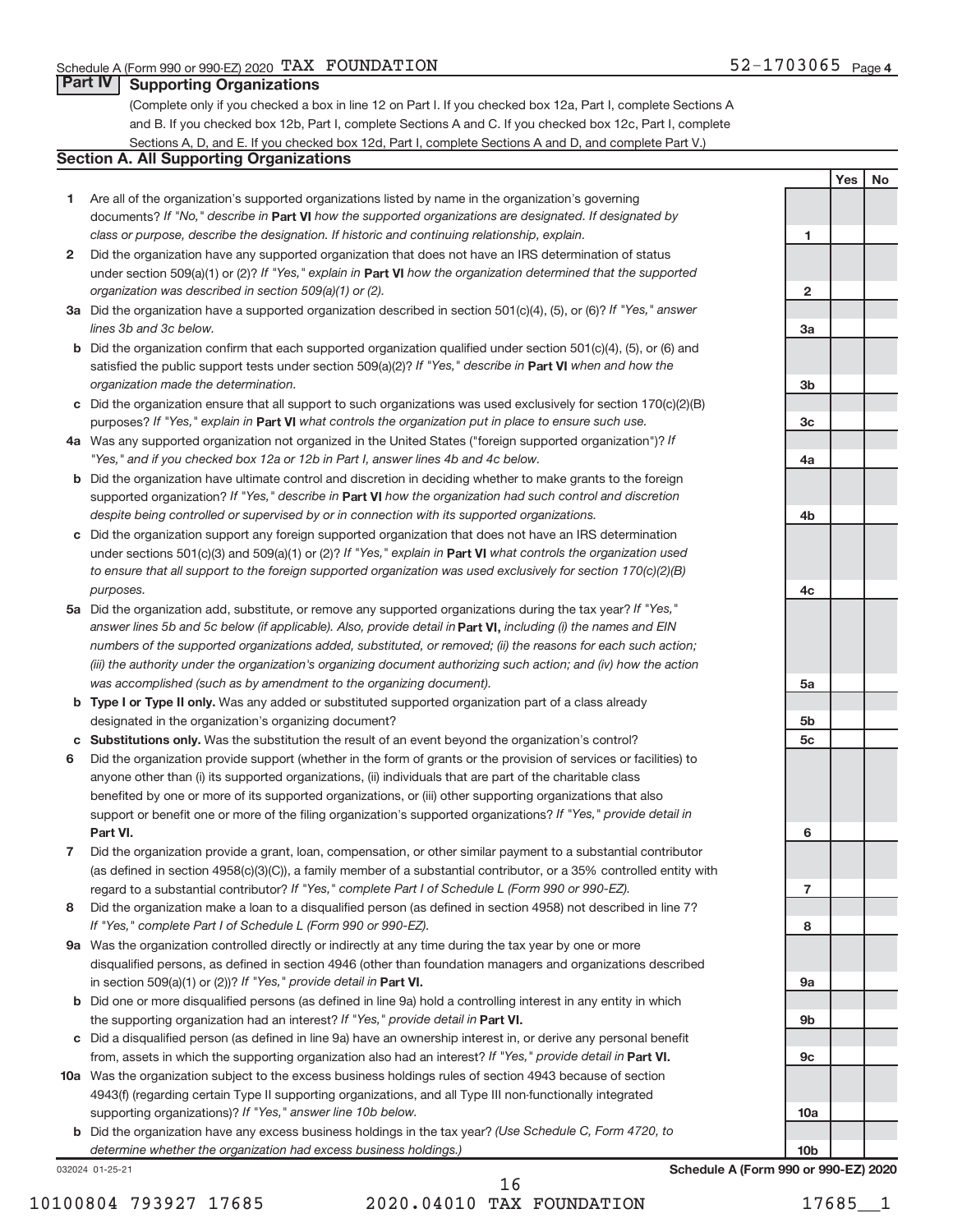Schedule A (Form 990 or 990-EZ) 2020 TAX FOUNDATION 52-1703065 Page 4

## Part IV Supporting Organizations

(Complete only if you checked a box in line 12 on Part I. If you checked box 12a, Part I, complete Sections A and B. If you checked box 12b, Part I, complete Sections A and C. If you checked box 12c, Part I, complete Sections A, D, and E. If you checked box 12d, Part I, complete Sections A and D, and complete Part V.)

### Section A. All Supporting Organizations

| | | | Yes | No |
|---|---|---|---|---|
| **1** | Are all of the organization's supported organizations listed by name in the organization's governing documents? *If "No," describe in* **Part VI** *how the supported organizations are designated. If designated by class or purpose, describe the designation. If historic and continuing relationship, explain.* | 1 | | |
| **2** | Did the organization have any supported organization that does not have an IRS determination of status under section 509(a)(1) or (2)? *If "Yes," explain in* **Part VI** *how the organization determined that the supported organization was described in section 509(a)(1) or (2).* | 2 | | |
| **3a** | Did the organization have a supported organization described in section 501(c)(4), (5), or (6)? *If "Yes," answer lines 3b and 3c below.* | 3a | | |
| **b** | Did the organization confirm that each supported organization qualified under section 501(c)(4), (5), or (6) and satisfied the public support tests under section 509(a)(2)? *If "Yes," describe in* **Part VI** *when and how the organization made the determination.* | 3b | | |
| **c** | Did the organization ensure that all support to such organizations was used exclusively for section 170(c)(2)(B) purposes? *If "Yes," explain in* **Part VI** *what controls the organization put in place to ensure such use.* | 3c | | |
| **4a** | Was any supported organization not organized in the United States ("foreign supported organization")? *If "Yes," and if you checked box 12a or 12b in Part I, answer lines 4b and 4c below.* | 4a | | |
| **b** | Did the organization have ultimate control and discretion in deciding whether to make grants to the foreign supported organization? *If "Yes," describe in* **Part VI** *how the organization had such control and discretion despite being controlled or supervised by or in connection with its supported organizations.* | 4b | | |
| **c** | Did the organization support any foreign supported organization that does not have an IRS determination under sections 501(c)(3) and 509(a)(1) or (2)? *If "Yes," explain in* **Part VI** *what controls the organization used to ensure that all support to the foreign supported organization was used exclusively for section 170(c)(2)(B) purposes.* | 4c | | |
| **5a** | Did the organization add, substitute, or remove any supported organizations during the tax year? *If "Yes," answer lines 5b and 5c below (if applicable). Also, provide detail in* **Part VI,** *including (i) the names and EIN numbers of the supported organizations added, substituted, or removed; (ii) the reasons for each such action; (iii) the authority under the organization's organizing document authorizing such action; and (iv) how the action was accomplished (such as by amendment to the organizing document).* | 5a | | |
| **b** | **Type I or Type II only.** Was any added or substituted supported organization part of a class already designated in the organization's organizing document? | 5b | | |
| **c** | **Substitutions only.** Was the substitution the result of an event beyond the organization's control? | 5c | | |
| **6** | Did the organization provide support (whether in the form of grants or the provision of services or facilities) to anyone other than (i) its supported organizations, (ii) individuals that are part of the charitable class benefited by one or more of its supported organizations, or (iii) other supporting organizations that also support or benefit one or more of the filing organization's supported organizations? *If "Yes," provide detail in* **Part VI.** | 6 | | |
| **7** | Did the organization provide a grant, loan, compensation, or other similar payment to a substantial contributor (as defined in section 4958(c)(3)(C)), a family member of a substantial contributor, or a 35% controlled entity with regard to a substantial contributor? *If "Yes," complete Part I of Schedule L (Form 990 or 990-EZ).* | 7 | | |
| **8** | Did the organization make a loan to a disqualified person (as defined in section 4958) not described in line 7? *If "Yes," complete Part I of Schedule L (Form 990 or 990-EZ).* | 8 | | |
| **9a** | Was the organization controlled directly or indirectly at any time during the tax year by one or more disqualified persons, as defined in section 4946 (other than foundation managers and organizations described in section 509(a)(1) or (2))? *If "Yes," provide detail in* **Part VI.** | 9a | | |
| **b** | Did one or more disqualified persons (as defined in line 9a) hold a controlling interest in any entity in which the supporting organization had an interest? *If "Yes," provide detail in* **Part VI.** | 9b | | |
| **c** | Did a disqualified person (as defined in line 9a) have an ownership interest in, or derive any personal benefit from, assets in which the supporting organization also had an interest? *If "Yes," provide detail in* **Part VI.** | 9c | | |
| **10a** | Was the organization subject to the excess business holdings rules of section 4943 because of section 4943(f) (regarding certain Type II supporting organizations, and all Type III non-functionally integrated supporting organizations)? *If "Yes," answer line 10b below.* | 10a | | |
| **b** | Did the organization have any excess business holdings in the tax year? *(Use Schedule C, Form 4720, to determine whether the organization had excess business holdings.)* | 10b | | |

032024 01-25-21 **Schedule A (Form 990 or 990-EZ) 2020**

10100804 793927 17685 2020.04010 TAX FOUNDATION 17685__1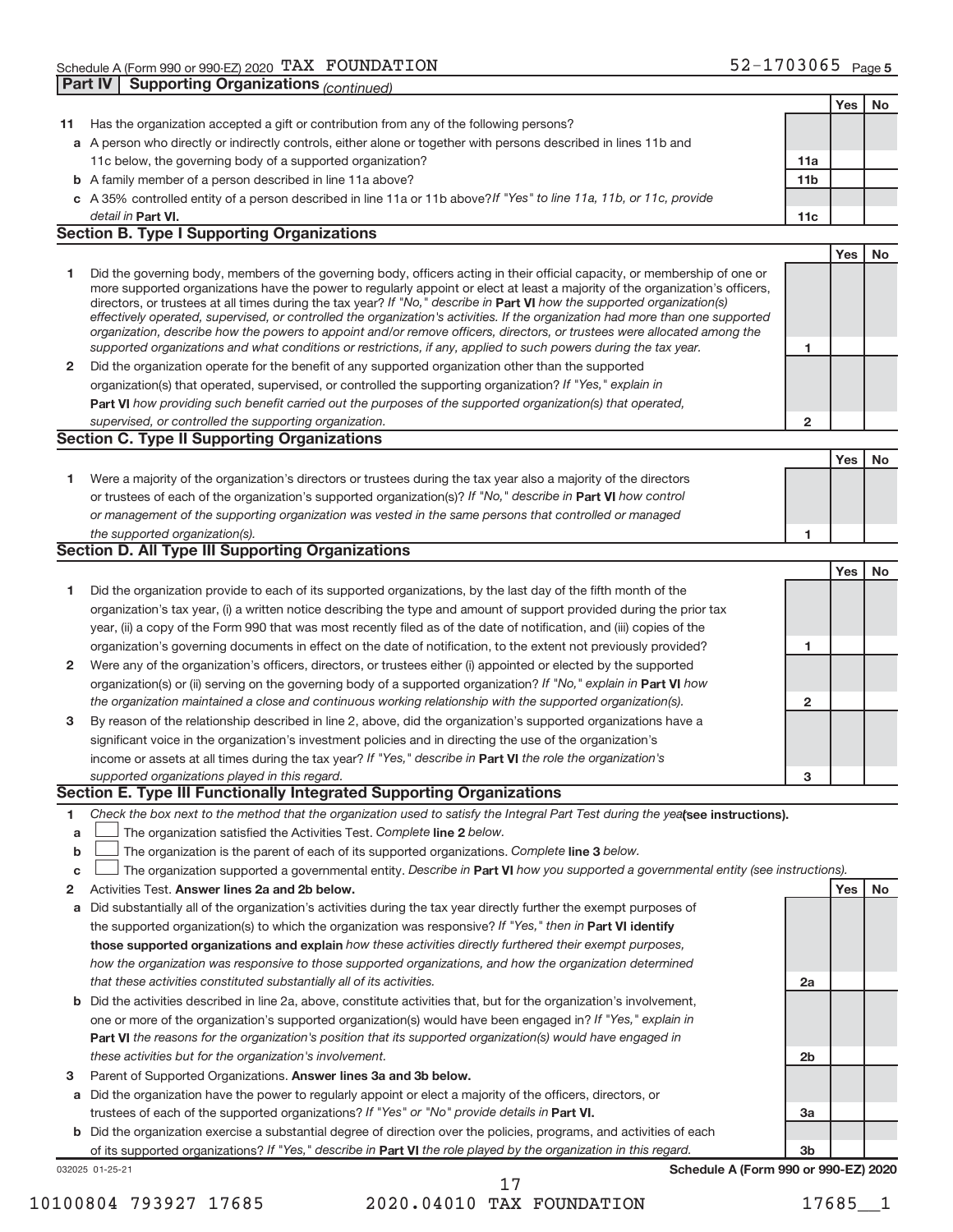Schedule A (Form 990 or 990-EZ) 2020 TAX FOUNDATION 52-1703065 Page 5

## Part IV Supporting Organizations *(continued)*

| | | | Yes | No |
|---|---|---|---|---|
| 11 | Has the organization accepted a gift or contribution from any of the following persons? | | | |
| a | A person who directly or indirectly controls, either alone or together with persons described in lines 11b and 11c below, the governing body of a supported organization? | 11a | | |
| b | A family member of a person described in line 11a above? | 11b | | |
| c | A 35% controlled entity of a person described in line 11a or 11b above? *If "Yes" to line 11a, 11b, or 11c, provide detail in* **Part VI.** | 11c | | |

### Section B. Type I Supporting Organizations

| | | | Yes | No |
|---|---|---|---|---|
| 1 | Did the governing body, members of the governing body, officers acting in their official capacity, or membership of one or more supported organizations have the power to regularly appoint or elect at least a majority of the organization's officers, directors, or trustees at all times during the tax year? *If "No," describe in* **Part VI** *how the supported organization(s) effectively operated, supervised, or controlled the organization's activities. If the organization had more than one supported organization, describe how the powers to appoint and/or remove officers, directors, or trustees were allocated among the supported organizations and what conditions or restrictions, if any, applied to such powers during the tax year.* | 1 | | |
| 2 | Did the organization operate for the benefit of any supported organization other than the supported organization(s) that operated, supervised, or controlled the supporting organization? *If "Yes," explain in* **Part VI** *how providing such benefit carried out the purposes of the supported organization(s) that operated, supervised, or controlled the supporting organization.* | 2 | | |

### Section C. Type II Supporting Organizations

| | | | Yes | No |
|---|---|---|---|---|
| 1 | Were a majority of the organization's directors or trustees during the tax year also a majority of the directors or trustees of each of the organization's supported organization(s)? *If "No," describe in* **Part VI** *how control or management of the supporting organization was vested in the same persons that controlled or managed the supported organization(s).* | 1 | | |

### Section D. All Type III Supporting Organizations

| | | | Yes | No |
|---|---|---|---|---|
| 1 | Did the organization provide to each of its supported organizations, by the last day of the fifth month of the organization's tax year, (i) a written notice describing the type and amount of support provided during the prior tax year, (ii) a copy of the Form 990 that was most recently filed as of the date of notification, and (iii) copies of the organization's governing documents in effect on the date of notification, to the extent not previously provided? | 1 | | |
| 2 | Were any of the organization's officers, directors, or trustees either (i) appointed or elected by the supported organization(s) or (ii) serving on the governing body of a supported organization? *If "No," explain in* **Part VI** *how the organization maintained a close and continuous working relationship with the supported organization(s).* | 2 | | |
| 3 | By reason of the relationship described in line 2, above, did the organization's supported organizations have a significant voice in the organization's investment policies and in directing the use of the organization's income or assets at all times during the tax year? *If "Yes," describe in* **Part VI** *the role the organization's supported organizations played in this regard.* | 3 | | |

### Section E. Type III Functionally Integrated Supporting Organizations

1 *Check the box next to the method that the organization used to satisfy the Integral Part Test during the year* **(see instructions).**

a ☐ The organization satisfied the Activities Test. *Complete* **line 2** *below.*

b ☐ The organization is the parent of each of its supported organizations. *Complete* **line 3** *below.*

c ☐ The organization supported a governmental entity. *Describe in* **Part VI** *how you supported a governmental entity (see instructions).*

| | | | Yes | No |
|---|---|---|---|---|
| 2 | Activities Test. **Answer lines 2a and 2b below.** | | | |
| a | Did substantially all of the organization's activities during the tax year directly further the exempt purposes of the supported organization(s) to which the organization was responsive? *If "Yes," then in* **Part VI identify those supported organizations and explain** *how these activities directly furthered their exempt purposes, how the organization was responsive to those supported organizations, and how the organization determined that these activities constituted substantially all of its activities.* | 2a | | |
| b | Did the activities described in line 2a, above, constitute activities that, but for the organization's involvement, one or more of the organization's supported organization(s) would have been engaged in? *If "Yes," explain in* **Part VI** *the reasons for the organization's position that its supported organization(s) would have engaged in these activities but for the organization's involvement.* | 2b | | |
| 3 | Parent of Supported Organizations. **Answer lines 3a and 3b below.** | | | |
| a | Did the organization have the power to regularly appoint or elect a majority of the officers, directors, or trustees of each of the supported organizations? *If "Yes" or "No" provide details in* **Part VI.** | 3a | | |
| b | Did the organization exercise a substantial degree of direction over the policies, programs, and activities of each of its supported organizations? *If "Yes," describe in* **Part VI** *the role played by the organization in this regard.* | 3b | | |

032025 01-25-21 **Schedule A (Form 990 or 990-EZ) 2020**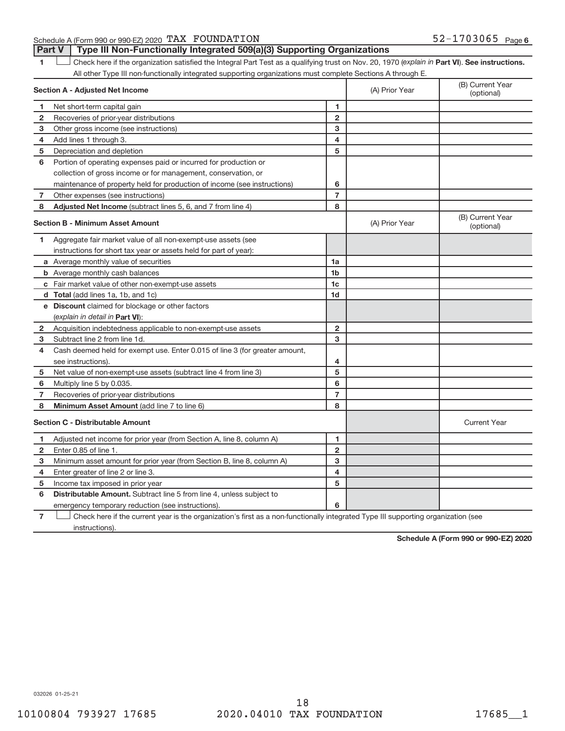Schedule A (Form 990 or 990-EZ) 2020 TAX FOUNDATION 52-1703065 Page 6

## Part V | Type III Non-Functionally Integrated 509(a)(3) Supporting Organizations

1 ☐ Check here if the organization satisfied the Integral Part Test as a qualifying trust on Nov. 20, 1970 (*explain in* **Part VI**). **See instructions.** All other Type III non-functionally integrated supporting organizations must complete Sections A through E.

| **Section A - Adjusted Net Income** | | | (A) Prior Year | (B) Current Year (optional) |
|---|---|---|---|---|
| 1 | Net short-term capital gain | 1 | | |
| 2 | Recoveries of prior-year distributions | 2 | | |
| 3 | Other gross income (see instructions) | 3 | | |
| 4 | Add lines 1 through 3. | 4 | | |
| 5 | Depreciation and depletion | 5 | | |
| 6 | Portion of operating expenses paid or incurred for production or collection of gross income or for management, conservation, or maintenance of property held for production of income (see instructions) | 6 | | |
| 7 | Other expenses (see instructions) | 7 | | |
| 8 | **Adjusted Net Income** (subtract lines 5, 6, and 7 from line 4) | 8 | | |

| **Section B - Minimum Asset Amount** | | | (A) Prior Year | (B) Current Year (optional) |
|---|---|---|---|---|
| 1 | Aggregate fair market value of all non-exempt-use assets (see instructions for short tax year or assets held for part of year): | | | |
| a | Average monthly value of securities | 1a | | |
| b | Average monthly cash balances | 1b | | |
| c | Fair market value of other non-exempt-use assets | 1c | | |
| d | **Total** (add lines 1a, 1b, and 1c) | 1d | | |
| e | **Discount** claimed for blockage or other factors (*explain in detail in* **Part VI**): | | | |
| 2 | Acquisition indebtedness applicable to non-exempt-use assets | 2 | | |
| 3 | Subtract line 2 from line 1d. | 3 | | |
| 4 | Cash deemed held for exempt use. Enter 0.015 of line 3 (for greater amount, see instructions). | 4 | | |
| 5 | Net value of non-exempt-use assets (subtract line 4 from line 3) | 5 | | |
| 6 | Multiply line 5 by 0.035. | 6 | | |
| 7 | Recoveries of prior-year distributions | 7 | | |
| 8 | **Minimum Asset Amount** (add line 7 to line 6) | 8 | | |

| **Section C - Distributable Amount** | | | | Current Year |
|---|---|---|---|---|
| 1 | Adjusted net income for prior year (from Section A, line 8, column A) | 1 | | |
| 2 | Enter 0.85 of line 1. | 2 | | |
| 3 | Minimum asset amount for prior year (from Section B, line 8, column A) | 3 | | |
| 4 | Enter greater of line 2 or line 3. | 4 | | |
| 5 | Income tax imposed in prior year | 5 | | |
| 6 | **Distributable Amount.** Subtract line 5 from line 4, unless subject to emergency temporary reduction (see instructions). | 6 | | |

7 ☐ Check here if the current year is the organization's first as a non-functionally integrated Type III supporting organization (see instructions).

**Schedule A (Form 990 or 990-EZ) 2020**

032026 01-25-21

10100804 793927 17685 2020.04010 TAX FOUNDATION 17685__1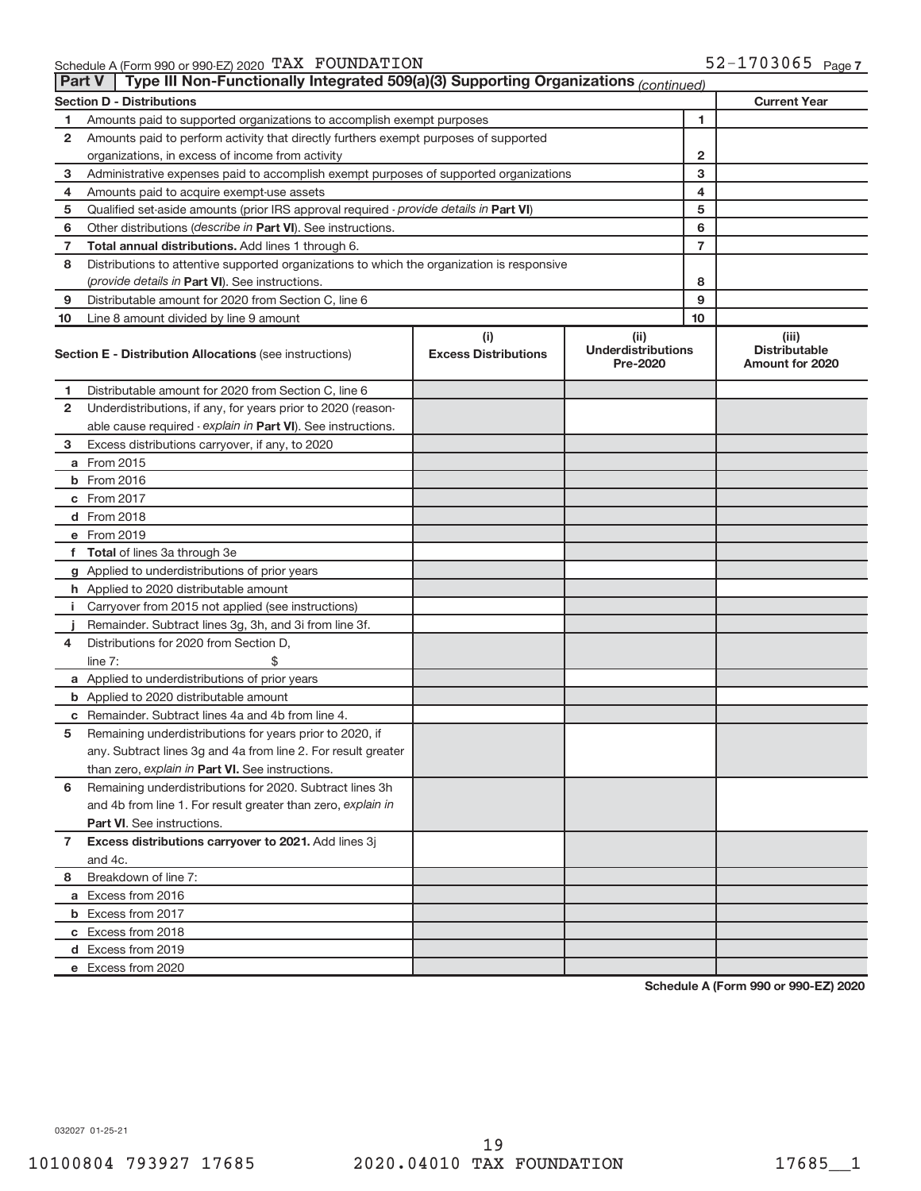Schedule A (Form 990 or 990-EZ) 2020 TAX FOUNDATION 52-1703065 Page 7

**Part V | Type III Non-Functionally Integrated 509(a)(3) Supporting Organizations** *(continued)*

| Section D - Distributions | | | Current Year |
|---|---|---|---|
| 1 | Amounts paid to supported organizations to accomplish exempt purposes | 1 | |
| 2 | Amounts paid to perform activity that directly furthers exempt purposes of supported organizations, in excess of income from activity | 2 | |
| 3 | Administrative expenses paid to accomplish exempt purposes of supported organizations | 3 | |
| 4 | Amounts paid to acquire exempt-use assets | 4 | |
| 5 | Qualified set-aside amounts (prior IRS approval required - *provide details in* **Part VI**) | 5 | |
| 6 | Other distributions (*describe in* **Part VI**). See instructions. | 6 | |
| 7 | **Total annual distributions.** Add lines 1 through 6. | 7 | |
| 8 | Distributions to attentive supported organizations to which the organization is responsive (*provide details in* **Part VI**). See instructions. | 8 | |
| 9 | Distributable amount for 2020 from Section C, line 6 | 9 | |
| 10 | Line 8 amount divided by line 9 amount | 10 | |

| | Section E - Distribution Allocations (see instructions) | (i) Excess Distributions | (ii) Underdistributions Pre-2020 | (iii) Distributable Amount for 2020 |
|---|---|---|---|---|
| 1 | Distributable amount for 2020 from Section C, line 6 | | | |
| 2 | Underdistributions, if any, for years prior to 2020 (reasonable cause required - *explain in* **Part VI**). See instructions. | | | |
| 3 | Excess distributions carryover, if any, to 2020 | | | |
| a | From 2015 | | | |
| b | From 2016 | | | |
| c | From 2017 | | | |
| d | From 2018 | | | |
| e | From 2019 | | | |
| f | **Total** of lines 3a through 3e | | | |
| g | Applied to underdistributions of prior years | | | |
| h | Applied to 2020 distributable amount | | | |
| i | Carryover from 2015 not applied (see instructions) | | | |
| j | Remainder. Subtract lines 3g, 3h, and 3i from line 3f. | | | |
| 4 | Distributions for 2020 from Section D, line 7: $ | | | |
| a | Applied to underdistributions of prior years | | | |
| b | Applied to 2020 distributable amount | | | |
| c | Remainder. Subtract lines 4a and 4b from line 4. | | | |
| 5 | Remaining underdistributions for years prior to 2020, if any. Subtract lines 3g and 4a from line 2. For result greater than zero, *explain in* **Part VI.** See instructions. | | | |
| 6 | Remaining underdistributions for 2020. Subtract lines 3h and 4b from line 1. For result greater than zero, *explain in* **Part VI**. See instructions. | | | |
| 7 | **Excess distributions carryover to 2021.** Add lines 3j and 4c. | | | |
| 8 | Breakdown of line 7: | | | |
| a | Excess from 2016 | | | |
| b | Excess from 2017 | | | |
| c | Excess from 2018 | | | |
| d | Excess from 2019 | | | |
| e | Excess from 2020 | | | |

**Schedule A (Form 990 or 990-EZ) 2020**

032027 01-25-21

10100804 793927 17685 2020.04010 TAX FOUNDATION 17685__1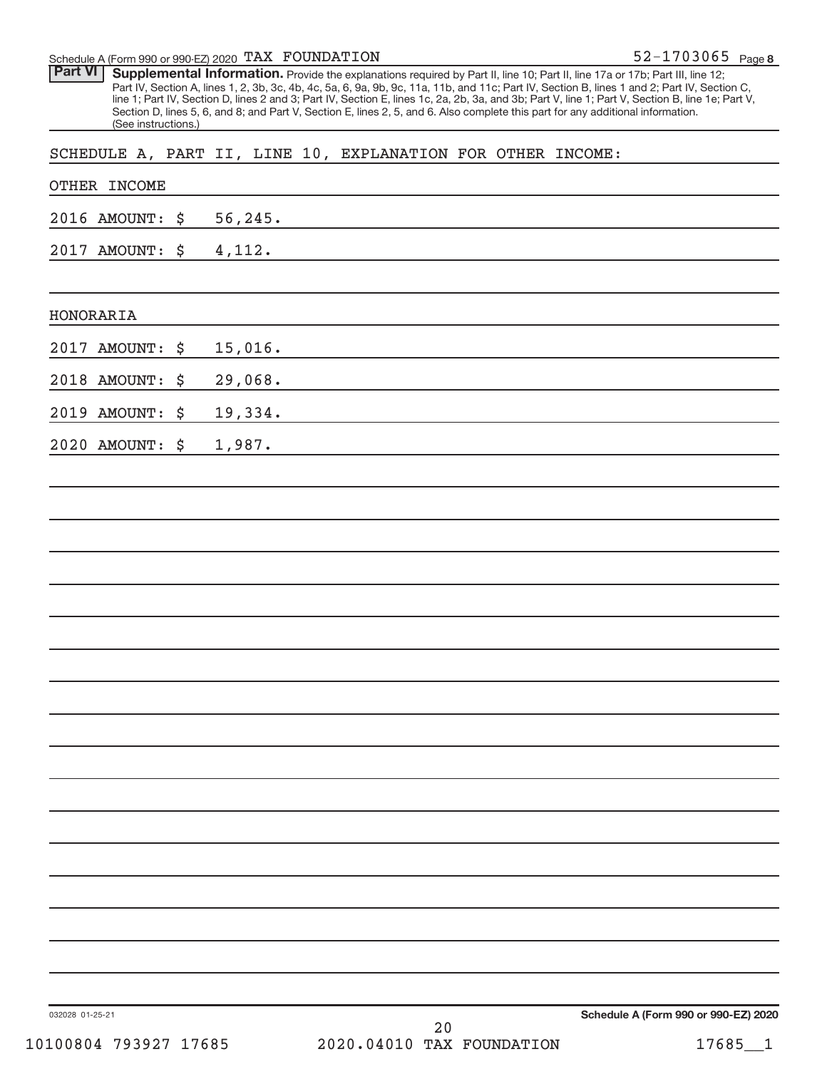Schedule A (Form 990 or 990-EZ) 2020 TAX FOUNDATION 52-1703065 Page 8

**Part VI** **Supplemental Information.** Provide the explanations required by Part II, line 10; Part II, line 17a or 17b; Part III, line 12; Part IV, Section A, lines 1, 2, 3b, 3c, 4b, 4c, 5a, 6, 9a, 9b, 9c, 11a, 11b, and 11c; Part IV, Section B, lines 1 and 2; Part IV, Section C, line 1; Part IV, Section D, lines 2 and 3; Part IV, Section E, lines 1c, 2a, 2b, 3a, and 3b; Part V, line 1; Part V, Section B, line 1e; Part V, Section D, lines 5, 6, and 8; and Part V, Section E, lines 2, 5, and 6. Also complete this part for any additional information. (See instructions.)

SCHEDULE A, PART II, LINE 10, EXPLANATION FOR OTHER INCOME:

OTHER INCOME

2016 AMOUNT: $ 56,245.

2017 AMOUNT: $ 4,112.

HONORARIA

2017 AMOUNT: $ 15,016.

2018 AMOUNT: $ 29,068.

2019 AMOUNT: $ 19,334.

2020 AMOUNT: $ 1,987.

032028 01-25-21 Schedule A (Form 990 or 990-EZ) 2020

10100804 793927 17685 2020.04010 TAX FOUNDATION 17685__1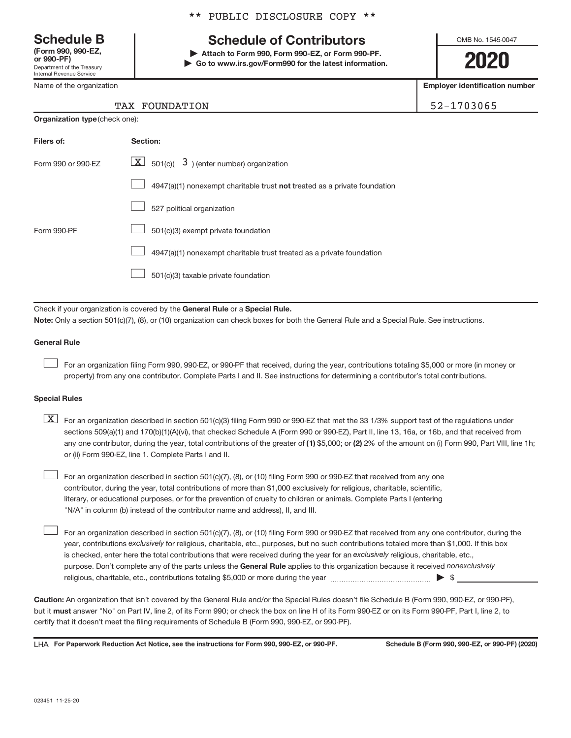** PUBLIC DISCLOSURE COPY **

# Schedule B

**(Form 990, 990-EZ, or 990-PF)**
Department of the Treasury
Internal Revenue Service

## Schedule of Contributors

**▶ Attach to Form 990, Form 990-EZ, or Form 990-PF.**
**▶ Go to www.irs.gov/Form990 for the latest information.**

OMB No. 1545-0047

**2020**

| Name of the organization | Employer identification number |
|---|---|
| TAX FOUNDATION | 52-1703065 |

**Organization type** (check one):

| Filers of: | Section: |
|---|---|
| Form 990 or 990-EZ | [X] 501(c)( 3 ) (enter number) organization |
| | [ ] 4947(a)(1) nonexempt charitable trust **not** treated as a private foundation |
| | [ ] 527 political organization |
| Form 990-PF | [ ] 501(c)(3) exempt private foundation |
| | [ ] 4947(a)(1) nonexempt charitable trust treated as a private foundation |
| | [ ] 501(c)(3) taxable private foundation |

Check if your organization is covered by the **General Rule** or a **Special Rule.**

**Note:** Only a section 501(c)(7), (8), or (10) organization can check boxes for both the General Rule and a Special Rule. See instructions.

### General Rule

[ ] For an organization filing Form 990, 990-EZ, or 990-PF that received, during the year, contributions totaling $5,000 or more (in money or property) from any one contributor. Complete Parts I and II. See instructions for determining a contributor's total contributions.

### Special Rules

[X] For an organization described in section 501(c)(3) filing Form 990 or 990-EZ that met the 33 1/3% support test of the regulations under sections 509(a)(1) and 170(b)(1)(A)(vi), that checked Schedule A (Form 990 or 990-EZ), Part II, line 13, 16a, or 16b, and that received from any one contributor, during the year, total contributions of the greater of **(1)** $5,000; or **(2)** 2% of the amount on (i) Form 990, Part VIII, line 1h; or (ii) Form 990-EZ, line 1. Complete Parts I and II.

[ ] For an organization described in section 501(c)(7), (8), or (10) filing Form 990 or 990-EZ that received from any one contributor, during the year, total contributions of more than $1,000 exclusively for religious, charitable, scientific, literary, or educational purposes, or for the prevention of cruelty to children or animals. Complete Parts I (entering "N/A" in column (b) instead of the contributor name and address), II, and III.

[ ] For an organization described in section 501(c)(7), (8), or (10) filing Form 990 or 990-EZ that received from any one contributor, during the year, contributions *exclusively* for religious, charitable, etc., purposes, but no such contributions totaled more than $1,000. If this box is checked, enter here the total contributions that were received during the year for an *exclusively* religious, charitable, etc., purpose. Don't complete any of the parts unless the **General Rule** applies to this organization because it received *nonexclusively* religious, charitable, etc., contributions totaling $5,000 or more during the year ▶ $

**Caution:** An organization that isn't covered by the General Rule and/or the Special Rules doesn't file Schedule B (Form 990, 990-EZ, or 990-PF), but it **must** answer "No" on Part IV, line 2, of its Form 990; or check the box on line H of its Form 990-EZ or on its Form 990-PF, Part I, line 2, to certify that it doesn't meet the filing requirements of Schedule B (Form 990, 990-EZ, or 990-PF).

LHA **For Paperwork Reduction Act Notice, see the instructions for Form 990, 990-EZ, or 990-PF.** **Schedule B (Form 990, 990-EZ, or 990-PF) (2020)**

023451 11-25-20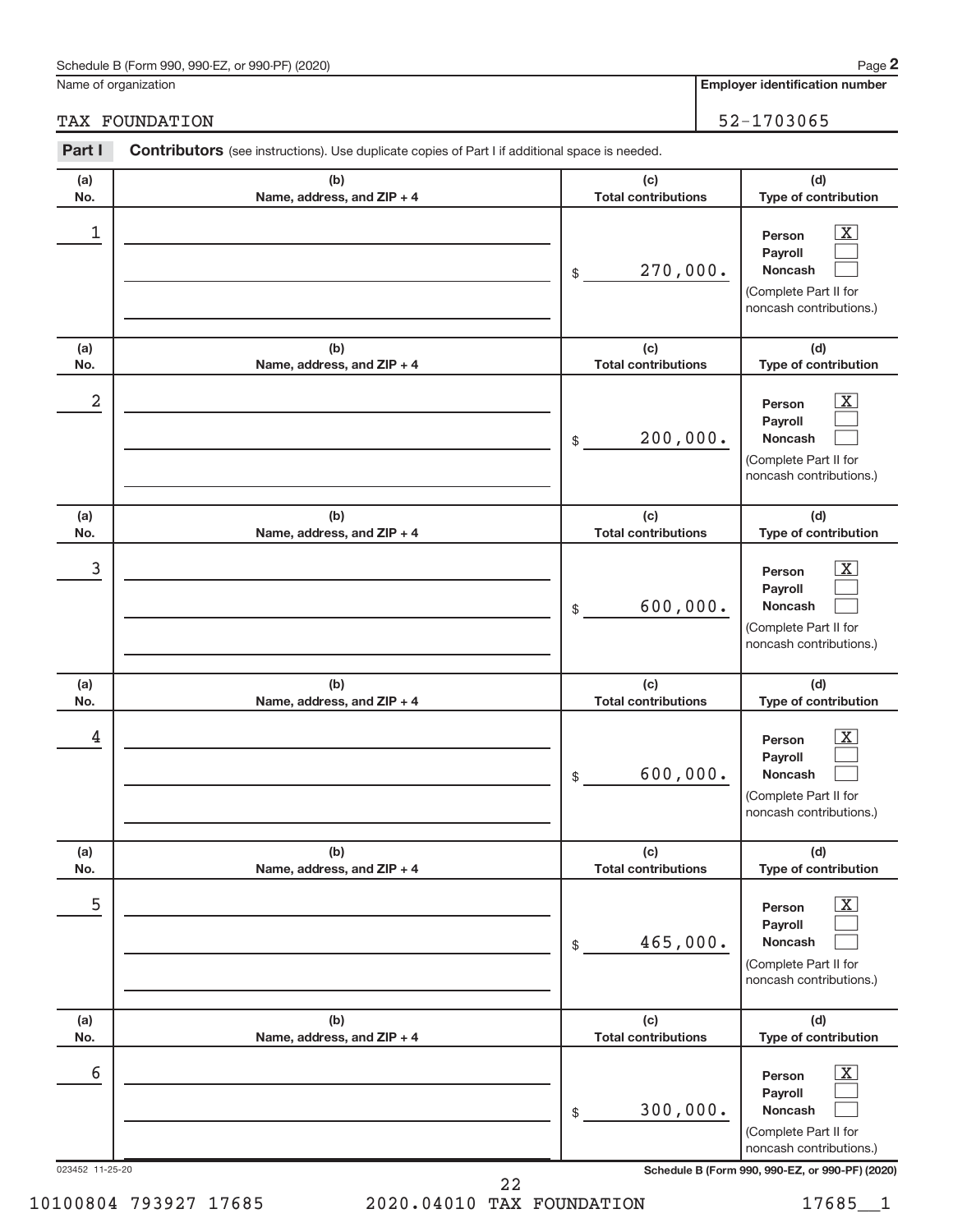Schedule B (Form 990, 990-EZ, or 990-PF) (2020)

Name of organization: TAX FOUNDATION

Employer identification number: 52-1703065

**Part I** **Contributors** (see instructions). Use duplicate copies of Part I if additional space is needed.

| (a) No. | (b) Name, address, and ZIP + 4 | (c) Total contributions | (d) Type of contribution |
|---|---|---|---|
| 1 | | $ 270,000. | Person [X] Payroll [ ] Noncash [ ] (Complete Part II for noncash contributions.) |
| 2 | | $ 200,000. | Person [X] Payroll [ ] Noncash [ ] (Complete Part II for noncash contributions.) |
| 3 | | $ 600,000. | Person [X] Payroll [ ] Noncash [ ] (Complete Part II for noncash contributions.) |
| 4 | | $ 600,000. | Person [X] Payroll [ ] Noncash [ ] (Complete Part II for noncash contributions.) |
| 5 | | $ 465,000. | Person [X] Payroll [ ] Noncash [ ] (Complete Part II for noncash contributions.) |
| 6 | | $ 300,000. | Person [X] Payroll [ ] Noncash [ ] (Complete Part II for noncash contributions.) |

023452 11-25-20

Schedule B (Form 990, 990-EZ, or 990-PF) (2020)

10100804 793927 17685 2020.04010 TAX FOUNDATION 17685__1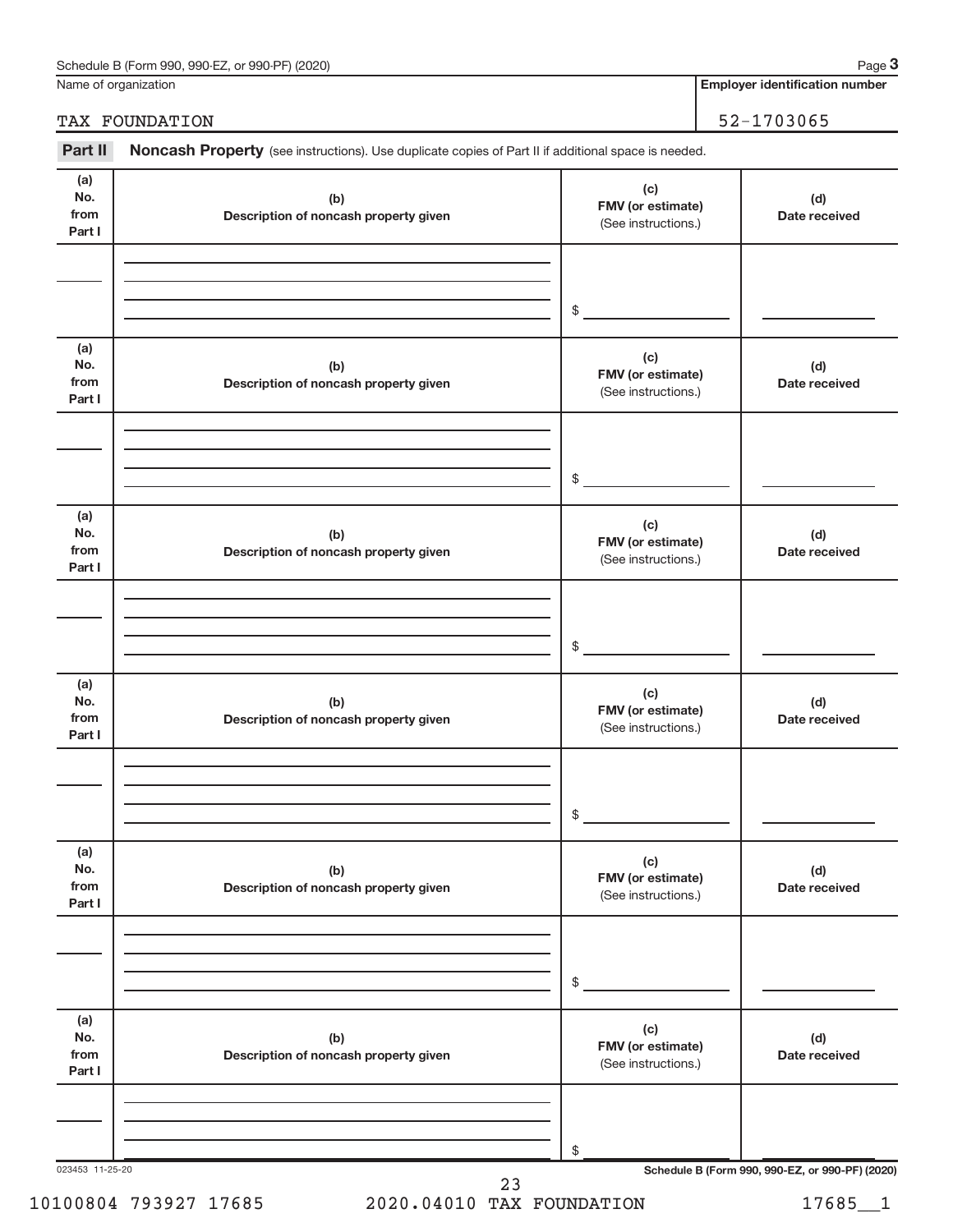Schedule B (Form 990, 990-EZ, or 990-PF) (2020)

Name of organization: TAX FOUNDATION

Employer identification number: 52-1703065

## Part II Noncash Property

(see instructions). Use duplicate copies of Part II if additional space is needed.

| (a) No. from Part I | (b) Description of noncash property given | (c) FMV (or estimate) (See instructions.) | (d) Date received |
|---|---|---|---|
| | | $ | |

| (a) No. from Part I | (b) Description of noncash property given | (c) FMV (or estimate) (See instructions.) | (d) Date received |
|---|---|---|---|
| | | $ | |

| (a) No. from Part I | (b) Description of noncash property given | (c) FMV (or estimate) (See instructions.) | (d) Date received |
|---|---|---|---|
| | | $ | |

| (a) No. from Part I | (b) Description of noncash property given | (c) FMV (or estimate) (See instructions.) | (d) Date received |
|---|---|---|---|
| | | $ | |

| (a) No. from Part I | (b) Description of noncash property given | (c) FMV (or estimate) (See instructions.) | (d) Date received |
|---|---|---|---|
| | | $ | |

| (a) No. from Part I | (b) Description of noncash property given | (c) FMV (or estimate) (See instructions.) | (d) Date received |
|---|---|---|---|
| | | $ | |

023453 11-25-20

Schedule B (Form 990, 990-EZ, or 990-PF) (2020)

10100804 793927 17685 2020.04010 TAX FOUNDATION 17685__1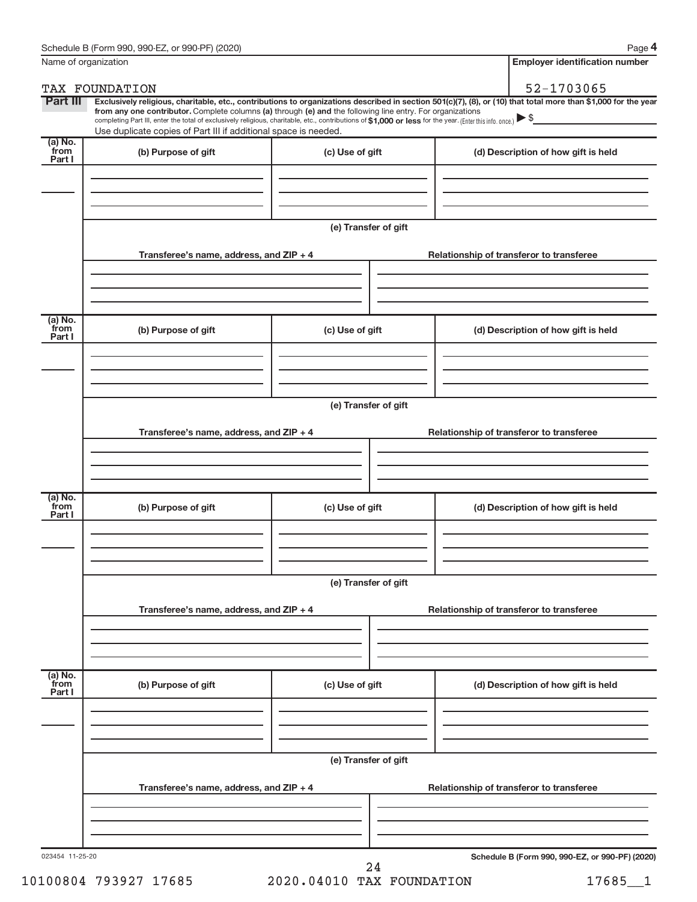Schedule B (Form 990, 990-EZ, or 990-PF) (2020) Page **4**

Name of organization: TAX FOUNDATION

**Employer identification number**: 52-1703065

**Part III** **Exclusively religious, charitable, etc., contributions to organizations described in section 501(c)(7), (8), or (10) that total more than $1,000 for the year from any one contributor.** Complete columns **(a)** through **(e)** and the following line entry. For organizations completing Part III, enter the total of exclusively religious, charitable, etc., contributions of **$1,000 or less** for the year. (Enter this info. once.) ▶ $

Use duplicate copies of Part III if additional space is needed.

| (a) No. from Part I | (b) Purpose of gift | (c) Use of gift | (d) Description of how gift is held |
|---|---|---|---|
| | | | |

(e) Transfer of gift

| Transferee's name, address, and ZIP + 4 | Relationship of transferor to transferee |
|---|---|
| | |

| (a) No. from Part I | (b) Purpose of gift | (c) Use of gift | (d) Description of how gift is held |
|---|---|---|---|
| | | | |

(e) Transfer of gift

| Transferee's name, address, and ZIP + 4 | Relationship of transferor to transferee |
|---|---|
| | |

| (a) No. from Part I | (b) Purpose of gift | (c) Use of gift | (d) Description of how gift is held |
|---|---|---|---|
| | | | |

(e) Transfer of gift

| Transferee's name, address, and ZIP + 4 | Relationship of transferor to transferee |
|---|---|
| | |

| (a) No. from Part I | (b) Purpose of gift | (c) Use of gift | (d) Description of how gift is held |
|---|---|---|---|
| | | | |

(e) Transfer of gift

| Transferee's name, address, and ZIP + 4 | Relationship of transferor to transferee |
|---|---|
| | |

023454 11-25-20 **Schedule B (Form 990, 990-EZ, or 990-PF) (2020)**

10100804 793927 17685 2020.04010 TAX FOUNDATION 17685__1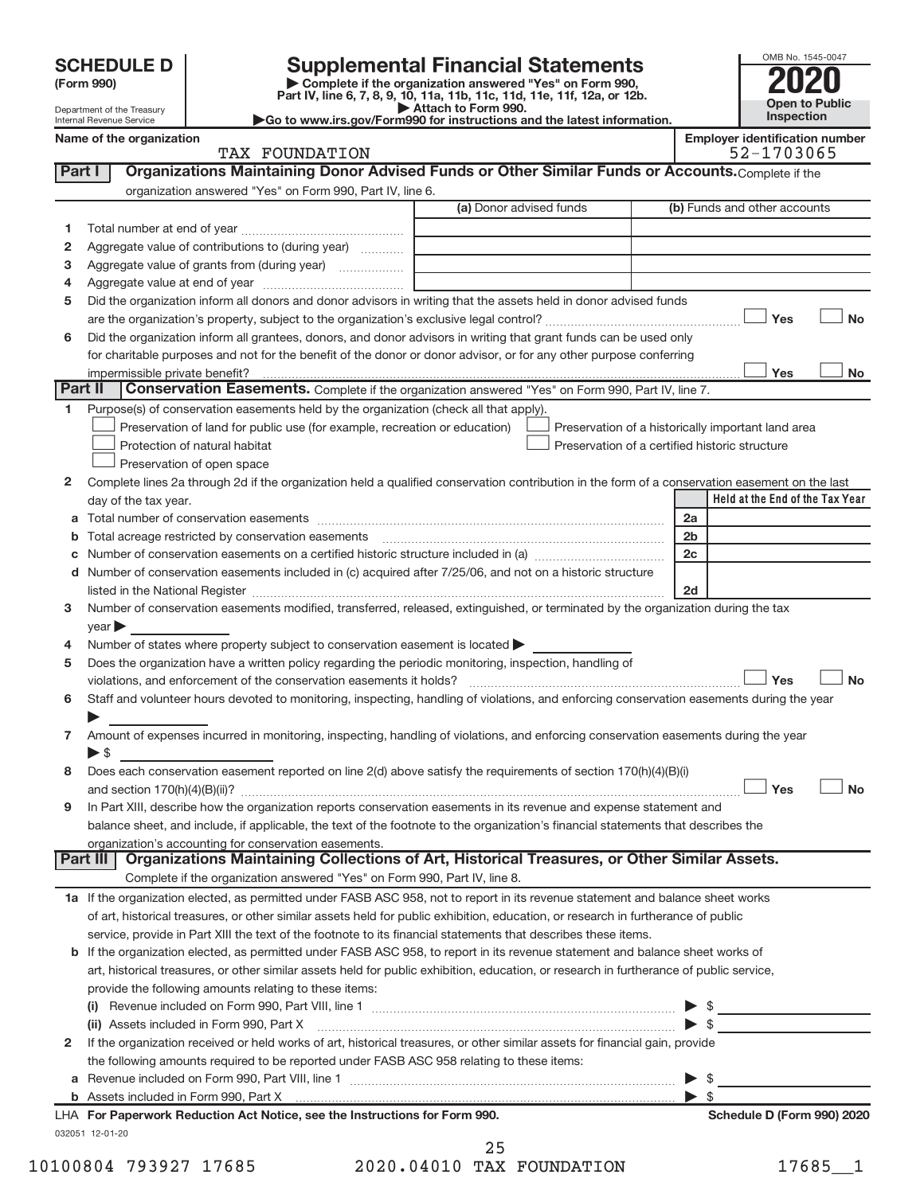# SCHEDULE D (Form 990)

Department of the Treasury
Internal Revenue Service

## Supplemental Financial Statements

▶ Complete if the organization answered "Yes" on Form 990, Part IV, line 6, 7, 8, 9, 10, 11a, 11b, 11c, 11d, 11e, 11f, 12a, or 12b.
▶ Attach to Form 990.
▶Go to www.irs.gov/Form990 for instructions and the latest information.

OMB No. 1545-0047

**2020**

**Open to Public Inspection**

**Name of the organization:** TAX FOUNDATION

**Employer identification number:** 52-1703065

### Part I — Organizations Maintaining Donor Advised Funds or Other Similar Funds or Accounts.
Complete if the organization answered "Yes" on Form 990, Part IV, line 6.

| | | (a) Donor advised funds | (b) Funds and other accounts |
|---|---|---|---|
| 1 | Total number at end of year | | |
| 2 | Aggregate value of contributions to (during year) | | |
| 3 | Aggregate value of grants from (during year) | | |
| 4 | Aggregate value at end of year | | |

5 Did the organization inform all donors and donor advisors in writing that the assets held in donor advised funds are the organization's property, subject to the organization's exclusive legal control? ☐ Yes ☐ No

6 Did the organization inform all grantees, donors, and donor advisors in writing that grant funds can be used only for charitable purposes and not for the benefit of the donor or donor advisor, or for any other purpose conferring impermissible private benefit? ☐ Yes ☐ No

### Part II — Conservation Easements.
Complete if the organization answered "Yes" on Form 990, Part IV, line 7.

1 Purpose(s) of conservation easements held by the organization (check all that apply).

- ☐ Preservation of land for public use (for example, recreation or education)
- ☐ Protection of natural habitat
- ☐ Preservation of open space
- ☐ Preservation of a historically important land area
- ☐ Preservation of a certified historic structure

2 Complete lines 2a through 2d if the organization held a qualified conservation contribution in the form of a conservation easement on the last day of the tax year.

| | | | Held at the End of the Tax Year |
|---|---|---|---|
| a | Total number of conservation easements | 2a | |
| b | Total acreage restricted by conservation easements | 2b | |
| c | Number of conservation easements on a certified historic structure included in (a) | 2c | |
| d | Number of conservation easements included in (c) acquired after 7/25/06, and not on a historic structure listed in the National Register | 2d | |

3 Number of conservation easements modified, transferred, released, extinguished, or terminated by the organization during the tax year ▶

4 Number of states where property subject to conservation easement is located ▶

5 Does the organization have a written policy regarding the periodic monitoring, inspection, handling of violations, and enforcement of the conservation easements it holds? ☐ Yes ☐ No

6 Staff and volunteer hours devoted to monitoring, inspecting, handling of violations, and enforcing conservation easements during the year ▶

7 Amount of expenses incurred in monitoring, inspecting, handling of violations, and enforcing conservation easements during the year ▶ $

8 Does each conservation easement reported on line 2(d) above satisfy the requirements of section 170(h)(4)(B)(i) and section 170(h)(4)(B)(ii)? ☐ Yes ☐ No

9 In Part XIII, describe how the organization reports conservation easements in its revenue and expense statement and balance sheet, and include, if applicable, the text of the footnote to the organization's financial statements that describes the organization's accounting for conservation easements.

### Part III — Organizations Maintaining Collections of Art, Historical Treasures, or Other Similar Assets.
Complete if the organization answered "Yes" on Form 990, Part IV, line 8.

1a If the organization elected, as permitted under FASB ASC 958, not to report in its revenue statement and balance sheet works of art, historical treasures, or other similar assets held for public exhibition, education, or research in furtherance of public service, provide in Part XIII the text of the footnote to its financial statements that describes these items.

b If the organization elected, as permitted under FASB ASC 958, to report in its revenue statement and balance sheet works of art, historical treasures, or other similar assets held for public exhibition, education, or research in furtherance of public service, provide the following amounts relating to these items:

(i) Revenue included on Form 990, Part VIII, line 1 ▶ $

(ii) Assets included in Form 990, Part X ▶ $

2 If the organization received or held works of art, historical treasures, or other similar assets for financial gain, provide the following amounts required to be reported under FASB ASC 958 relating to these items:

a Revenue included on Form 990, Part VIII, line 1 ▶ $

b Assets included in Form 990, Part X ▶ $

**LHA For Paperwork Reduction Act Notice, see the Instructions for Form 990.** **Schedule D (Form 990) 2020**

032051 12-01-20

10100804 793927 17685    2020.04010 TAX FOUNDATION    17685__1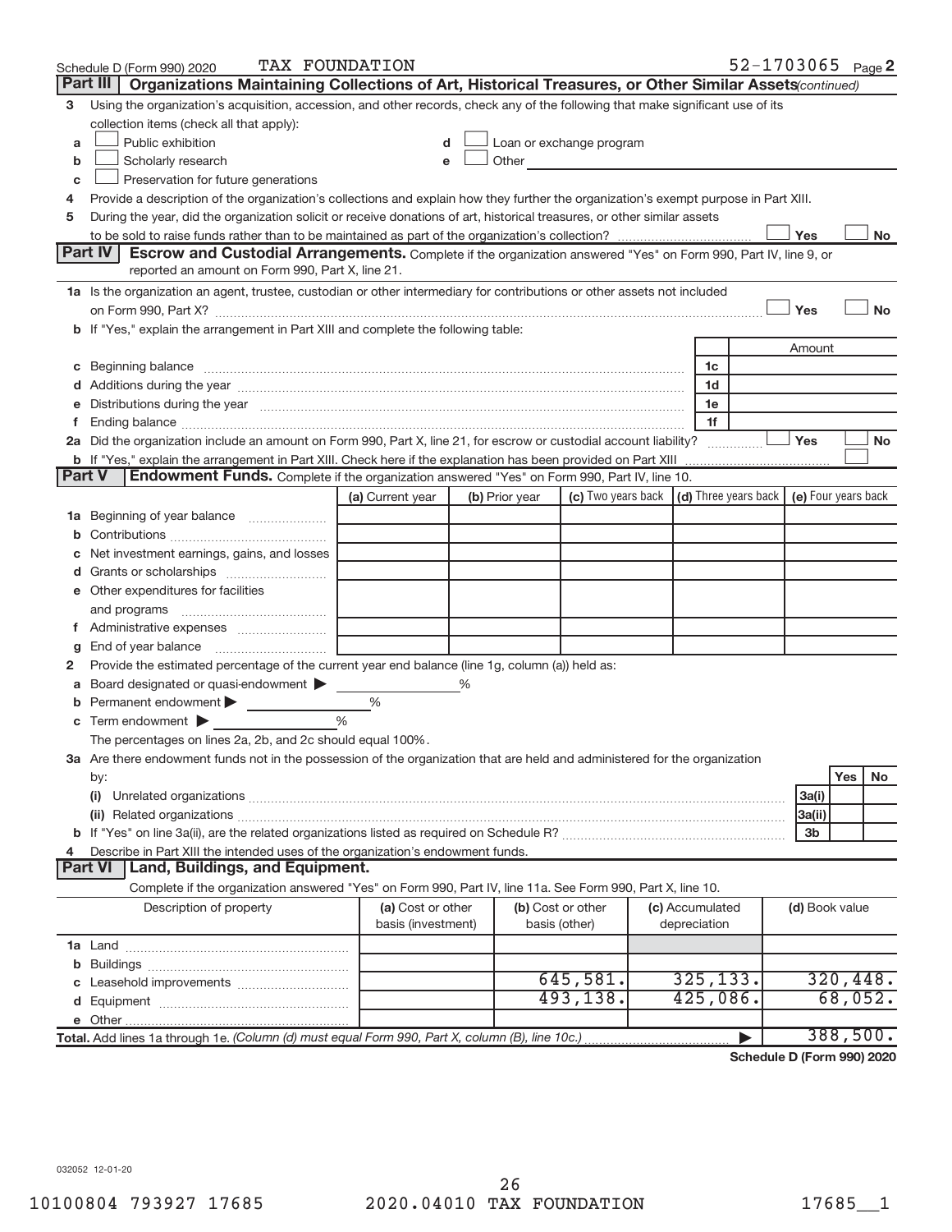Schedule D (Form 990) 2020 TAX FOUNDATION 52-1703065 Page 2

**Part III — Organizations Maintaining Collections of Art, Historical Treasures, or Other Similar Assets** *(continued)*

3 Using the organization's acquisition, accession, and other records, check any of the following that make significant use of its collection items (check all that apply):

- a ☐ Public exhibition
- b ☐ Scholarly research
- c ☐ Preservation for future generations
- d ☐ Loan or exchange program
- e ☐ Other

4 Provide a description of the organization's collections and explain how they further the organization's exempt purpose in Part XIII.

5 During the year, did the organization solicit or receive donations of art, historical treasures, or other similar assets to be sold to raise funds rather than to be maintained as part of the organization's collection? ☐ Yes ☐ No

**Part IV — Escrow and Custodial Arrangements.** Complete if the organization answered "Yes" on Form 990, Part IV, line 9, or reported an amount on Form 990, Part X, line 21.

1a Is the organization an agent, trustee, custodian or other intermediary for contributions or other assets not included on Form 990, Part X? ☐ Yes ☐ No

b If "Yes," explain the arrangement in Part XIII and complete the following table:

| | | Amount |
|---|---|---|
| c Beginning balance | 1c | |
| d Additions during the year | 1d | |
| e Distributions during the year | 1e | |
| f Ending balance | 1f | |

2a Did the organization include an amount on Form 990, Part X, line 21, for escrow or custodial account liability? ☐ Yes ☐ No

b If "Yes," explain the arrangement in Part XIII. Check here if the explanation has been provided on Part XIII ☐

**Part V — Endowment Funds.** Complete if the organization answered "Yes" on Form 990, Part IV, line 10.

| | (a) Current year | (b) Prior year | (c) Two years back | (d) Three years back | (e) Four years back |
|---|---|---|---|---|---|
| 1a Beginning of year balance | | | | | |
| b Contributions | | | | | |
| c Net investment earnings, gains, and losses | | | | | |
| d Grants or scholarships | | | | | |
| e Other expenditures for facilities and programs | | | | | |
| f Administrative expenses | | | | | |
| g End of year balance | | | | | |

2 Provide the estimated percentage of the current year end balance (line 1g, column (a)) held as:

a Board designated or quasi-endowment ▶ %

b Permanent endowment ▶ %

c Term endowment ▶ %

The percentages on lines 2a, 2b, and 2c should equal 100%.

3a Are there endowment funds not in the possession of the organization that are held and administered for the organization by:

| | | Yes | No |
|---|---|---|---|
| (i) Unrelated organizations | 3a(i) | | |
| (ii) Related organizations | 3a(ii) | | |
| b If "Yes" on line 3a(ii), are the related organizations listed as required on Schedule R? | 3b | | |

4 Describe in Part XIII the intended uses of the organization's endowment funds.

**Part VI — Land, Buildings, and Equipment.**

Complete if the organization answered "Yes" on Form 990, Part IV, line 11a. See Form 990, Part X, line 10.

| Description of property | (a) Cost or other basis (investment) | (b) Cost or other basis (other) | (c) Accumulated depreciation | (d) Book value |
|---|---|---|---|---|
| 1a Land | | | | |
| b Buildings | | | | |
| c Leasehold improvements | | 645,581. | 325,133. | 320,448. |
| d Equipment | | 493,138. | 425,086. | 68,052. |
| e Other | | | | |
| **Total.** Add lines 1a through 1e. *(Column (d) must equal Form 990, Part X, column (B), line 10c.)* | | | ▶ | 388,500. |

**Schedule D (Form 990) 2020**

032052 12-01-20

10100804 793927 17685 2020.04010 TAX FOUNDATION 17685__1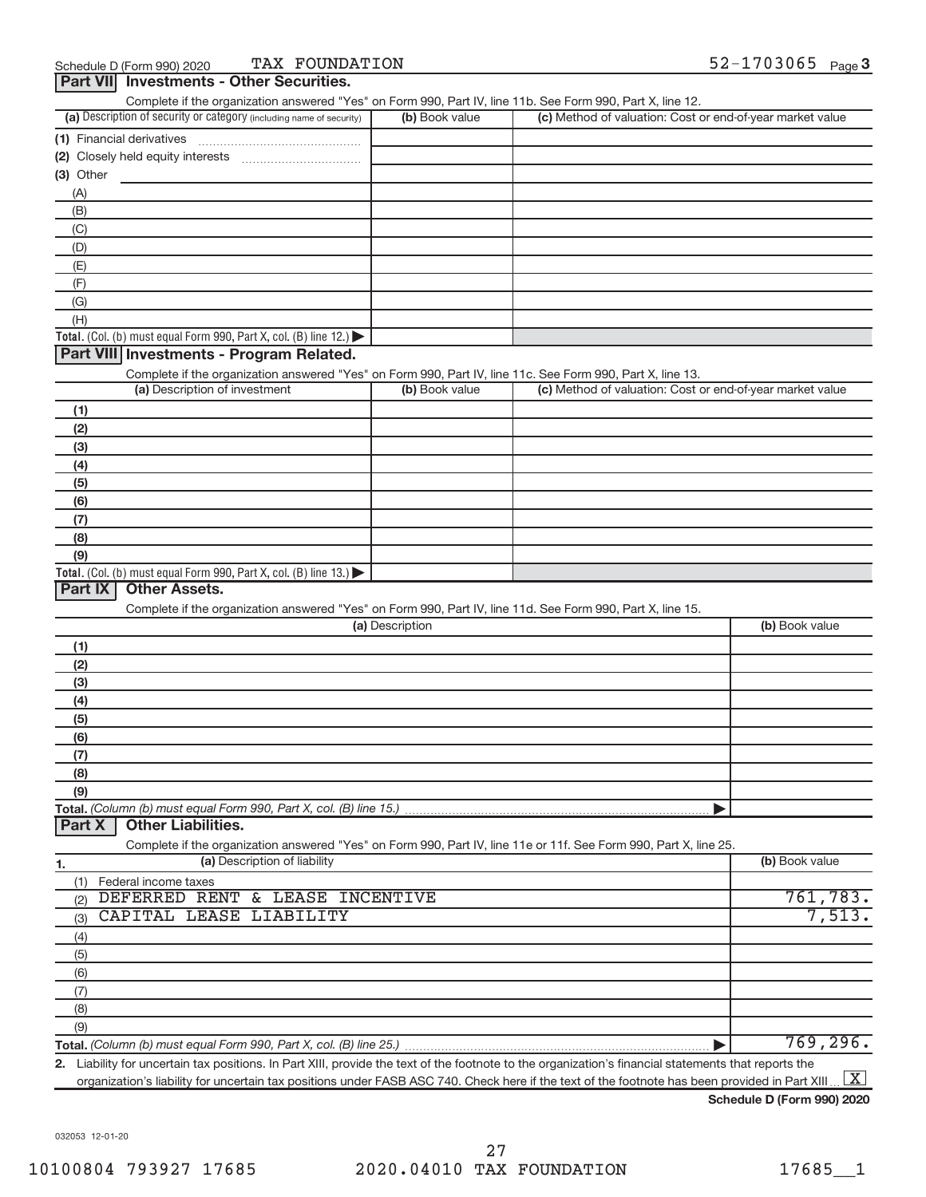Schedule D (Form 990) 2020 TAX FOUNDATION 52-1703065 Page 3

## Part VII Investments - Other Securities.

Complete if the organization answered "Yes" on Form 990, Part IV, line 11b. See Form 990, Part X, line 12.

| (a) Description of security or category (including name of security) | (b) Book value | (c) Method of valuation: Cost or end-of-year market value |
|---|---|---|
| (1) Financial derivatives | | |
| (2) Closely held equity interests | | |
| (3) Other | | |
| (A) | | |
| (B) | | |
| (C) | | |
| (D) | | |
| (E) | | |
| (F) | | |
| (G) | | |
| (H) | | |
| **Total.** (Col. (b) must equal Form 990, Part X, col. (B) line 12.) | | |

## Part VIII Investments - Program Related.

Complete if the organization answered "Yes" on Form 990, Part IV, line 11c. See Form 990, Part X, line 13.

| (a) Description of investment | (b) Book value | (c) Method of valuation: Cost or end-of-year market value |
|---|---|---|
| (1) | | |
| (2) | | |
| (3) | | |
| (4) | | |
| (5) | | |
| (6) | | |
| (7) | | |
| (8) | | |
| (9) | | |
| **Total.** (Col. (b) must equal Form 990, Part X, col. (B) line 13.) | | |

## Part IX Other Assets.

Complete if the organization answered "Yes" on Form 990, Part IV, line 11d. See Form 990, Part X, line 15.

| (a) Description | (b) Book value |
|---|---|
| (1) | |
| (2) | |
| (3) | |
| (4) | |
| (5) | |
| (6) | |
| (7) | |
| (8) | |
| (9) | |
| **Total.** *(Column (b) must equal Form 990, Part X, col. (B) line 15.)* | |

## Part X Other Liabilities.

Complete if the organization answered "Yes" on Form 990, Part IV, line 11e or 11f. See Form 990, Part X, line 25.

| 1. (a) Description of liability | (b) Book value |
|---|---|
| (1) Federal income taxes | |
| (2) DEFERRED RENT & LEASE INCENTIVE | 761,783. |
| (3) CAPITAL LEASE LIABILITY | 7,513. |
| (4) | |
| (5) | |
| (6) | |
| (7) | |
| (8) | |
| (9) | |
| **Total.** *(Column (b) must equal Form 990, Part X, col. (B) line 25.)* | 769,296. |

2. Liability for uncertain tax positions. In Part XIII, provide the text of the footnote to the organization's financial statements that reports the organization's liability for uncertain tax positions under FASB ASC 740. Check here if the text of the footnote has been provided in Part XIII [X]

**Schedule D (Form 990) 2020**

032053 12-01-20

10100804 793927 17685 2020.04010 TAX FOUNDATION 17685__1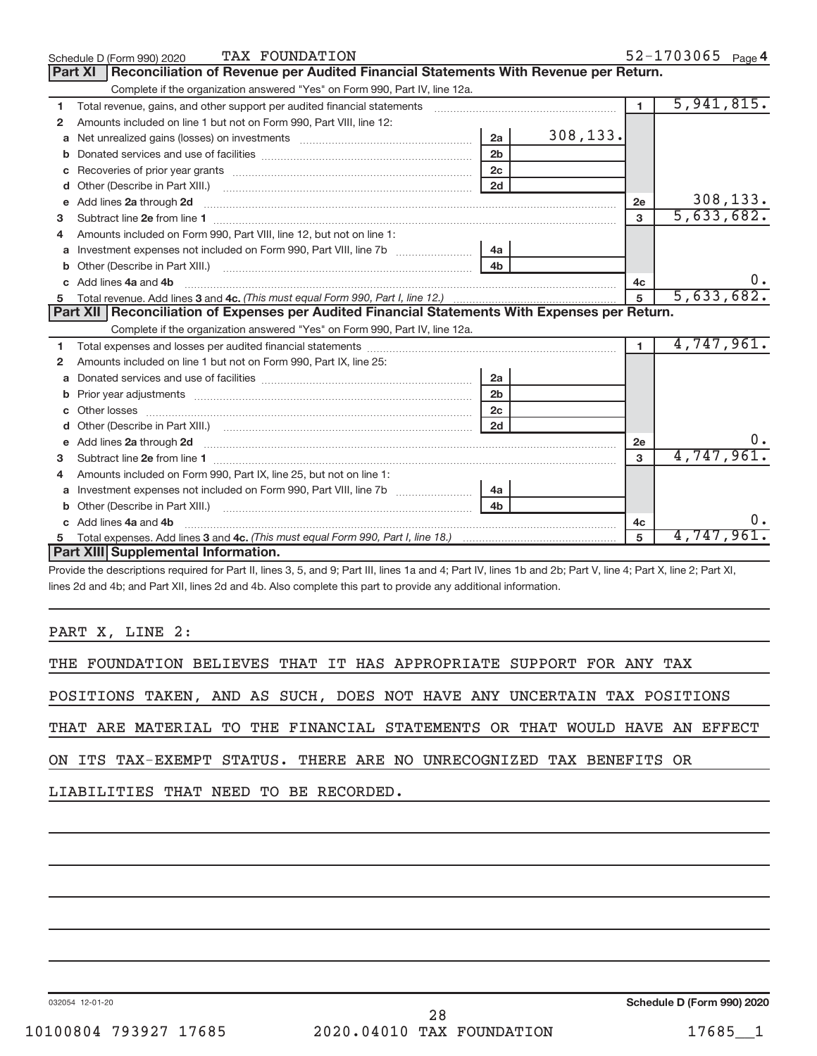Schedule D (Form 990) 2020 TAX FOUNDATION 52-1703065 Page 4

## Part XI Reconciliation of Revenue per Audited Financial Statements With Revenue per Return.

Complete if the organization answered "Yes" on Form 990, Part IV, line 12a.

| | | | | | |
|---|---|---|---|---|---|
| 1 | Total revenue, gains, and other support per audited financial statements | | | 1 | 5,941,815. |
| 2 | Amounts included on line 1 but not on Form 990, Part VIII, line 12: | | | | |
| a | Net unrealized gains (losses) on investments | 2a | 308,133. | | |
| b | Donated services and use of facilities | 2b | | | |
| c | Recoveries of prior year grants | 2c | | | |
| d | Other (Describe in Part XIII.) | 2d | | | |
| e | Add lines 2a through 2d | | | 2e | 308,133. |
| 3 | Subtract line 2e from line 1 | | | 3 | 5,633,682. |
| 4 | Amounts included on Form 990, Part VIII, line 12, but not on line 1: | | | | |
| a | Investment expenses not included on Form 990, Part VIII, line 7b | 4a | | | |
| b | Other (Describe in Part XIII.) | 4b | | | |
| c | Add lines 4a and 4b | | | 4c | 0. |
| 5 | Total revenue. Add lines 3 and 4c. *(This must equal Form 990, Part I, line 12.)* | | | 5 | 5,633,682. |

## Part XII Reconciliation of Expenses per Audited Financial Statements With Expenses per Return.

Complete if the organization answered "Yes" on Form 990, Part IV, line 12a.

| | | | | | |
|---|---|---|---|---|---|
| 1 | Total expenses and losses per audited financial statements | | | 1 | 4,747,961. |
| 2 | Amounts included on line 1 but not on Form 990, Part IX, line 25: | | | | |
| a | Donated services and use of facilities | 2a | | | |
| b | Prior year adjustments | 2b | | | |
| c | Other losses | 2c | | | |
| d | Other (Describe in Part XIII.) | 2d | | | |
| e | Add lines 2a through 2d | | | 2e | 0. |
| 3 | Subtract line 2e from line 1 | | | 3 | 4,747,961. |
| 4 | Amounts included on Form 990, Part IX, line 25, but not on line 1: | | | | |
| a | Investment expenses not included on Form 990, Part VIII, line 7b | 4a | | | |
| b | Other (Describe in Part XIII.) | 4b | | | |
| c | Add lines 4a and 4b | | | 4c | 0. |
| 5 | Total expenses. Add lines 3 and 4c. *(This must equal Form 990, Part I, line 18.)* | | | 5 | 4,747,961. |

## Part XIII Supplemental Information.

Provide the descriptions required for Part II, lines 3, 5, and 9; Part III, lines 1a and 4; Part IV, lines 1b and 2b; Part V, line 4; Part X, line 2; Part XI, lines 2d and 4b; and Part XII, lines 2d and 4b. Also complete this part to provide any additional information.

PART X, LINE 2:

THE FOUNDATION BELIEVES THAT IT HAS APPROPRIATE SUPPORT FOR ANY TAX POSITIONS TAKEN, AND AS SUCH, DOES NOT HAVE ANY UNCERTAIN TAX POSITIONS THAT ARE MATERIAL TO THE FINANCIAL STATEMENTS OR THAT WOULD HAVE AN EFFECT ON ITS TAX-EXEMPT STATUS. THERE ARE NO UNRECOGNIZED TAX BENEFITS OR LIABILITIES THAT NEED TO BE RECORDED.

032054 12-01-20 Schedule D (Form 990) 2020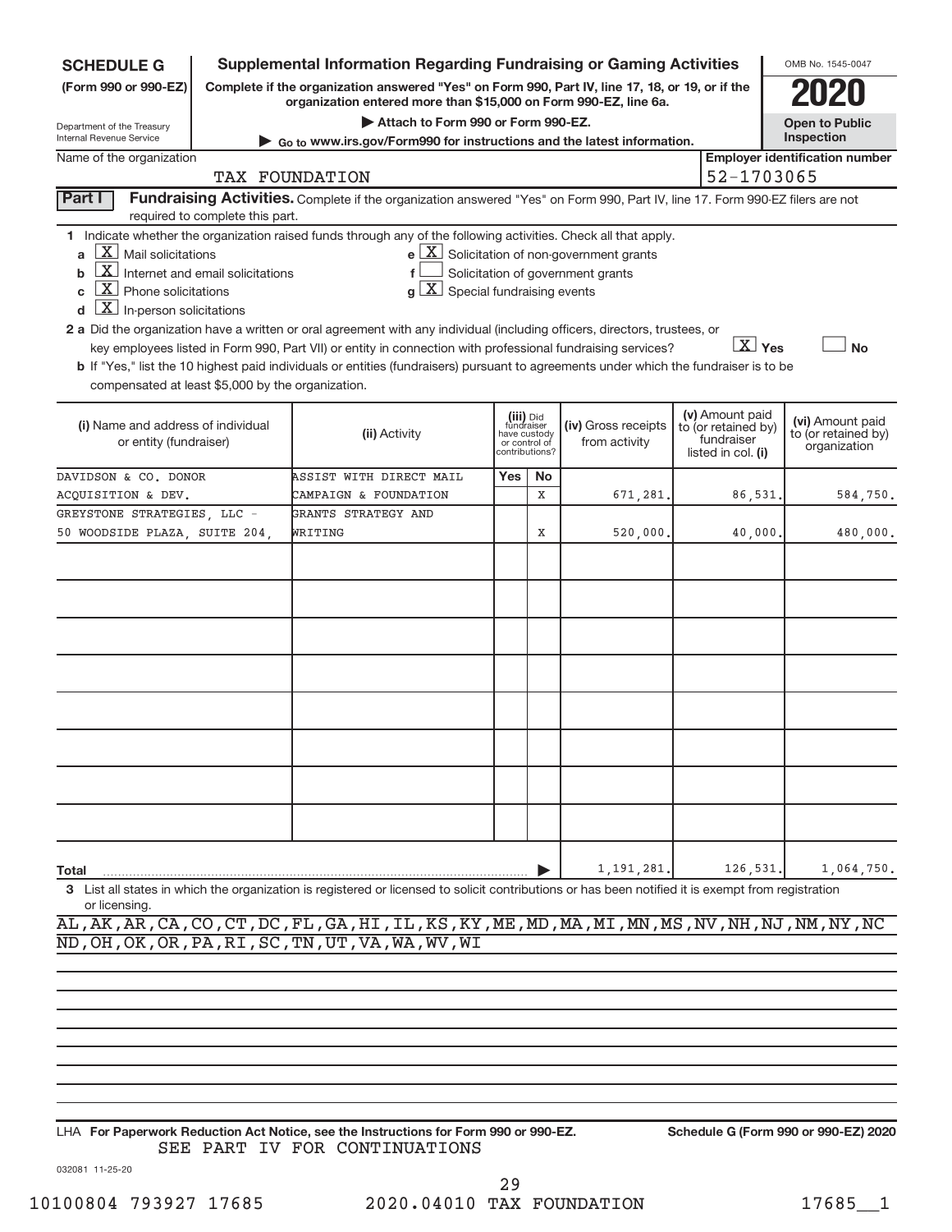**SCHEDULE G** (Form 990 or 990-EZ)

Department of the Treasury
Internal Revenue Service

# Supplemental Information Regarding Fundraising or Gaming Activities

**Complete if the organization answered "Yes" on Form 990, Part IV, line 17, 18, or 19, or if the organization entered more than $15,000 on Form 990-EZ, line 6a.**

▶ Attach to Form 990 or Form 990-EZ.

▶ Go to www.irs.gov/Form990 for instructions and the latest information.

OMB No. 1545-0047

**2020**

**Open to Public Inspection**

Name of the organization: TAX FOUNDATION

Employer identification number: 52-1703065

**Part I** **Fundraising Activities.** Complete if the organization answered "Yes" on Form 990, Part IV, line 17. Form 990-EZ filers are not required to complete this part.

1 Indicate whether the organization raised funds through any of the following activities. Check all that apply.

- a [X] Mail solicitations
- b [X] Internet and email solicitations
- c [X] Phone solicitations
- d [X] In-person solicitations
- e [X] Solicitation of non-government grants
- f [ ] Solicitation of government grants
- g [X] Special fundraising events

2 a Did the organization have a written or oral agreement with any individual (including officers, directors, trustees, or key employees listed in Form 990, Part VII) or entity in connection with professional fundraising services? [X] Yes [ ] No

b If "Yes," list the 10 highest paid individuals or entities (fundraisers) pursuant to agreements under which the fundraiser is to be compensated at least $5,000 by the organization.

| (i) Name and address of individual or entity (fundraiser) | (ii) Activity | (iii) Did fundraiser have custody or control of contributions? Yes | No | (iv) Gross receipts from activity | (v) Amount paid to (or retained by) fundraiser listed in col. (i) | (vi) Amount paid to (or retained by) organization |
|---|---|---|---|---|---|---|
| DAVIDSON & CO. DONOR ACQUISITION & DEV. | ASSIST WITH DIRECT MAIL CAMPAIGN & FOUNDATION | | X | 671,281. | 86,531. | 584,750. |
| GREYSTONE STRATEGIES, LLC - 50 WOODSIDE PLAZA, SUITE 204, | GRANTS STRATEGY AND WRITING | | X | 520,000. | 40,000. | 480,000. |
| | | | | | | |
| | | | | | | |
| | | | | | | |
| | | | | | | |
| | | | | | | |
| | | | | | | |
| | | | | | | |
| | | | | | | |
| **Total** | | | | 1,191,281. | 126,531. | 1,064,750. |

3 List all states in which the organization is registered or licensed to solicit contributions or has been notified it is exempt from registration or licensing.

AL,AK,AR,CA,CO,CT,DC,FL,GA,HI,IL,KS,KY,ME,MD,MA,MI,MN,MS,NV,NH,NJ,NM,NY,NC
ND,OH,OK,OR,PA,RI,SC,TN,UT,VA,WA,WV,WI

LHA **For Paperwork Reduction Act Notice, see the Instructions for Form 990 or 990-EZ.** **Schedule G (Form 990 or 990-EZ) 2020**

SEE PART IV FOR CONTINUATIONS

032081 11-25-20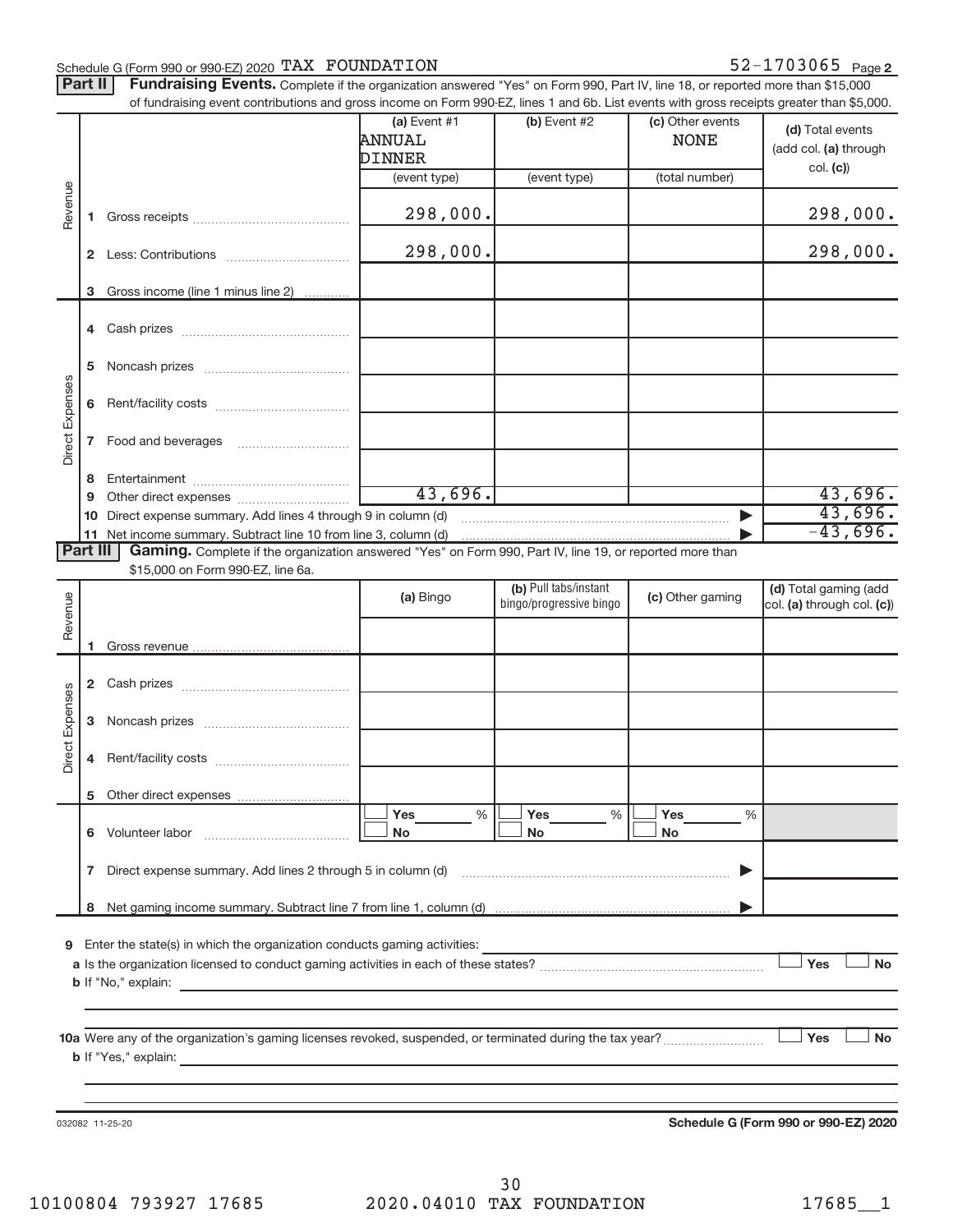Schedule G (Form 990 or 990-EZ) 2020 TAX FOUNDATION 52-1703065 Page 2

**Part II** **Fundraising Events.** Complete if the organization answered "Yes" on Form 990, Part IV, line 18, or reported more than $15,000 of fundraising event contributions and gross income on Form 990-EZ, lines 1 and 6b. List events with gross receipts greater than $5,000.

| | | (a) Event #1 ANNUAL DINNER (event type) | (b) Event #2 (event type) | (c) Other events NONE (total number) | (d) Total events (add col. (a) through col. (c)) |
|---|---|---|---|---|---|
| Revenue | 1 Gross receipts | 298,000. | | | 298,000. |
| | 2 Less: Contributions | 298,000. | | | 298,000. |
| | 3 Gross income (line 1 minus line 2) | | | | |
| Direct Expenses | 4 Cash prizes | | | | |
| | 5 Noncash prizes | | | | |
| | 6 Rent/facility costs | | | | |
| | 7 Food and beverages | | | | |
| | 8 Entertainment | | | | |
| | 9 Other direct expenses | 43,696. | | | 43,696. |
| | 10 Direct expense summary. Add lines 4 through 9 in column (d) | | | ▶ | 43,696. |
| | 11 Net income summary. Subtract line 10 from line 3, column (d) | | | ▶ | -43,696. |

**Part III** **Gaming.** Complete if the organization answered "Yes" on Form 990, Part IV, line 19, or reported more than $15,000 on Form 990-EZ, line 6a.

| | | (a) Bingo | (b) Pull tabs/instant bingo/progressive bingo | (c) Other gaming | (d) Total gaming (add col. (a) through col. (c)) |
|---|---|---|---|---|---|
| Revenue | 1 Gross revenue | | | | |
| Direct Expenses | 2 Cash prizes | | | | |
| | 3 Noncash prizes | | | | |
| | 4 Rent/facility costs | | | | |
| | 5 Other direct expenses | | | | |
| | 6 Volunteer labor | ☐ Yes ___ % ☐ No | ☐ Yes ___ % ☐ No | ☐ Yes ___ % ☐ No | |
| | 7 Direct expense summary. Add lines 2 through 5 in column (d) | | | ▶ | |
| | 8 Net gaming income summary. Subtract line 7 from line 1, column (d) | | | ▶ | |

9 Enter the state(s) in which the organization conducts gaming activities: ____________

a Is the organization licensed to conduct gaming activities in each of these states? ☐ Yes ☐ No

b If "No," explain: ____________

10a Were any of the organization's gaming licenses revoked, suspended, or terminated during the tax year? ☐ Yes ☐ No

b If "Yes," explain: ____________

032082 11-25-20 **Schedule G (Form 990 or 990-EZ) 2020**

10100804 793927 17685 2020.04010 TAX FOUNDATION 17685__1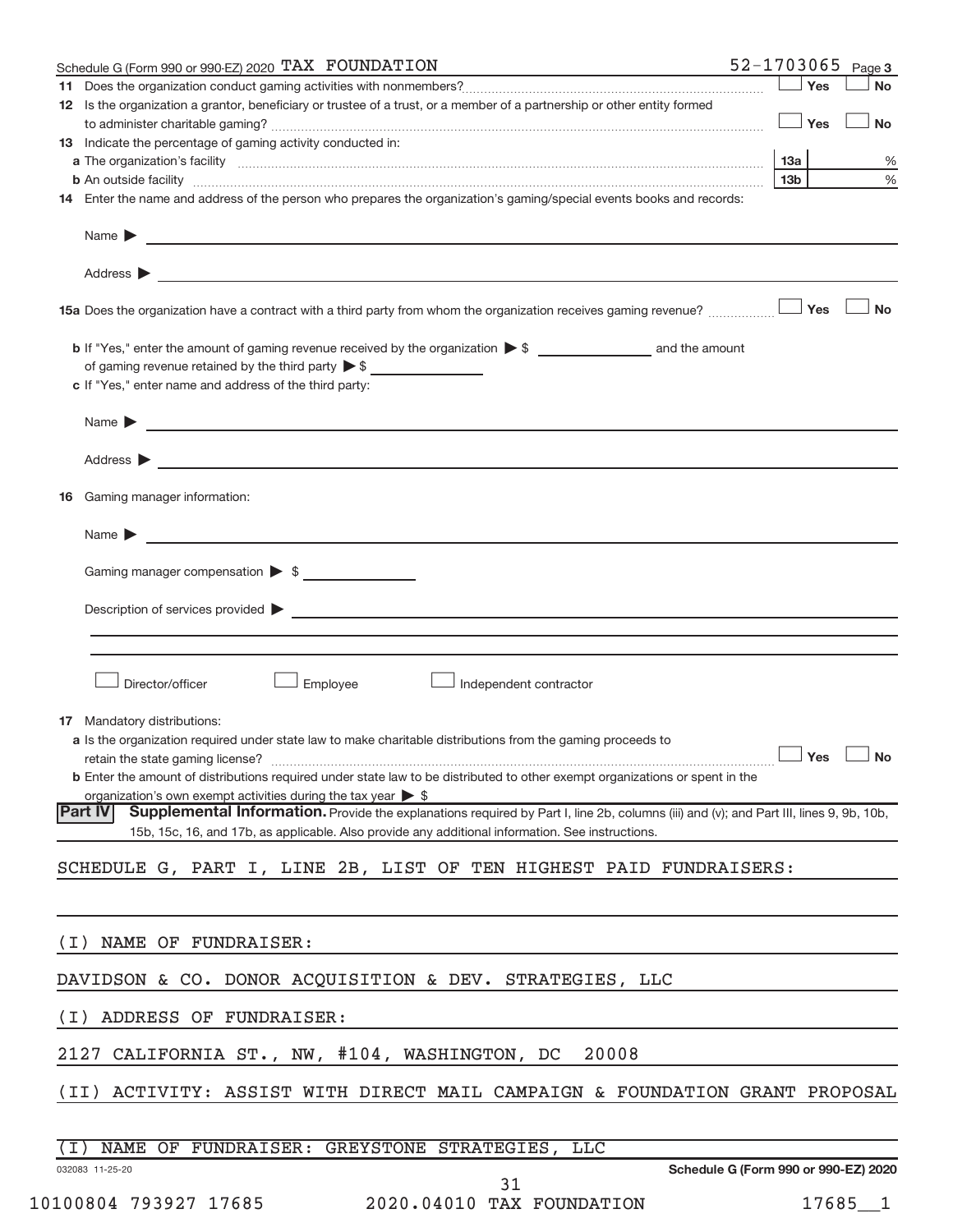Schedule G (Form 990 or 990-EZ) 2020 TAX FOUNDATION 52-1703065 Page 3

**11** Does the organization conduct gaming activities with nonmembers? ☐ Yes ☐ No

**12** Is the organization a grantor, beneficiary or trustee of a trust, or a member of a partnership or other entity formed to administer charitable gaming? ☐ Yes ☐ No

**13** Indicate the percentage of gaming activity conducted in:

**a** The organization's facility **13a** %

**b** An outside facility **13b** %

**14** Enter the name and address of the person who prepares the organization's gaming/special events books and records:

Name ▶

Address ▶

**15a** Does the organization have a contract with a third party from whom the organization receives gaming revenue? ☐ Yes ☐ No

**b** If "Yes," enter the amount of gaming revenue received by the organization ▶ $ ______ and the amount of gaming revenue retained by the third party ▶ $ ______

**c** If "Yes," enter name and address of the third party:

Name ▶

Address ▶

**16** Gaming manager information:

Name ▶

Gaming manager compensation ▶ $

Description of services provided ▶

☐ Director/officer ☐ Employee ☐ Independent contractor

**17** Mandatory distributions:

**a** Is the organization required under state law to make charitable distributions from the gaming proceeds to retain the state gaming license? ☐ Yes ☐ No

**b** Enter the amount of distributions required under state law to be distributed to other exempt organizations or spent in the organization's own exempt activities during the tax year ▶ $

**Part IV** **Supplemental Information.** Provide the explanations required by Part I, line 2b, columns (iii) and (v); and Part III, lines 9, 9b, 10b, 15b, 15c, 16, and 17b, as applicable. Also provide any additional information. See instructions.

SCHEDULE G, PART I, LINE 2B, LIST OF TEN HIGHEST PAID FUNDRAISERS:

(I) NAME OF FUNDRAISER:

DAVIDSON & CO. DONOR ACQUISITION & DEV. STRATEGIES, LLC

(I) ADDRESS OF FUNDRAISER:

2127 CALIFORNIA ST., NW, #104, WASHINGTON, DC 20008

(II) ACTIVITY: ASSIST WITH DIRECT MAIL CAMPAIGN & FOUNDATION GRANT PROPOSAL

(I) NAME OF FUNDRAISER: GREYSTONE STRATEGIES, LLC

032083 11-25-20 Schedule G (Form 990 or 990-EZ) 2020

10100804 793927 17685 2020.04010 TAX FOUNDATION 17685__1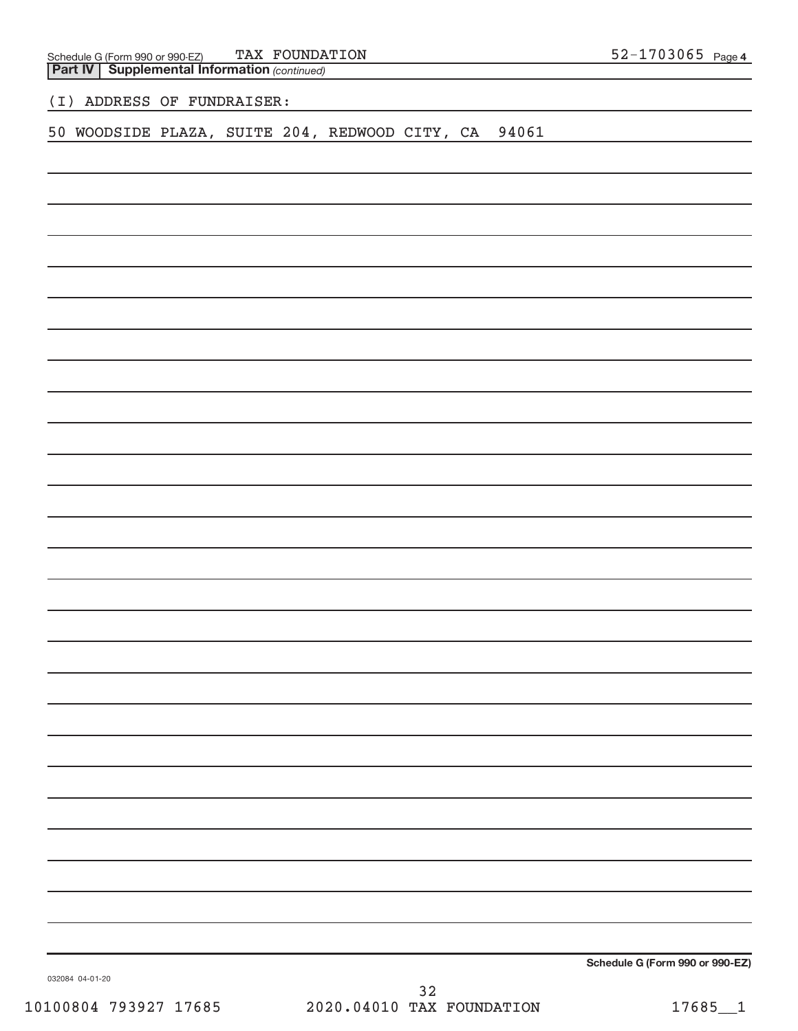**Part IV | Supplemental Information** *(continued)*

(I) ADDRESS OF FUNDRAISER:

50 WOODSIDE PLAZA, SUITE 204, REDWOOD CITY, CA 94061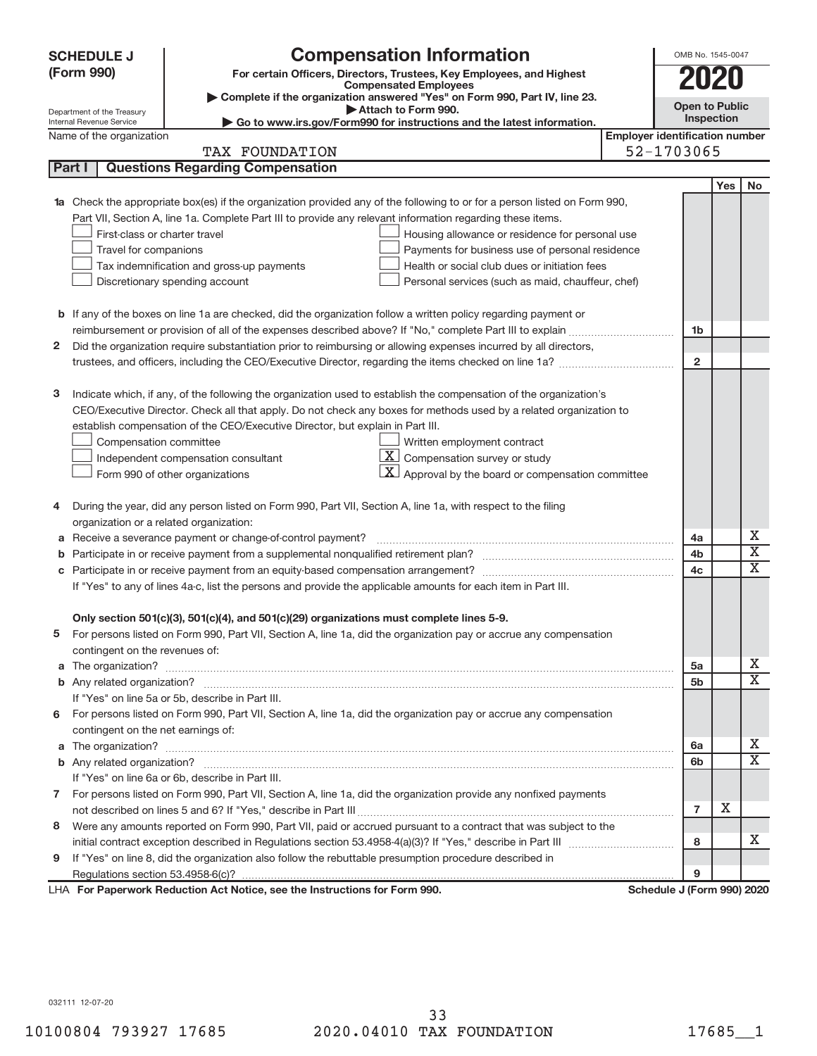**SCHEDULE J (Form 990)**

Department of the Treasury
Internal Revenue Service

# Compensation Information

**For certain Officers, Directors, Trustees, Key Employees, and Highest Compensated Employees**

▶ **Complete if the organization answered "Yes" on Form 990, Part IV, line 23.**

▶ **Attach to Form 990.**

▶ **Go to www.irs.gov/Form990 for instructions and the latest information.**

OMB No. 1545-0047

**2020**

**Open to Public Inspection**

Name of the organization: TAX FOUNDATION

**Employer identification number:** 52-1703065

## Part I | Questions Regarding Compensation

| | | | Yes | No |
|---|---|---|---|---|
| **1a** | Check the appropriate box(es) if the organization provided any of the following to or for a person listed on Form 990, Part VII, Section A, line 1a. Complete Part III to provide any relevant information regarding these items.<br>☐ First-class or charter travel ☐ Housing allowance or residence for personal use<br>☐ Travel for companions ☐ Payments for business use of personal residence<br>☐ Tax indemnification and gross-up payments ☐ Health or social club dues or initiation fees<br>☐ Discretionary spending account ☐ Personal services (such as maid, chauffeur, chef) | | | |
| **b** | If any of the boxes on line 1a are checked, did the organization follow a written policy regarding payment or reimbursement or provision of all of the expenses described above? If "No," complete Part III to explain | 1b | | |
| **2** | Did the organization require substantiation prior to reimbursing or allowing expenses incurred by all directors, trustees, and officers, including the CEO/Executive Director, regarding the items checked on line 1a? | 2 | | |
| **3** | Indicate which, if any, of the following the organization used to establish the compensation of the organization's CEO/Executive Director. Check all that apply. Do not check any boxes for methods used by a related organization to establish compensation of the CEO/Executive Director, but explain in Part III.<br>☐ Compensation committee ☐ Written employment contract<br>☐ Independent compensation consultant ☒ Compensation survey or study<br>☐ Form 990 of other organizations ☒ Approval by the board or compensation committee | | | |
| **4** | During the year, did any person listed on Form 990, Part VII, Section A, line 1a, with respect to the filing organization or a related organization: | | | |
| **a** | Receive a severance payment or change-of-control payment? | 4a | | X |
| **b** | Participate in or receive payment from a supplemental nonqualified retirement plan? | 4b | | X |
| **c** | Participate in or receive payment from an equity-based compensation arrangement? | 4c | | X |
| | If "Yes" to any of lines 4a-c, list the persons and provide the applicable amounts for each item in Part III. | | | |
| | **Only section 501(c)(3), 501(c)(4), and 501(c)(29) organizations must complete lines 5-9.** | | | |
| **5** | For persons listed on Form 990, Part VII, Section A, line 1a, did the organization pay or accrue any compensation contingent on the revenues of: | | | |
| **a** | The organization? | 5a | | X |
| **b** | Any related organization? | 5b | | X |
| | If "Yes" on line 5a or 5b, describe in Part III. | | | |
| **6** | For persons listed on Form 990, Part VII, Section A, line 1a, did the organization pay or accrue any compensation contingent on the net earnings of: | | | |
| **a** | The organization? | 6a | | X |
| **b** | Any related organization? | 6b | | X |
| | If "Yes" on line 6a or 6b, describe in Part III. | | | |
| **7** | For persons listed on Form 990, Part VII, Section A, line 1a, did the organization provide any nonfixed payments not described on lines 5 and 6? If "Yes," describe in Part III | 7 | X | |
| **8** | Were any amounts reported on Form 990, Part VII, paid or accrued pursuant to a contract that was subject to the initial contract exception described in Regulations section 53.4958-4(a)(3)? If "Yes," describe in Part III | 8 | | X |
| **9** | If "Yes" on line 8, did the organization also follow the rebuttable presumption procedure described in Regulations section 53.4958-6(c)? | 9 | | |

LHA **For Paperwork Reduction Act Notice, see the Instructions for Form 990.** **Schedule J (Form 990) 2020**

032111 12-07-20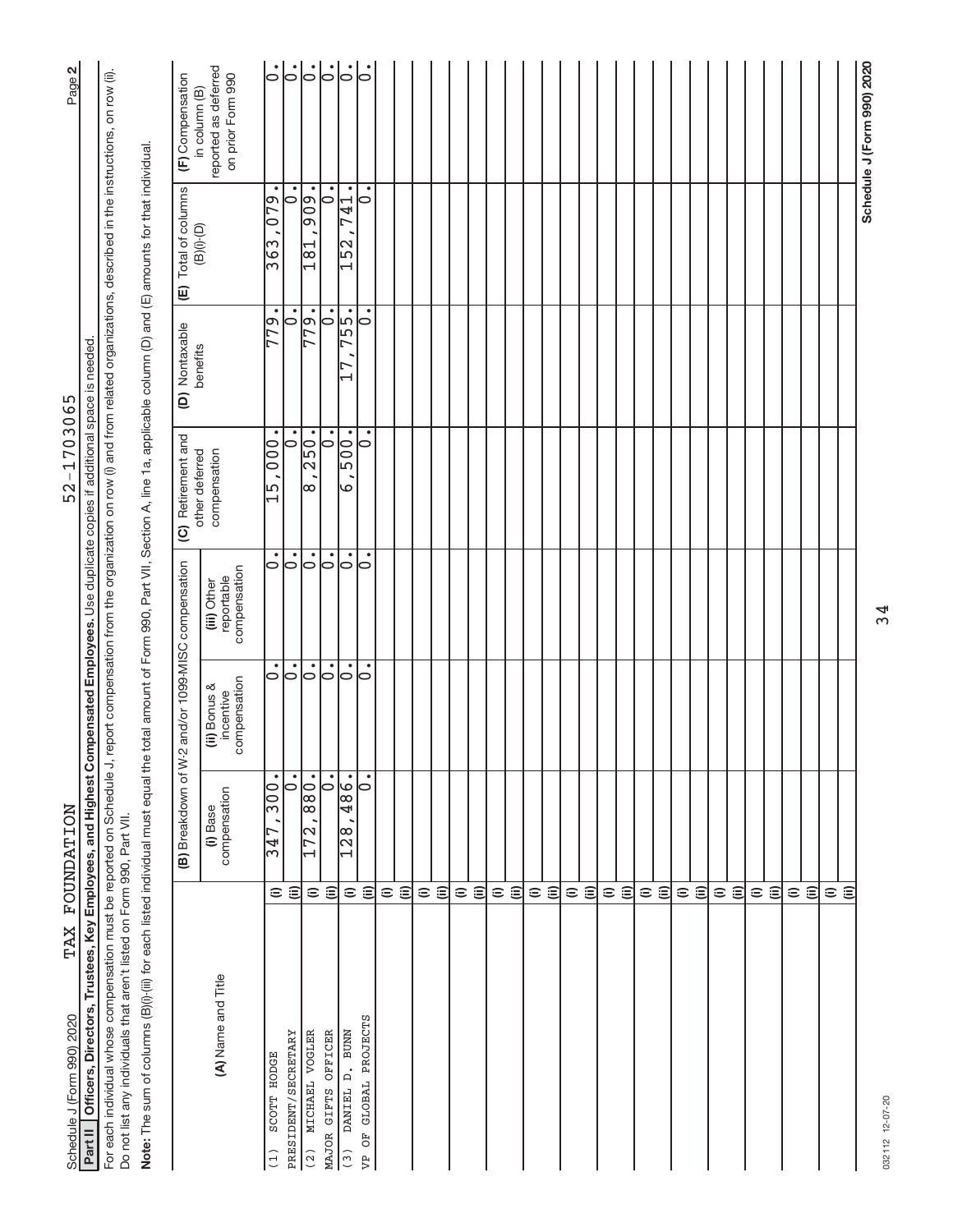Schedule J (Form 990) 2020 TAX FOUNDATION 52-1703065 Page 2

**Part II** **Officers, Directors, Trustees, Key Employees, and Highest Compensated Employees.** Use duplicate copies if additional space is needed.

For each individual whose compensation must be reported on Schedule J, report compensation from the organization on row (i) and from related organizations, described in the instructions, on row (ii).
Do not list any individuals that aren't listed on Form 990, Part VII.

**Note:** The sum of columns (B)(i)-(iii) for each listed individual must equal the total amount of Form 990, Part VII, Section A, line 1a, applicable column (D) and (E) amounts for that individual.

| (A) Name and Title | | (B) Breakdown of W-2 and/or 1099-MISC compensation | | | (C) Retirement and other deferred compensation | (D) Nontaxable benefits | (E) Total of columns (B)(i)-(D) | (F) Compensation in column (B) reported as deferred on prior Form 990 |
|---|---|---|---|---|---|---|---|---|
| | | (i) Base compensation | (ii) Bonus & incentive compensation | (iii) Other reportable compensation | | | | |
| (1) SCOTT HODGE | (i) | 347,300. | 0. | 0. | 15,000. | 779. | 363,079. | 0. |
| PRESIDENT/SECRETARY | (ii) | 0. | 0. | 0. | 0. | 0. | 0. | 0. |
| (2) MICHAEL VOGLER | (i) | 172,880. | 0. | 0. | 8,250. | 779. | 181,909. | 0. |
| MAJOR GIFTS OFFICER | (ii) | 0. | 0. | 0. | 0. | 0. | 0. | 0. |
| (3) DANIEL D. BUNN | (i) | 128,486. | 0. | 0. | 6,500. | 17,755. | 152,741. | 0. |
| VP OF GLOBAL PROJECTS | (ii) | 0. | 0. | 0. | 0. | 0. | 0. | 0. |

032112 12-07-20 Schedule J (Form 990) 2020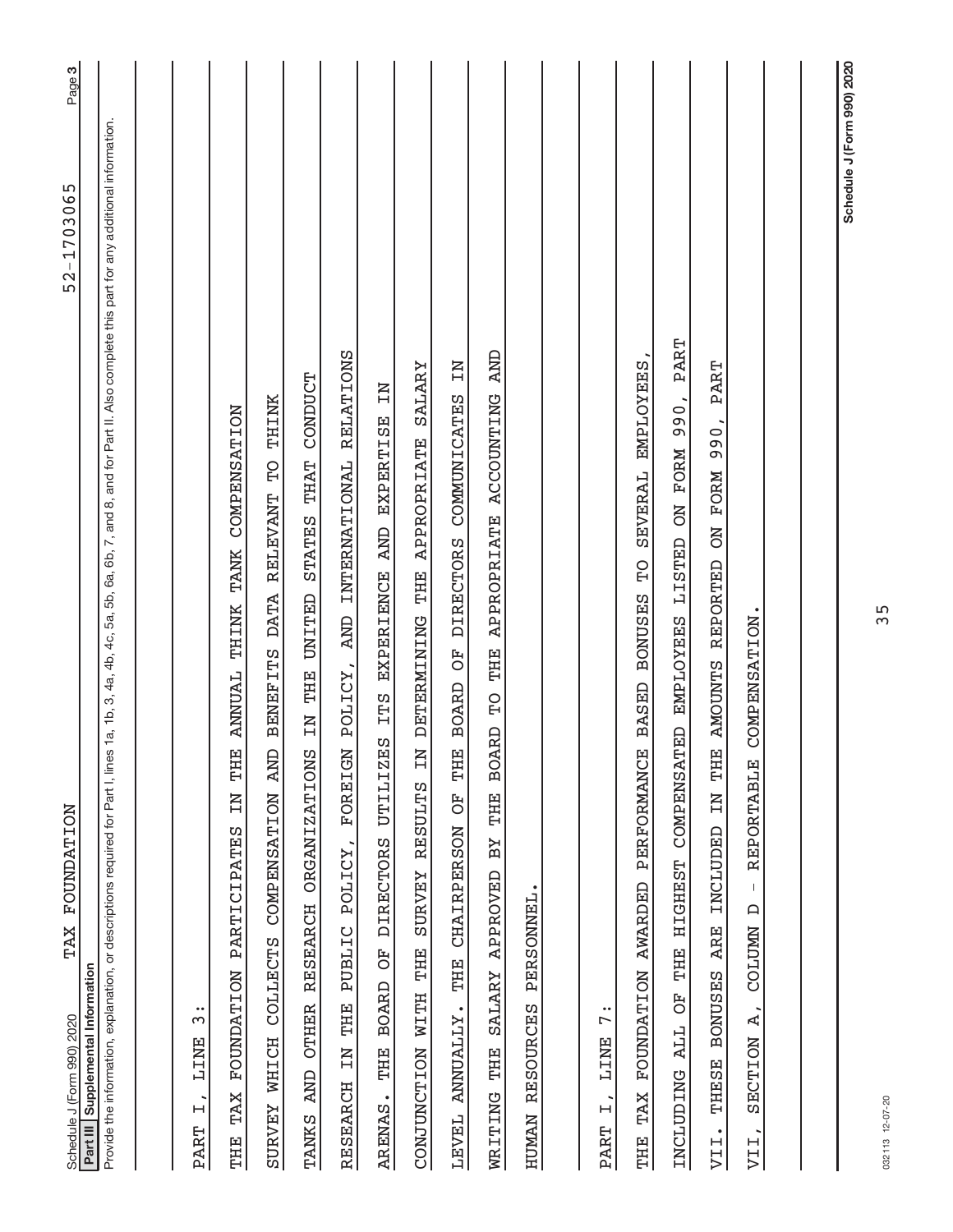Schedule J (Form 990) 2020 TAX FOUNDATION 52-1703065 Page 3

**Part III Supplemental Information**

Provide the information, explanation, or descriptions required for Part I, lines 1a, 1b, 3, 4a, 4b, 4c, 5a, 5b, 6a, 6b, 7, and 8, and for Part II. Also complete this part for any additional information.

PART I, LINE 3:

THE TAX FOUNDATION PARTICIPATES IN THE ANNUAL THINK TANK COMPENSATION SURVEY WHICH COLLECTS COMPENSATION AND BENEFITS DATA RELEVANT TO THINK TANKS AND OTHER RESEARCH ORGANIZATIONS IN THE UNITED STATES THAT CONDUCT RESEARCH IN THE PUBLIC POLICY, FOREIGN POLICY, AND INTERNATIONAL RELATIONS ARENAS. THE BOARD OF DIRECTORS UTILIZES ITS EXPERIENCE AND EXPERTISE IN CONJUNCTION WITH THE SURVEY RESULTS IN DETERMINING THE APPROPRIATE SALARY LEVEL ANNUALLY. THE CHAIRPERSON OF THE BOARD OF DIRECTORS COMMUNICATES IN WRITING THE SALARY APPROVED BY THE BOARD TO THE APPROPRIATE ACCOUNTING AND HUMAN RESOURCES PERSONNEL.

PART I, LINE 7:

THE TAX FOUNDATION AWARDED PERFORMANCE BASED BONUSES TO SEVERAL EMPLOYEES, INCLUDING ALL OF THE HIGHEST COMPENSATED EMPLOYEES LISTED ON FORM 990, PART VII. THESE BONUSES ARE INCLUDED IN THE AMOUNTS REPORTED ON FORM 990, PART VII, SECTION A, COLUMN D - REPORTABLE COMPENSATION.

Schedule J (Form 990) 2020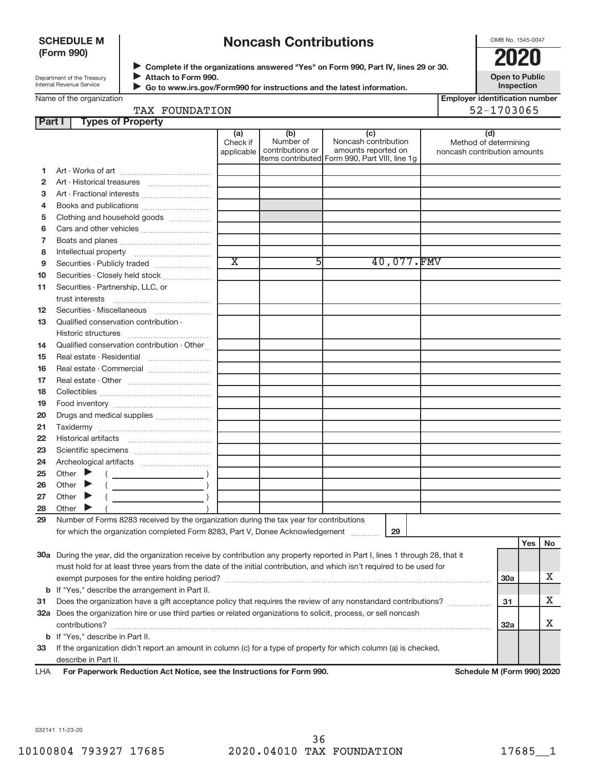**SCHEDULE M (Form 990)**

Department of the Treasury
Internal Revenue Service

# Noncash Contributions

▶ Complete if the organizations answered "Yes" on Form 990, Part IV, lines 29 or 30.
▶ Attach to Form 990.
▶ Go to www.irs.gov/Form990 for instructions and the latest information.

OMB No. 1545-0047

**2020**

**Open to Public Inspection**

Name of the organization: TAX FOUNDATION

Employer identification number: 52-1703065

## Part I Types of Property

| | | (a) Check if applicable | (b) Number of contributions or items contributed | (c) Noncash contribution amounts reported on Form 990, Part VIII, line 1g | (d) Method of determining noncash contribution amounts |
|---|---|---|---|---|---|
| 1 | Art - Works of art | | | | |
| 2 | Art - Historical treasures | | | | |
| 3 | Art - Fractional interests | | | | |
| 4 | Books and publications | | | | |
| 5 | Clothing and household goods | | | | |
| 6 | Cars and other vehicles | | | | |
| 7 | Boats and planes | | | | |
| 8 | Intellectual property | | | | |
| 9 | Securities - Publicly traded | X | 5 | 40,077. | FMV |
| 10 | Securities - Closely held stock | | | | |
| 11 | Securities - Partnership, LLC, or trust interests | | | | |
| 12 | Securities - Miscellaneous | | | | |
| 13 | Qualified conservation contribution - Historic structures | | | | |
| 14 | Qualified conservation contribution - Other | | | | |
| 15 | Real estate - Residential | | | | |
| 16 | Real estate - Commercial | | | | |
| 17 | Real estate - Other | | | | |
| 18 | Collectibles | | | | |
| 19 | Food inventory | | | | |
| 20 | Drugs and medical supplies | | | | |
| 21 | Taxidermy | | | | |
| 22 | Historical artifacts | | | | |
| 23 | Scientific specimens | | | | |
| 24 | Archeological artifacts | | | | |
| 25 | Other ▶ ( ) | | | | |
| 26 | Other ▶ ( ) | | | | |
| 27 | Other ▶ ( ) | | | | |
| 28 | Other ▶ ( ) | | | | |

29 Number of Forms 8283 received by the organization during the tax year for contributions for which the organization completed Form 8283, Part V, Donee Acknowledgement ..... 29

| | | | Yes | No |
|---|---|---|---|---|
| 30a | During the year, did the organization receive by contribution any property reported in Part I, lines 1 through 28, that it must hold for at least three years from the date of the initial contribution, and which isn't required to be used for exempt purposes for the entire holding period? | 30a | | X |
| b | If "Yes," describe the arrangement in Part II. | | | |
| 31 | Does the organization have a gift acceptance policy that requires the review of any nonstandard contributions? | 31 | | X |
| 32a | Does the organization hire or use third parties or related organizations to solicit, process, or sell noncash contributions? | 32a | | X |
| b | If "Yes," describe in Part II. | | | |
| 33 | If the organization didn't report an amount in column (c) for a type of property for which column (a) is checked, describe in Part II. | | | |

LHA **For Paperwork Reduction Act Notice, see the Instructions for Form 990.** **Schedule M (Form 990) 2020**

032141 11-23-20

10100804 793927 17685 2020.04010 TAX FOUNDATION 17685__1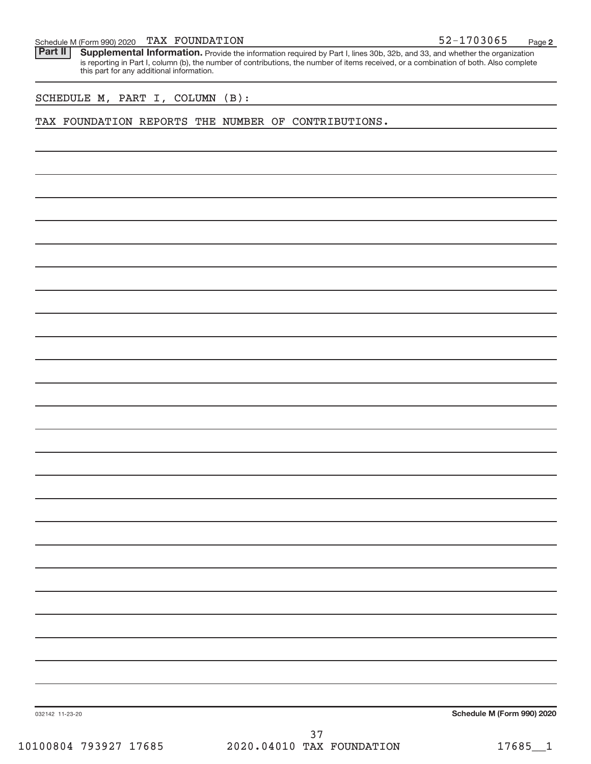Schedule M (Form 990) 2020 TAX FOUNDATION 52-1703065 Page 2

**Part II** **Supplemental Information.** Provide the information required by Part I, lines 30b, 32b, and 33, and whether the organization is reporting in Part I, column (b), the number of contributions, the number of items received, or a combination of both. Also complete this part for any additional information.

SCHEDULE M, PART I, COLUMN (B):

TAX FOUNDATION REPORTS THE NUMBER OF CONTRIBUTIONS.

032142 11-23-20

**Schedule M (Form 990) 2020**

10100804 793927 17685 2020.04010 TAX FOUNDATION 17685__1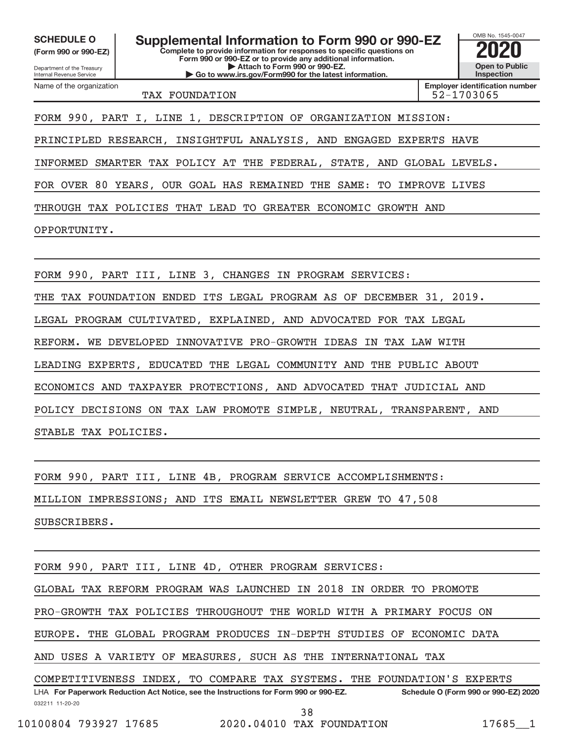**SCHEDULE O** (Form 990 or 990-EZ)

Department of the Treasury
Internal Revenue Service

# Supplemental Information to Form 990 or 990-EZ

**Complete to provide information for responses to specific questions on Form 990 or 990-EZ or to provide any additional information.**
**▶ Attach to Form 990 or 990-EZ.**
**▶ Go to www.irs.gov/Form990 for the latest information.**

OMB No. 1545-0047

**2020**

**Open to Public Inspection**

Name of the organization: TAX FOUNDATION

**Employer identification number:** 52-1703065

FORM 990, PART I, LINE 1, DESCRIPTION OF ORGANIZATION MISSION:

PRINCIPLED RESEARCH, INSIGHTFUL ANALYSIS, AND ENGAGED EXPERTS HAVE INFORMED SMARTER TAX POLICY AT THE FEDERAL, STATE, AND GLOBAL LEVELS. FOR OVER 80 YEARS, OUR GOAL HAS REMAINED THE SAME: TO IMPROVE LIVES THROUGH TAX POLICIES THAT LEAD TO GREATER ECONOMIC GROWTH AND OPPORTUNITY.

FORM 990, PART III, LINE 3, CHANGES IN PROGRAM SERVICES:

THE TAX FOUNDATION ENDED ITS LEGAL PROGRAM AS OF DECEMBER 31, 2019. LEGAL PROGRAM CULTIVATED, EXPLAINED, AND ADVOCATED FOR TAX LEGAL REFORM. WE DEVELOPED INNOVATIVE PRO-GROWTH IDEAS IN TAX LAW WITH LEADING EXPERTS, EDUCATED THE LEGAL COMMUNITY AND THE PUBLIC ABOUT ECONOMICS AND TAXPAYER PROTECTIONS, AND ADVOCATED THAT JUDICIAL AND POLICY DECISIONS ON TAX LAW PROMOTE SIMPLE, NEUTRAL, TRANSPARENT, AND STABLE TAX POLICIES.

FORM 990, PART III, LINE 4B, PROGRAM SERVICE ACCOMPLISHMENTS:

MILLION IMPRESSIONS; AND ITS EMAIL NEWSLETTER GREW TO 47,508 SUBSCRIBERS.

FORM 990, PART III, LINE 4D, OTHER PROGRAM SERVICES:

GLOBAL TAX REFORM PROGRAM WAS LAUNCHED IN 2018 IN ORDER TO PROMOTE PRO-GROWTH TAX POLICIES THROUGHOUT THE WORLD WITH A PRIMARY FOCUS ON EUROPE. THE GLOBAL PROGRAM PRODUCES IN-DEPTH STUDIES OF ECONOMIC DATA AND USES A VARIETY OF MEASURES, SUCH AS THE INTERNATIONAL TAX COMPETITIVENESS INDEX, TO COMPARE TAX SYSTEMS. THE FOUNDATION'S EXPERTS

LHA **For Paperwork Reduction Act Notice, see the Instructions for Form 990 or 990-EZ.** **Schedule O (Form 990 or 990-EZ) 2020**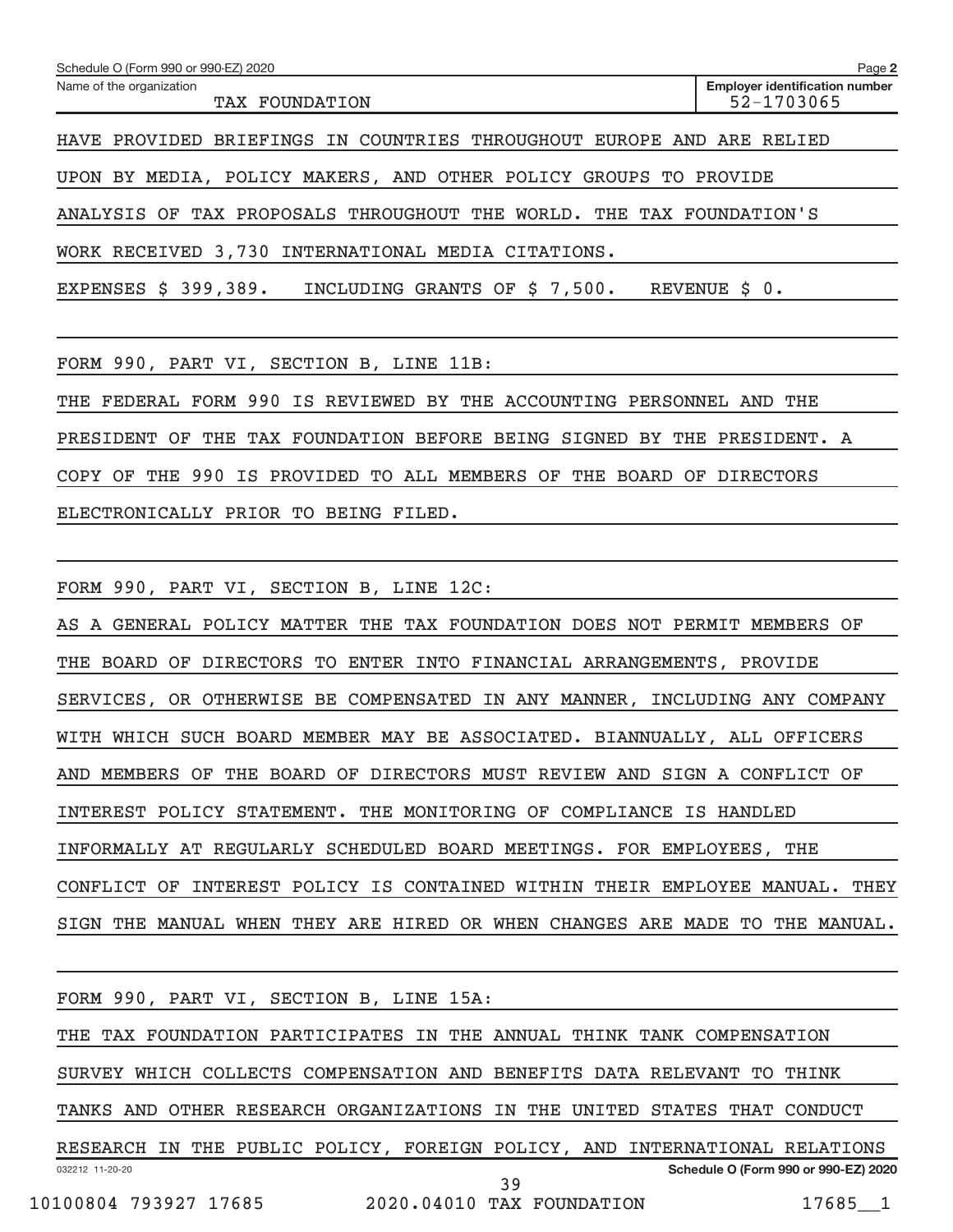Schedule O (Form 990 or 990-EZ) 2020 Page 2

Name of the organization: TAX FOUNDATION | Employer identification number: 52-1703065

HAVE PROVIDED BRIEFINGS IN COUNTRIES THROUGHOUT EUROPE AND ARE RELIED UPON BY MEDIA, POLICY MAKERS, AND OTHER POLICY GROUPS TO PROVIDE ANALYSIS OF TAX PROPOSALS THROUGHOUT THE WORLD. THE TAX FOUNDATION'S WORK RECEIVED 3,730 INTERNATIONAL MEDIA CITATIONS.

EXPENSES $ 399,389. INCLUDING GRANTS OF $ 7,500. REVENUE $ 0.

FORM 990, PART VI, SECTION B, LINE 11B:

THE FEDERAL FORM 990 IS REVIEWED BY THE ACCOUNTING PERSONNEL AND THE PRESIDENT OF THE TAX FOUNDATION BEFORE BEING SIGNED BY THE PRESIDENT. A COPY OF THE 990 IS PROVIDED TO ALL MEMBERS OF THE BOARD OF DIRECTORS ELECTRONICALLY PRIOR TO BEING FILED.

FORM 990, PART VI, SECTION B, LINE 12C:

AS A GENERAL POLICY MATTER THE TAX FOUNDATION DOES NOT PERMIT MEMBERS OF THE BOARD OF DIRECTORS TO ENTER INTO FINANCIAL ARRANGEMENTS, PROVIDE SERVICES, OR OTHERWISE BE COMPENSATED IN ANY MANNER, INCLUDING ANY COMPANY WITH WHICH SUCH BOARD MEMBER MAY BE ASSOCIATED. BIANNUALLY, ALL OFFICERS AND MEMBERS OF THE BOARD OF DIRECTORS MUST REVIEW AND SIGN A CONFLICT OF INTEREST POLICY STATEMENT. THE MONITORING OF COMPLIANCE IS HANDLED INFORMALLY AT REGULARLY SCHEDULED BOARD MEETINGS. FOR EMPLOYEES, THE CONFLICT OF INTEREST POLICY IS CONTAINED WITHIN THEIR EMPLOYEE MANUAL. THEY SIGN THE MANUAL WHEN THEY ARE HIRED OR WHEN CHANGES ARE MADE TO THE MANUAL.

FORM 990, PART VI, SECTION B, LINE 15A:

THE TAX FOUNDATION PARTICIPATES IN THE ANNUAL THINK TANK COMPENSATION SURVEY WHICH COLLECTS COMPENSATION AND BENEFITS DATA RELEVANT TO THINK TANKS AND OTHER RESEARCH ORGANIZATIONS IN THE UNITED STATES THAT CONDUCT RESEARCH IN THE PUBLIC POLICY, FOREIGN POLICY, AND INTERNATIONAL RELATIONS

Schedule O (Form 990 or 990-EZ) 2020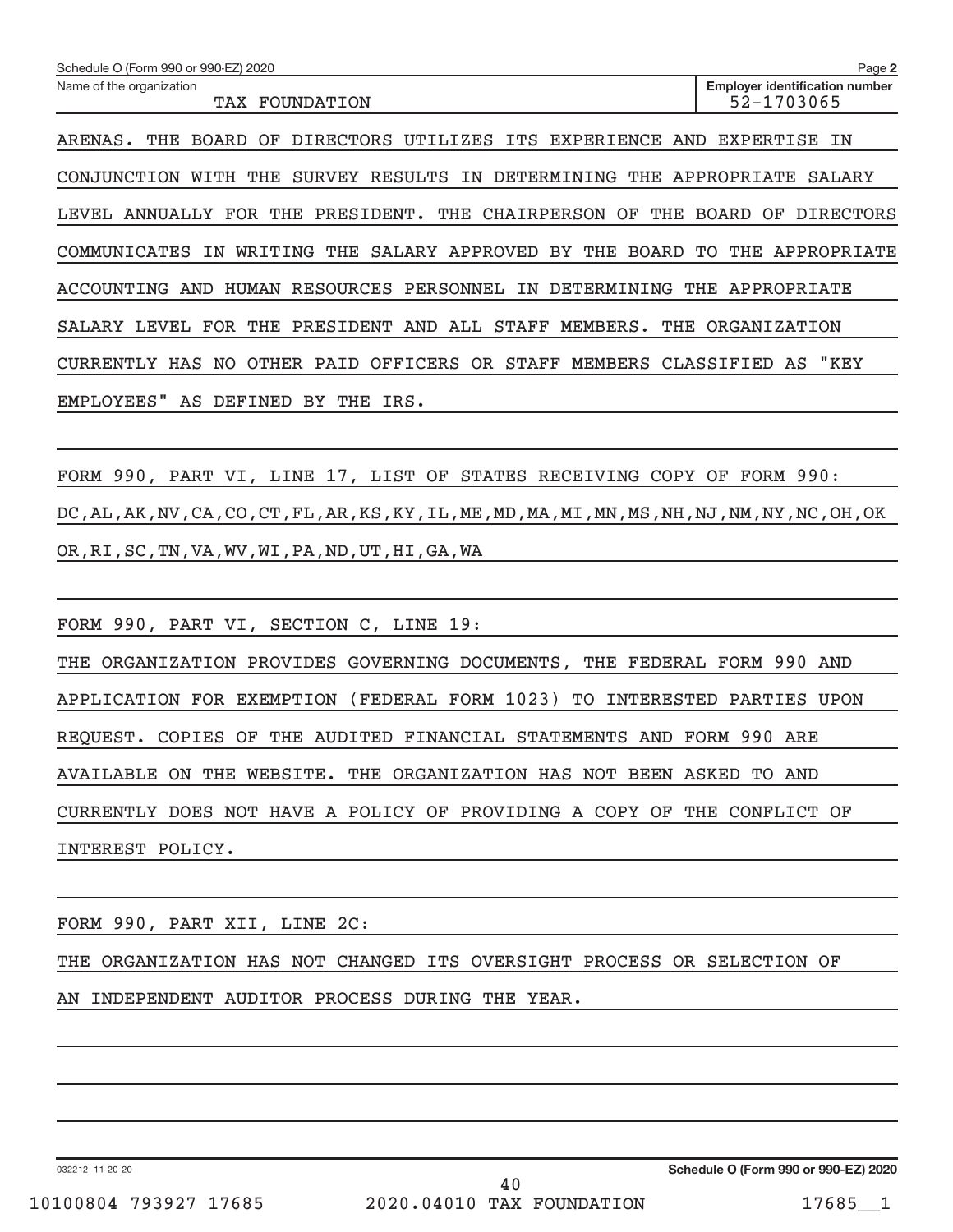Name of the organization: TAX FOUNDATION

Employer identification number: 52-1703065

ARENAS. THE BOARD OF DIRECTORS UTILIZES ITS EXPERIENCE AND EXPERTISE IN CONJUNCTION WITH THE SURVEY RESULTS IN DETERMINING THE APPROPRIATE SALARY LEVEL ANNUALLY FOR THE PRESIDENT. THE CHAIRPERSON OF THE BOARD OF DIRECTORS COMMUNICATES IN WRITING THE SALARY APPROVED BY THE BOARD TO THE APPROPRIATE ACCOUNTING AND HUMAN RESOURCES PERSONNEL IN DETERMINING THE APPROPRIATE SALARY LEVEL FOR THE PRESIDENT AND ALL STAFF MEMBERS. THE ORGANIZATION CURRENTLY HAS NO OTHER PAID OFFICERS OR STAFF MEMBERS CLASSIFIED AS "KEY EMPLOYEES" AS DEFINED BY THE IRS.

FORM 990, PART VI, LINE 17, LIST OF STATES RECEIVING COPY OF FORM 990:
DC,AL,AK,NV,CA,CO,CT,FL,AR,KS,KY,IL,ME,MD,MA,MI,MN,MS,NH,NJ,NM,NY,NC,OH,OK OR,RI,SC,TN,VA,WV,WI,PA,ND,UT,HI,GA,WA

FORM 990, PART VI, SECTION C, LINE 19:
THE ORGANIZATION PROVIDES GOVERNING DOCUMENTS, THE FEDERAL FORM 990 AND APPLICATION FOR EXEMPTION (FEDERAL FORM 1023) TO INTERESTED PARTIES UPON REQUEST. COPIES OF THE AUDITED FINANCIAL STATEMENTS AND FORM 990 ARE AVAILABLE ON THE WEBSITE. THE ORGANIZATION HAS NOT BEEN ASKED TO AND CURRENTLY DOES NOT HAVE A POLICY OF PROVIDING A COPY OF THE CONFLICT OF INTEREST POLICY.

FORM 990, PART XII, LINE 2C:
THE ORGANIZATION HAS NOT CHANGED ITS OVERSIGHT PROCESS OR SELECTION OF AN INDEPENDENT AUDITOR PROCESS DURING THE YEAR.